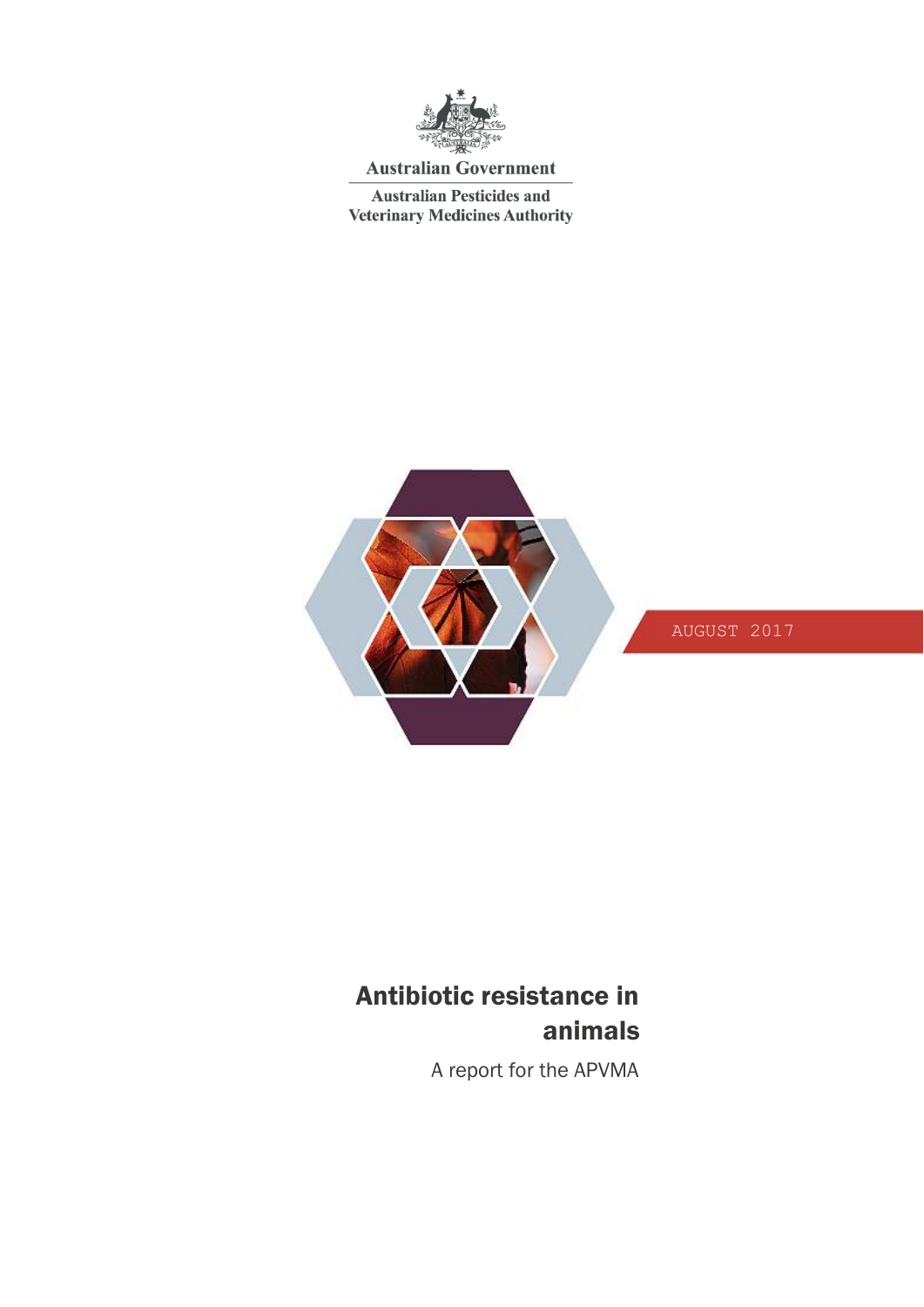Australian Government

Australian Pesticides and Veterinary Medicines Authority

AUGUST 2017

# Antibiotic resistance in animals

A report for the APVMA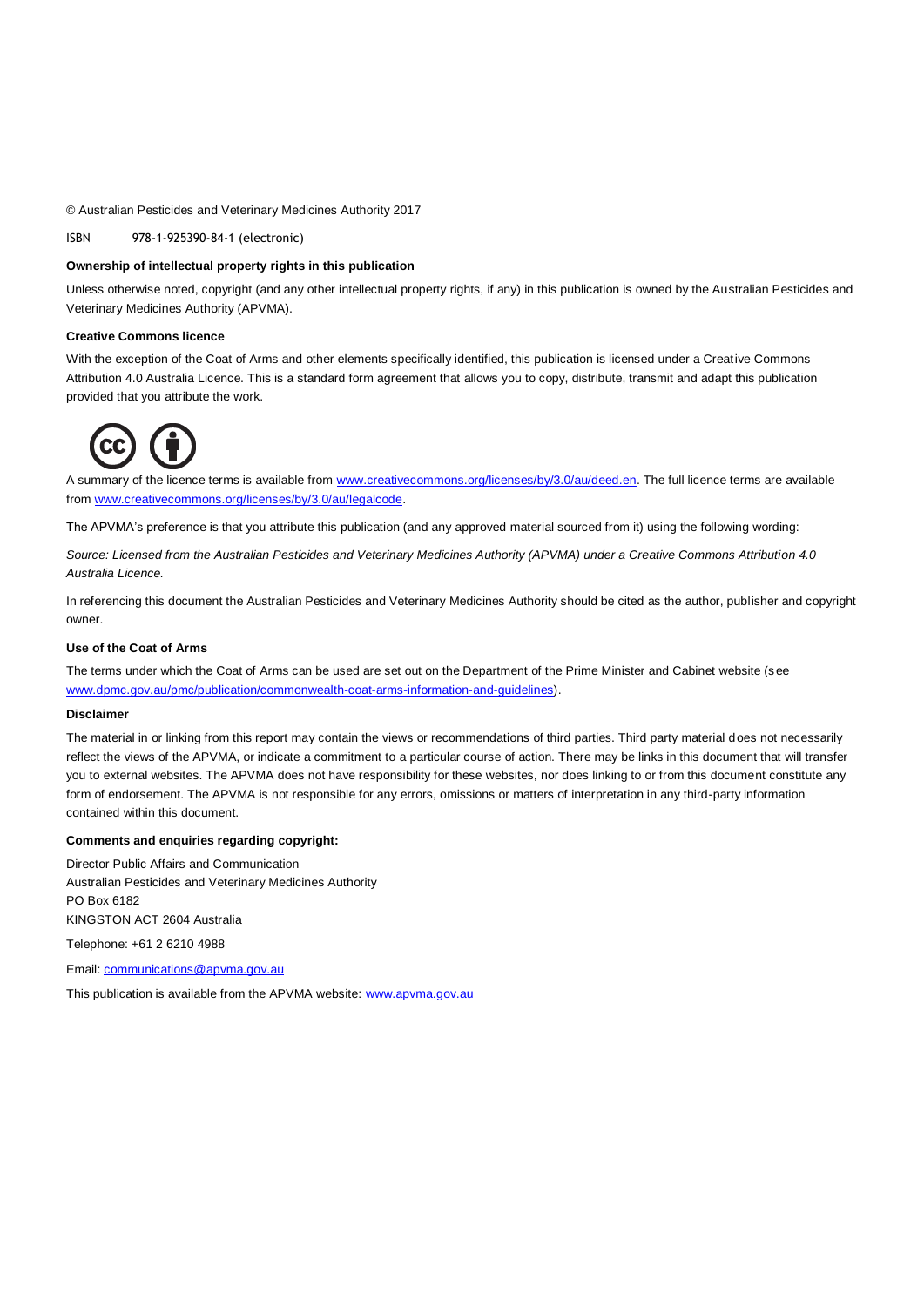© Australian Pesticides and Veterinary Medicines Authority 2017

ISBN 978-1-925390-84-1 (electronic)

**Ownership of intellectual property rights in this publication**

Unless otherwise noted, copyright (and any other intellectual property rights, if any) in this publication is owned by the Australian Pesticides and Veterinary Medicines Authority (APVMA).

**Creative Commons licence**

With the exception of the Coat of Arms and other elements specifically identified, this publication is licensed under a Creative Commons Attribution 4.0 Australia Licence. This is a standard form agreement that allows you to copy, distribute, transmit and adapt this publication provided that you attribute the work.

A summary of the licence terms is available from www.creativecommons.org/licenses/by/3.0/au/deed.en. The full licence terms are available from www.creativecommons.org/licenses/by/3.0/au/legalcode.

The APVMA's preference is that you attribute this publication (and any approved material sourced from it) using the following wording:

*Source: Licensed from the Australian Pesticides and Veterinary Medicines Authority (APVMA) under a Creative Commons Attribution 4.0 Australia Licence.*

In referencing this document the Australian Pesticides and Veterinary Medicines Authority should be cited as the author, publisher and copyright owner.

**Use of the Coat of Arms**

The terms under which the Coat of Arms can be used are set out on the Department of the Prime Minister and Cabinet website (see www.dpmc.gov.au/pmc/publication/commonwealth-coat-arms-information-and-guidelines).

**Disclaimer**

The material in or linking from this report may contain the views or recommendations of third parties. Third party material does not necessarily reflect the views of the APVMA, or indicate a commitment to a particular course of action. There may be links in this document that will transfer you to external websites. The APVMA does not have responsibility for these websites, nor does linking to or from this document constitute any form of endorsement. The APVMA is not responsible for any errors, omissions or matters of interpretation in any third-party information contained within this document.

**Comments and enquiries regarding copyright:**

Director Public Affairs and Communication
Australian Pesticides and Veterinary Medicines Authority
PO Box 6182
KINGSTON ACT 2604 Australia

Telephone: +61 2 6210 4988

Email: communications@apvma.gov.au

This publication is available from the APVMA website: www.apvma.gov.au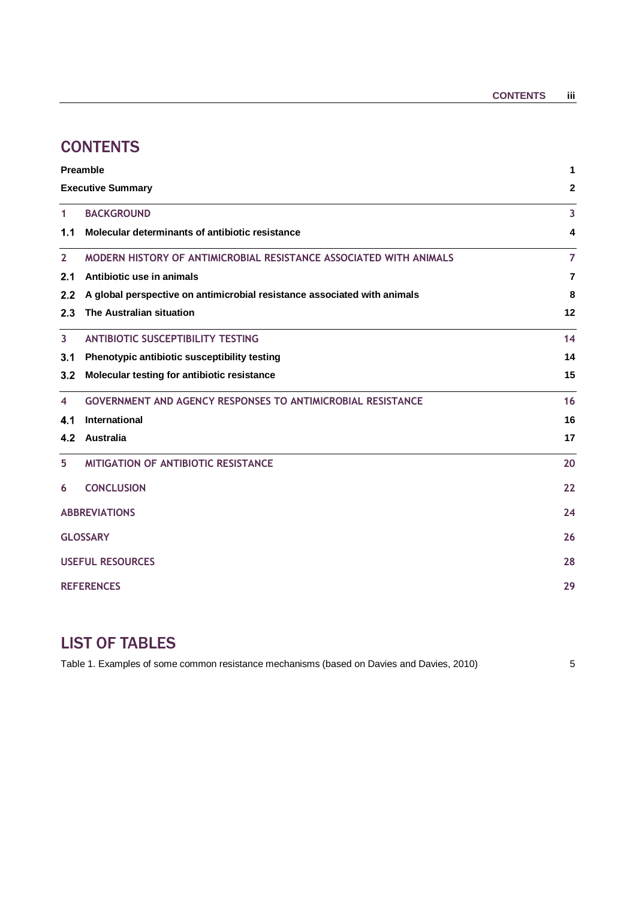# CONTENTS

| | | |
|---|---|---|
| **Preamble** | | **1** |
| **Executive Summary** | | **2** |
| **1** | **BACKGROUND** | **3** |
| **1.1** | **Molecular determinants of antibiotic resistance** | **4** |
| **2** | **MODERN HISTORY OF ANTIMICROBIAL RESISTANCE ASSOCIATED WITH ANIMALS** | **7** |
| **2.1** | **Antibiotic use in animals** | **7** |
| **2.2** | **A global perspective on antimicrobial resistance associated with animals** | **8** |
| **2.3** | **The Australian situation** | **12** |
| **3** | **ANTIBIOTIC SUSCEPTIBILITY TESTING** | **14** |
| **3.1** | **Phenotypic antibiotic susceptibility testing** | **14** |
| **3.2** | **Molecular testing for antibiotic resistance** | **15** |
| **4** | **GOVERNMENT AND AGENCY RESPONSES TO ANTIMICROBIAL RESISTANCE** | **16** |
| **4.1** | **International** | **16** |
| **4.2** | **Australia** | **17** |
| **5** | **MITIGATION OF ANTIBIOTIC RESISTANCE** | **20** |
| **6** | **CONCLUSION** | **22** |
| **ABBREVIATIONS** | | **24** |
| **GLOSSARY** | | **26** |
| **USEFUL RESOURCES** | | **28** |
| **REFERENCES** | | **29** |

# LIST OF TABLES

Table 1. Examples of some common resistance mechanisms (based on Davies and Davies, 2010) 5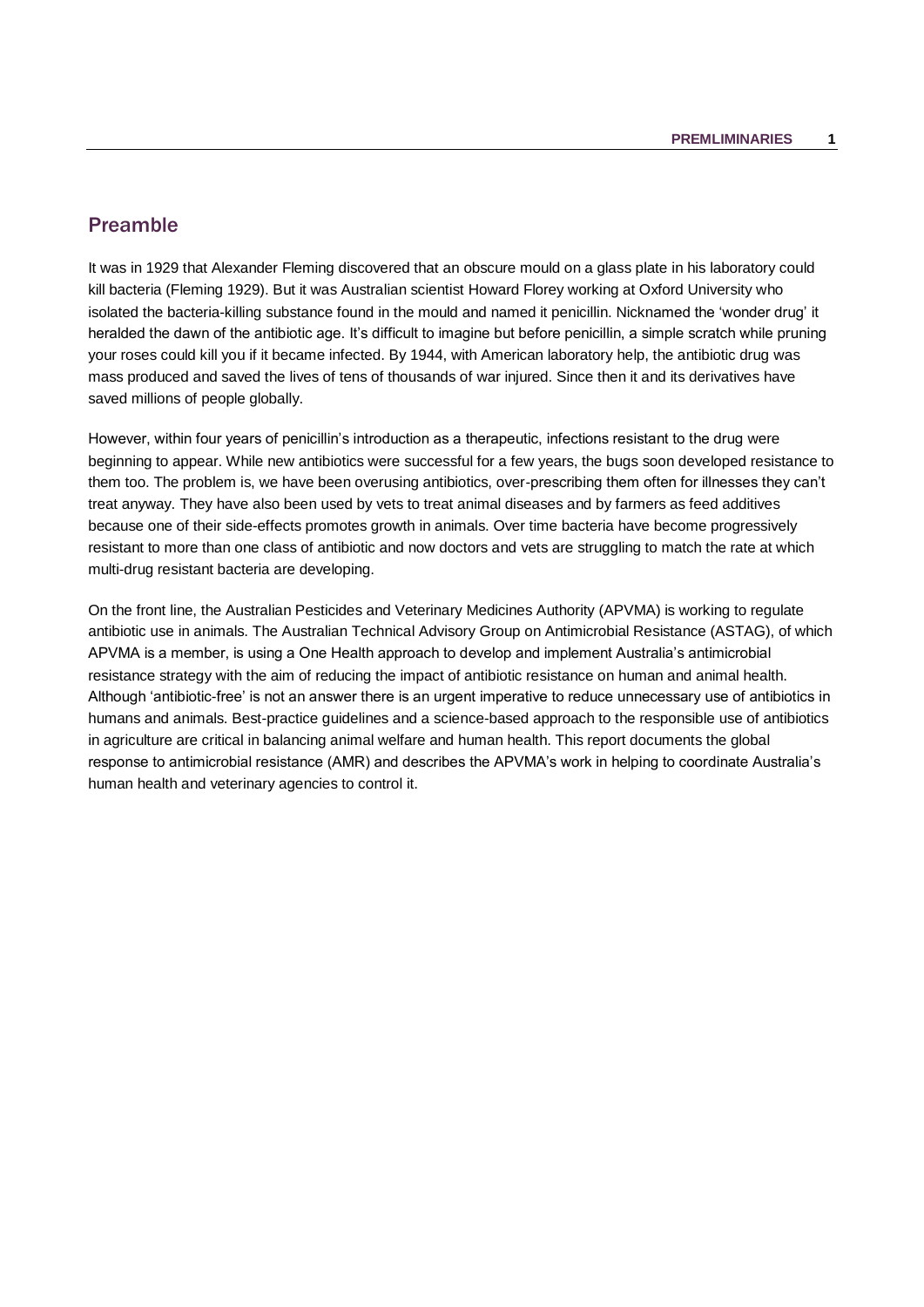## Preamble

It was in 1929 that Alexander Fleming discovered that an obscure mould on a glass plate in his laboratory could kill bacteria (Fleming 1929). But it was Australian scientist Howard Florey working at Oxford University who isolated the bacteria-killing substance found in the mould and named it penicillin. Nicknamed the 'wonder drug' it heralded the dawn of the antibiotic age. It's difficult to imagine but before penicillin, a simple scratch while pruning your roses could kill you if it became infected. By 1944, with American laboratory help, the antibiotic drug was mass produced and saved the lives of tens of thousands of war injured. Since then it and its derivatives have saved millions of people globally.

However, within four years of penicillin's introduction as a therapeutic, infections resistant to the drug were beginning to appear. While new antibiotics were successful for a few years, the bugs soon developed resistance to them too. The problem is, we have been overusing antibiotics, over-prescribing them often for illnesses they can't treat anyway. They have also been used by vets to treat animal diseases and by farmers as feed additives because one of their side-effects promotes growth in animals. Over time bacteria have become progressively resistant to more than one class of antibiotic and now doctors and vets are struggling to match the rate at which multi-drug resistant bacteria are developing.

On the front line, the Australian Pesticides and Veterinary Medicines Authority (APVMA) is working to regulate antibiotic use in animals. The Australian Technical Advisory Group on Antimicrobial Resistance (ASTAG), of which APVMA is a member, is using a One Health approach to develop and implement Australia's antimicrobial resistance strategy with the aim of reducing the impact of antibiotic resistance on human and animal health. Although 'antibiotic-free' is not an answer there is an urgent imperative to reduce unnecessary use of antibiotics in humans and animals. Best-practice guidelines and a science-based approach to the responsible use of antibiotics in agriculture are critical in balancing animal welfare and human health. This report documents the global response to antimicrobial resistance (AMR) and describes the APVMA's work in helping to coordinate Australia's human health and veterinary agencies to control it.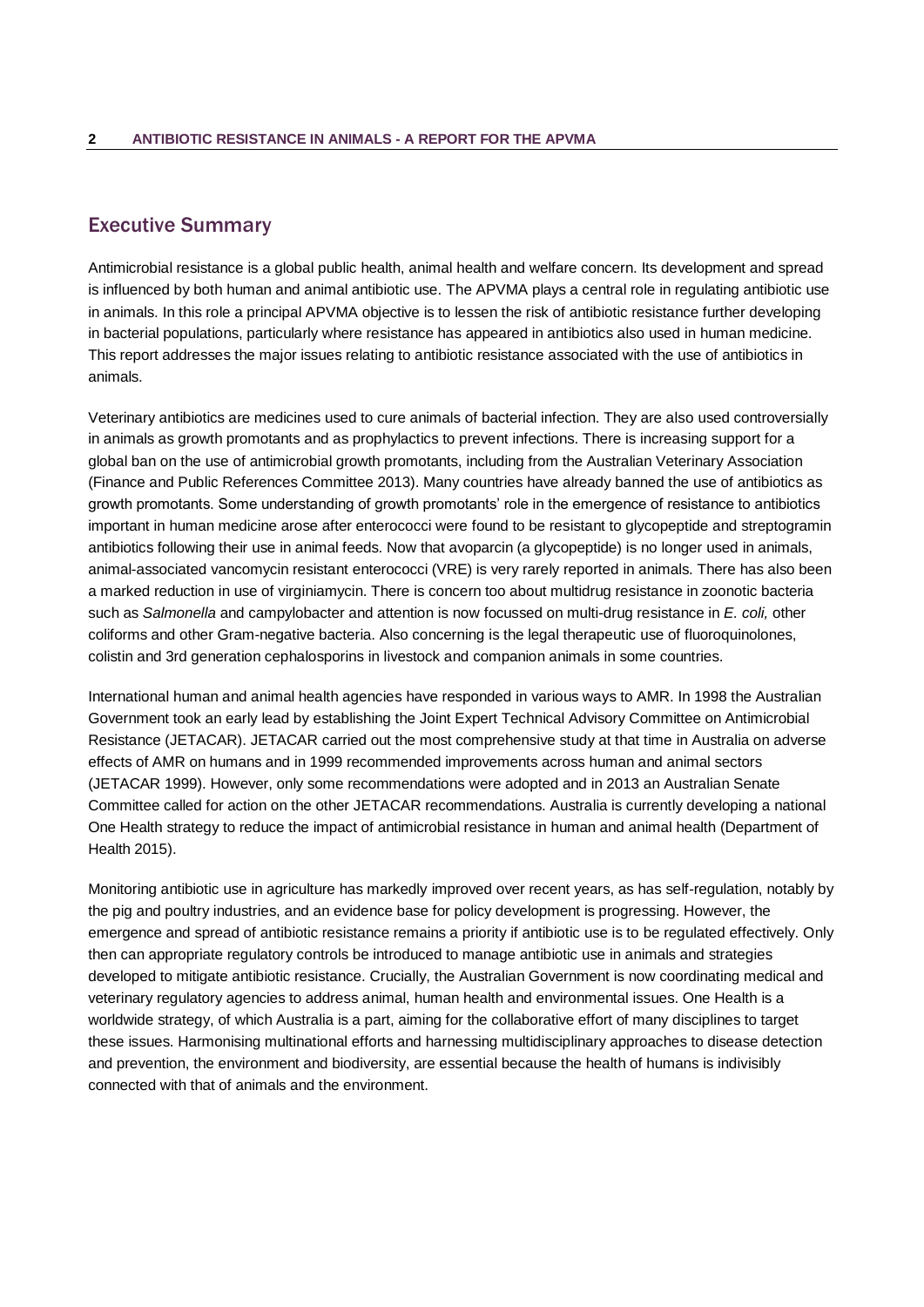## Executive Summary

Antimicrobial resistance is a global public health, animal health and welfare concern. Its development and spread is influenced by both human and animal antibiotic use. The APVMA plays a central role in regulating antibiotic use in animals. In this role a principal APVMA objective is to lessen the risk of antibiotic resistance further developing in bacterial populations, particularly where resistance has appeared in antibiotics also used in human medicine. This report addresses the major issues relating to antibiotic resistance associated with the use of antibiotics in animals.

Veterinary antibiotics are medicines used to cure animals of bacterial infection. They are also used controversially in animals as growth promotants and as prophylactics to prevent infections. There is increasing support for a global ban on the use of antimicrobial growth promotants, including from the Australian Veterinary Association (Finance and Public References Committee 2013). Many countries have already banned the use of antibiotics as growth promotants. Some understanding of growth promotants' role in the emergence of resistance to antibiotics important in human medicine arose after enterococci were found to be resistant to glycopeptide and streptogramin antibiotics following their use in animal feeds. Now that avoparcin (a glycopeptide) is no longer used in animals, animal-associated vancomycin resistant enterococci (VRE) is very rarely reported in animals. There has also been a marked reduction in use of virginiamycin. There is concern too about multidrug resistance in zoonotic bacteria such as *Salmonella* and campylobacter and attention is now focussed on multi-drug resistance in *E. coli,* other coliforms and other Gram-negative bacteria. Also concerning is the legal therapeutic use of fluoroquinolones, colistin and 3rd generation cephalosporins in livestock and companion animals in some countries.

International human and animal health agencies have responded in various ways to AMR. In 1998 the Australian Government took an early lead by establishing the Joint Expert Technical Advisory Committee on Antimicrobial Resistance (JETACAR). JETACAR carried out the most comprehensive study at that time in Australia on adverse effects of AMR on humans and in 1999 recommended improvements across human and animal sectors (JETACAR 1999). However, only some recommendations were adopted and in 2013 an Australian Senate Committee called for action on the other JETACAR recommendations. Australia is currently developing a national One Health strategy to reduce the impact of antimicrobial resistance in human and animal health (Department of Health 2015).

Monitoring antibiotic use in agriculture has markedly improved over recent years, as has self-regulation, notably by the pig and poultry industries, and an evidence base for policy development is progressing. However, the emergence and spread of antibiotic resistance remains a priority if antibiotic use is to be regulated effectively. Only then can appropriate regulatory controls be introduced to manage antibiotic use in animals and strategies developed to mitigate antibiotic resistance. Crucially, the Australian Government is now coordinating medical and veterinary regulatory agencies to address animal, human health and environmental issues. One Health is a worldwide strategy, of which Australia is a part, aiming for the collaborative effort of many disciplines to target these issues. Harmonising multinational efforts and harnessing multidisciplinary approaches to disease detection and prevention, the environment and biodiversity, are essential because the health of humans is indivisibly connected with that of animals and the environment.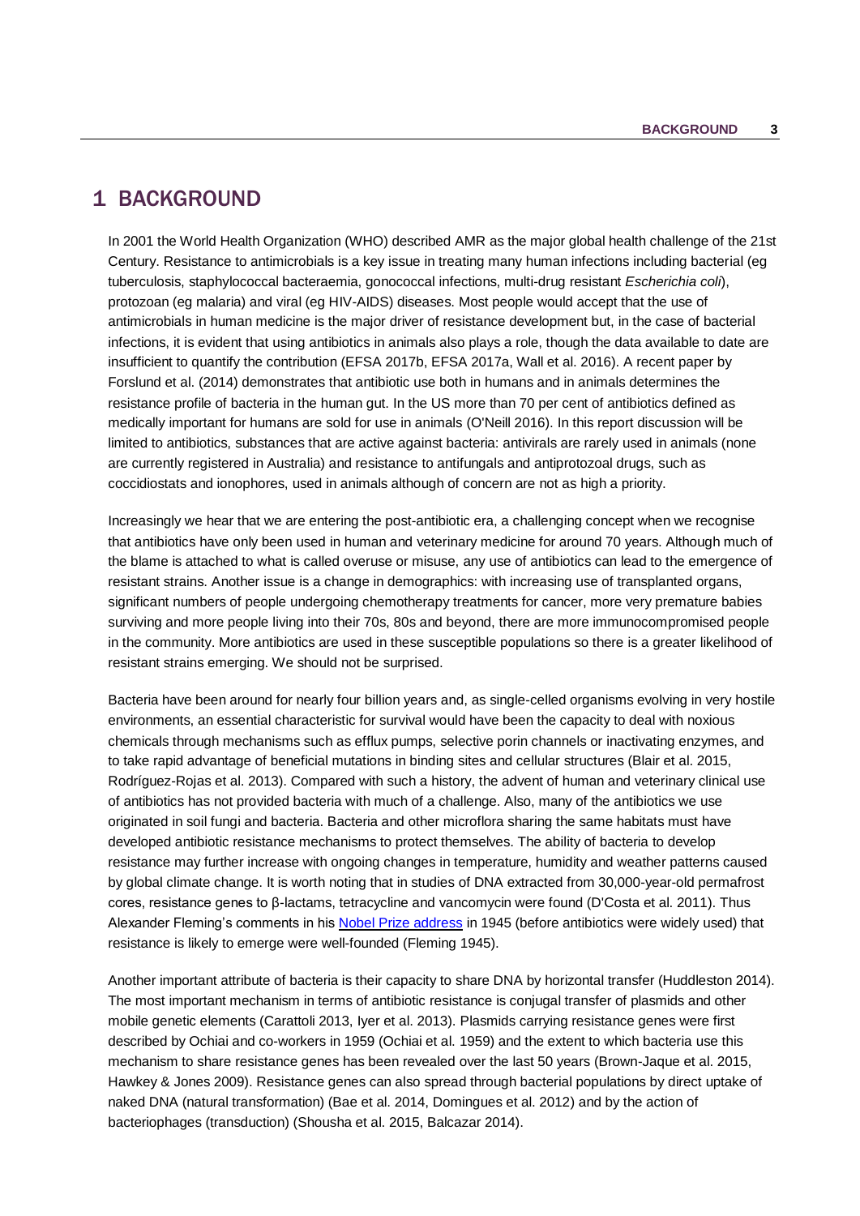# 1 BACKGROUND

In 2001 the World Health Organization (WHO) described AMR as the major global health challenge of the 21st Century. Resistance to antimicrobials is a key issue in treating many human infections including bacterial (eg tuberculosis, staphylococcal bacteraemia, gonococcal infections, multi-drug resistant *Escherichia coli*), protozoan (eg malaria) and viral (eg HIV-AIDS) diseases. Most people would accept that the use of antimicrobials in human medicine is the major driver of resistance development but, in the case of bacterial infections, it is evident that using antibiotics in animals also plays a role, though the data available to date are insufficient to quantify the contribution (EFSA 2017b, EFSA 2017a, Wall et al. 2016). A recent paper by Forslund et al. (2014) demonstrates that antibiotic use both in humans and in animals determines the resistance profile of bacteria in the human gut. In the US more than 70 per cent of antibiotics defined as medically important for humans are sold for use in animals (O'Neill 2016). In this report discussion will be limited to antibiotics, substances that are active against bacteria: antivirals are rarely used in animals (none are currently registered in Australia) and resistance to antifungals and antiprotozoal drugs, such as coccidiostats and ionophores, used in animals although of concern are not as high a priority.

Increasingly we hear that we are entering the post-antibiotic era, a challenging concept when we recognise that antibiotics have only been used in human and veterinary medicine for around 70 years. Although much of the blame is attached to what is called overuse or misuse, any use of antibiotics can lead to the emergence of resistant strains. Another issue is a change in demographics: with increasing use of transplanted organs, significant numbers of people undergoing chemotherapy treatments for cancer, more very premature babies surviving and more people living into their 70s, 80s and beyond, there are more immunocompromised people in the community. More antibiotics are used in these susceptible populations so there is a greater likelihood of resistant strains emerging. We should not be surprised.

Bacteria have been around for nearly four billion years and, as single-celled organisms evolving in very hostile environments, an essential characteristic for survival would have been the capacity to deal with noxious chemicals through mechanisms such as efflux pumps, selective porin channels or inactivating enzymes, and to take rapid advantage of beneficial mutations in binding sites and cellular structures (Blair et al. 2015, Rodríguez-Rojas et al. 2013). Compared with such a history, the advent of human and veterinary clinical use of antibiotics has not provided bacteria with much of a challenge. Also, many of the antibiotics we use originated in soil fungi and bacteria. Bacteria and other microflora sharing the same habitats must have developed antibiotic resistance mechanisms to protect themselves. The ability of bacteria to develop resistance may further increase with ongoing changes in temperature, humidity and weather patterns caused by global climate change. It is worth noting that in studies of DNA extracted from 30,000-year-old permafrost cores, resistance genes to β-lactams, tetracycline and vancomycin were found (D'Costa et al. 2011). Thus Alexander Fleming's comments in his Nobel Prize address in 1945 (before antibiotics were widely used) that resistance is likely to emerge were well-founded (Fleming 1945).

Another important attribute of bacteria is their capacity to share DNA by horizontal transfer (Huddleston 2014). The most important mechanism in terms of antibiotic resistance is conjugal transfer of plasmids and other mobile genetic elements (Carattoli 2013, Iyer et al. 2013). Plasmids carrying resistance genes were first described by Ochiai and co-workers in 1959 (Ochiai et al. 1959) and the extent to which bacteria use this mechanism to share resistance genes has been revealed over the last 50 years (Brown-Jaque et al. 2015, Hawkey & Jones 2009). Resistance genes can also spread through bacterial populations by direct uptake of naked DNA (natural transformation) (Bae et al. 2014, Domingues et al. 2012) and by the action of bacteriophages (transduction) (Shousha et al. 2015, Balcazar 2014).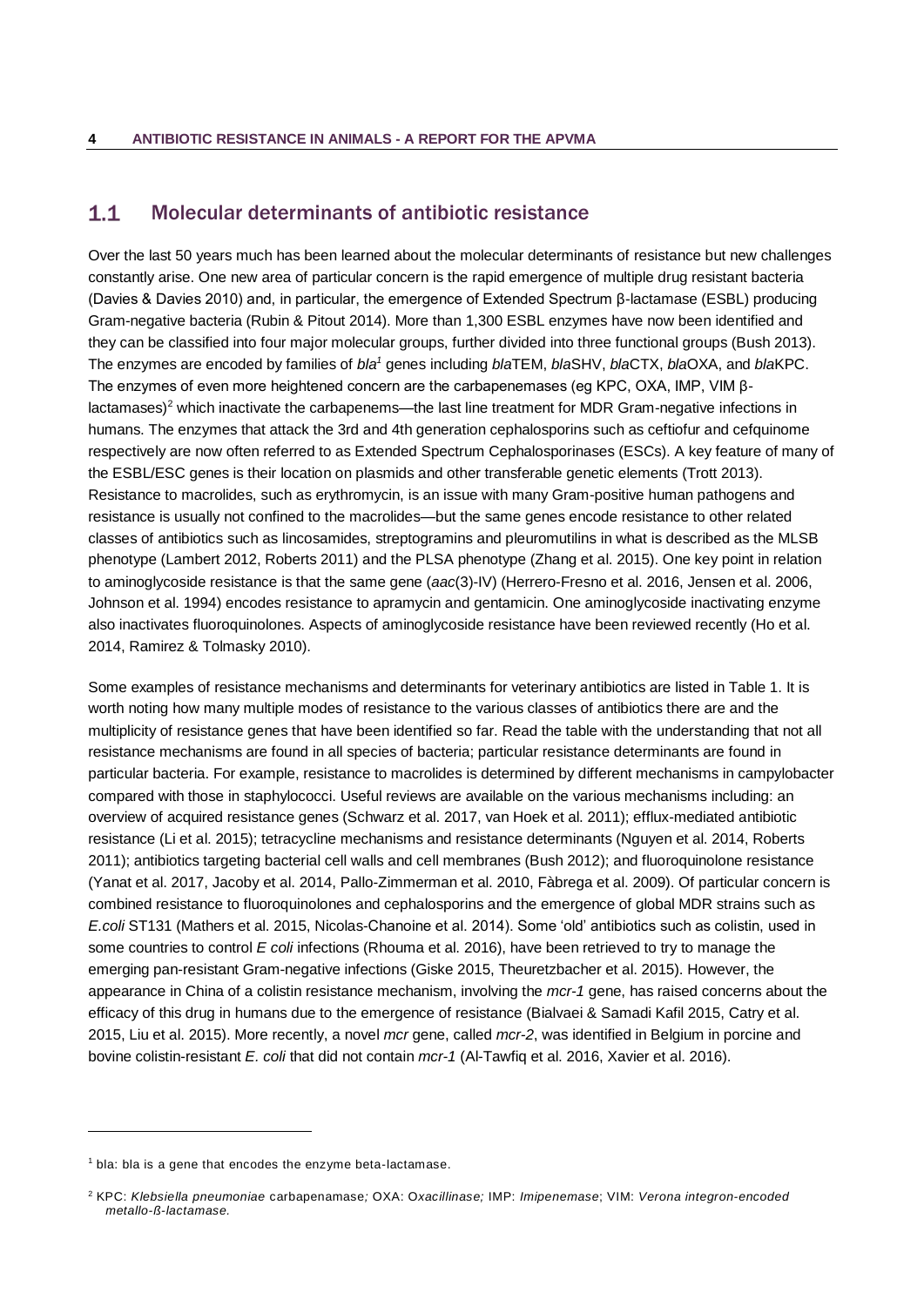## 1.1 Molecular determinants of antibiotic resistance

Over the last 50 years much has been learned about the molecular determinants of resistance but new challenges constantly arise. One new area of particular concern is the rapid emergence of multiple drug resistant bacteria (Davies & Davies 2010) and, in particular, the emergence of Extended Spectrum β-lactamase (ESBL) producing Gram-negative bacteria (Rubin & Pitout 2014). More than 1,300 ESBL enzymes have now been identified and they can be classified into four major molecular groups, further divided into three functional groups (Bush 2013). The enzymes are encoded by families of *bla*[1] genes including *bla*TEM, *bla*SHV, *bla*CTX, *bla*OXA, and *bla*KPC. The enzymes of even more heightened concern are the carbapenemases (eg KPC, OXA, IMP, VIM β-lactamases)[2] which inactivate the carbapenems—the last line treatment for MDR Gram-negative infections in humans. The enzymes that attack the 3rd and 4th generation cephalosporins such as ceftiofur and cefquinome respectively are now often referred to as Extended Spectrum Cephalosporinases (ESCs). A key feature of many of the ESBL/ESC genes is their location on plasmids and other transferable genetic elements (Trott 2013). Resistance to macrolides, such as erythromycin, is an issue with many Gram-positive human pathogens and resistance is usually not confined to the macrolides—but the same genes encode resistance to other related classes of antibiotics such as lincosamides, streptogramins and pleuromutilins in what is described as the MLSB phenotype (Lambert 2012, Roberts 2011) and the PLSA phenotype (Zhang et al. 2015). One key point in relation to aminoglycoside resistance is that the same gene (*aac*(3)-IV) (Herrero-Fresno et al. 2016, Jensen et al. 2006, Johnson et al. 1994) encodes resistance to apramycin and gentamicin. One aminoglycoside inactivating enzyme also inactivates fluoroquinolones. Aspects of aminoglycoside resistance have been reviewed recently (Ho et al. 2014, Ramirez & Tolmasky 2010).

Some examples of resistance mechanisms and determinants for veterinary antibiotics are listed in Table 1. It is worth noting how many multiple modes of resistance to the various classes of antibiotics there are and the multiplicity of resistance genes that have been identified so far. Read the table with the understanding that not all resistance mechanisms are found in all species of bacteria; particular resistance determinants are found in particular bacteria. For example, resistance to macrolides is determined by different mechanisms in campylobacter compared with those in staphylococci. Useful reviews are available on the various mechanisms including: an overview of acquired resistance genes (Schwarz et al. 2017, van Hoek et al. 2011); efflux-mediated antibiotic resistance (Li et al. 2015); tetracycline mechanisms and resistance determinants (Nguyen et al. 2014, Roberts 2011); antibiotics targeting bacterial cell walls and cell membranes (Bush 2012); and fluoroquinolone resistance (Yanat et al. 2017, Jacoby et al. 2014, Pallo-Zimmerman et al. 2010, Fàbrega et al. 2009). Of particular concern is combined resistance to fluoroquinolones and cephalosporins and the emergence of global MDR strains such as *E.coli* ST131 (Mathers et al. 2015, Nicolas-Chanoine et al. 2014). Some 'old' antibiotics such as colistin, used in some countries to control *E coli* infections (Rhouma et al. 2016), have been retrieved to try to manage the emerging pan-resistant Gram-negative infections (Giske 2015, Theuretzbacher et al. 2015). However, the appearance in China of a colistin resistance mechanism, involving the *mcr-1* gene, has raised concerns about the efficacy of this drug in humans due to the emergence of resistance (Bialvaei & Samadi Kafil 2015, Catry et al. 2015, Liu et al. 2015). More recently, a novel *mcr* gene, called *mcr-2*, was identified in Belgium in porcine and bovine colistin-resistant *E. coli* that did not contain *mcr-1* (Al-Tawfiq et al. 2016, Xavier et al. 2016).

---

[1] bla: bla is a gene that encodes the enzyme beta-lactamase.

[2] KPC: *Klebsiella pneumoniae* carbapenamase*;* OXA: O*xacillinase;* IMP: *Imipenemase*; VIM: *Verona integron-encoded metallo-ß-lactamase.*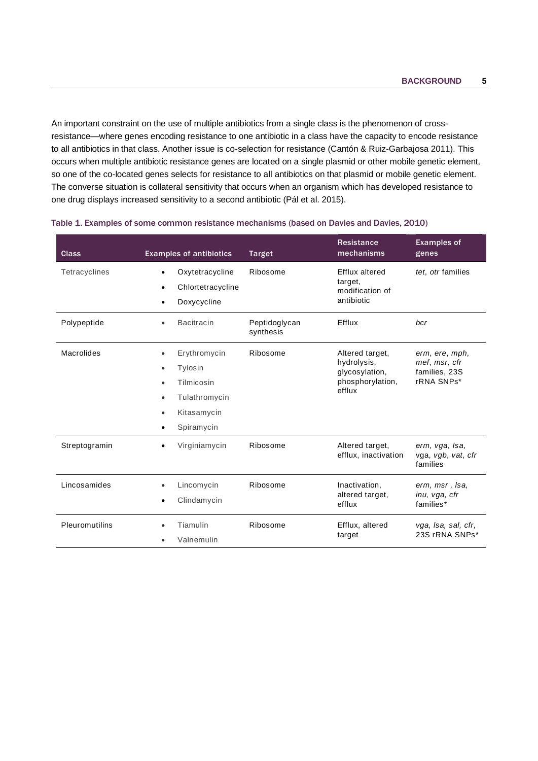An important constraint on the use of multiple antibiotics from a single class is the phenomenon of cross-resistance—where genes encoding resistance to one antibiotic in a class have the capacity to encode resistance to all antibiotics in that class. Another issue is co-selection for resistance (Cantón & Ruiz-Garbajosa 2011). This occurs when multiple antibiotic resistance genes are located on a single plasmid or other mobile genetic element, so one of the co-located genes selects for resistance to all antibiotics on that plasmid or mobile genetic element. The converse situation is collateral sensitivity that occurs when an organism which has developed resistance to one drug displays increased sensitivity to a second antibiotic (Pál et al. 2015).

Table 1. Examples of some common resistance mechanisms (based on Davies and Davies, 2010)

| Class | Examples of antibiotics | Target | Resistance mechanisms | Examples of genes |
|---|---|---|---|---|
| Tetracyclines | • Oxytetracycline<br>• Chlortetracycline<br>• Doxycycline | Ribosome | Efflux altered target, modification of antibiotic | *tet*, *otr* families |
| Polypeptide | • Bacitracin | Peptidoglycan synthesis | Efflux | *bcr* |
| Macrolides | • Erythromycin<br>• Tylosin<br>• Tilmicosin<br>• Tulathromycin<br>• Kitasamycin<br>• Spiramycin | Ribosome | Altered target, hydrolysis, glycosylation, phosphorylation, efflux | *erm*, *ere*, *mph*, *mef*, *msr*, *cfr* families, 23S rRNA SNPs* |
| Streptogramin | • Virginiamycin | Ribosome | Altered target, efflux, inactivation | *erm*, *vga*, *lsa*, vga, *vgb*, *vat*, *cfr* families |
| Lincosamides | • Lincomycin<br>• Clindamycin | Ribosome | Inactivation, altered target, efflux | *erm*, *msr* , *lsa*, *inu*, *vga*, *cfr* families* |
| Pleuromutilins | • Tiamulin<br>• Valnemulin | Ribosome | Efflux, altered target | *vga*, *lsa*, *sal*, *cfr*, 23S rRNA SNPs* |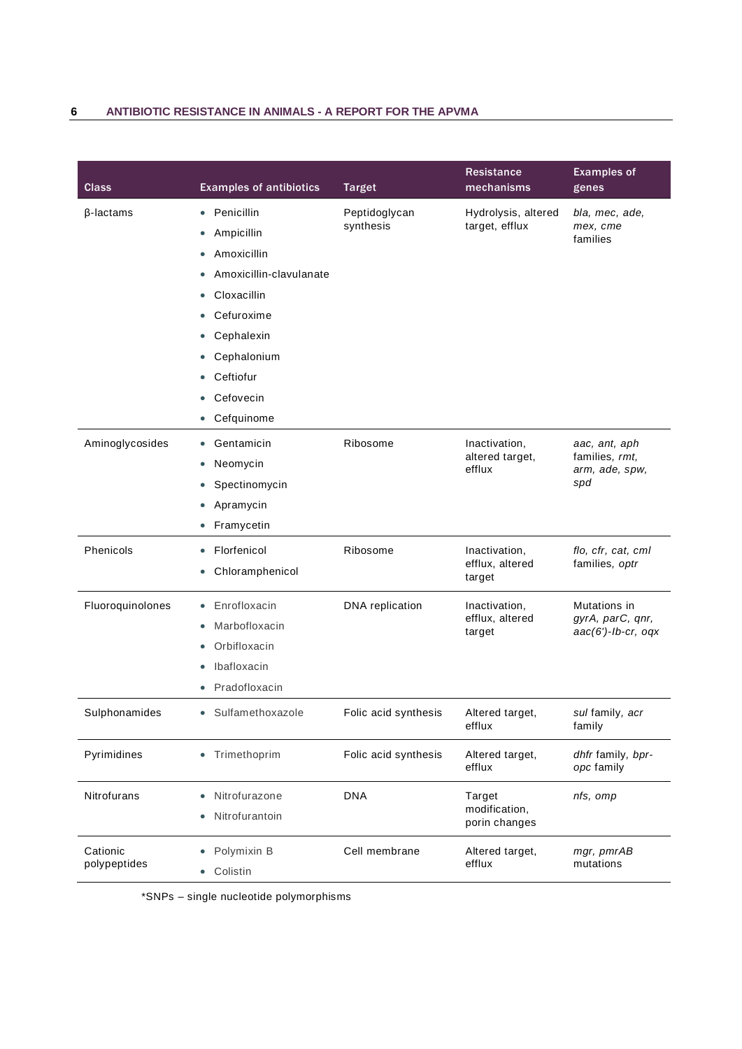| Class | Examples of antibiotics | Target | Resistance mechanisms | Examples of genes |
|---|---|---|---|---|
| β-lactams | • Penicillin<br>• Ampicillin<br>• Amoxicillin<br>• Amoxicillin-clavulanate<br>• Cloxacillin<br>• Cefuroxime<br>• Cephalexin<br>• Cephalonium<br>• Ceftiofur<br>• Cefovecin<br>• Cefquinome | Peptidoglycan synthesis | Hydrolysis, altered target, efflux | *bla, mec, ade, mex, cme* families |
| Aminoglycosides | • Gentamicin<br>• Neomycin<br>• Spectinomycin<br>• Apramycin<br>• Framycetin | Ribosome | Inactivation, altered target, efflux | *aac, ant, aph* families, *rmt, arm, ade, spw, spd* |
| Phenicols | • Florfenicol<br>• Chloramphenicol | Ribosome | Inactivation, efflux, altered target | *flo, cfr, cat, cml* families, *optr* |
| Fluoroquinolones | • Enrofloxacin<br>• Marbofloxacin<br>• Orbifloxacin<br>• Ibafloxacin<br>• Pradofloxacin | DNA replication | Inactivation, efflux, altered target | Mutations in *gyrA, parC, qnr, aac(6')-Ib-cr, oqx* |
| Sulphonamides | • Sulfamethoxazole | Folic acid synthesis | Altered target, efflux | *sul* family, *acr* family |
| Pyrimidines | • Trimethoprim | Folic acid synthesis | Altered target, efflux | *dhfr* family, *bpr-opc* family |
| Nitrofurans | • Nitrofurazone<br>• Nitrofurantoin | DNA | Target modification, porin changes | *nfs, omp* |
| Cationic polypeptides | • Polymixin B<br>• Colistin | Cell membrane | Altered target, efflux | *mgr, pmrAB* mutations |

*SNPs – single nucleotide polymorphisms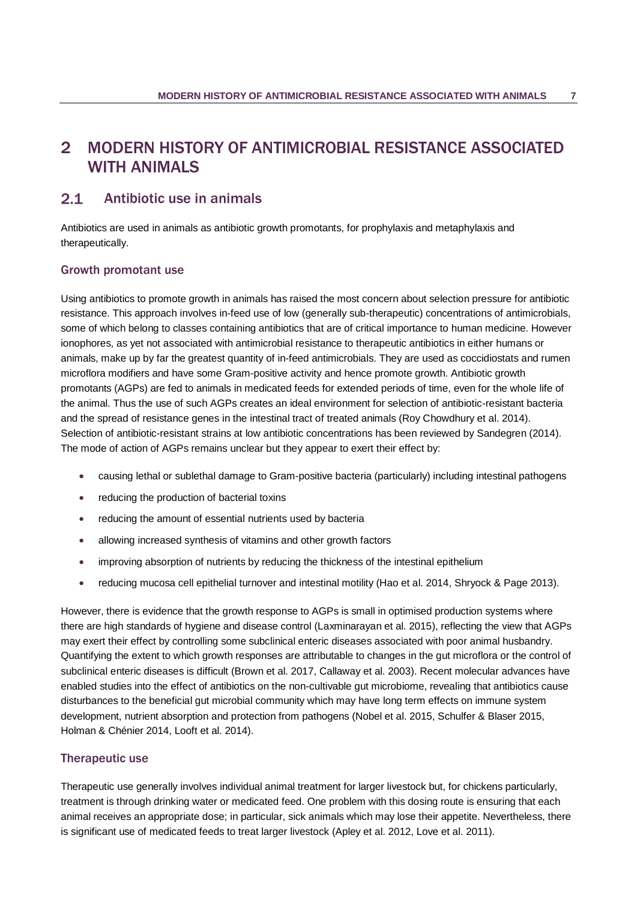# 2 MODERN HISTORY OF ANTIMICROBIAL RESISTANCE ASSOCIATED WITH ANIMALS

## 2.1 Antibiotic use in animals

Antibiotics are used in animals as antibiotic growth promotants, for prophylaxis and metaphylaxis and therapeutically.

### Growth promotant use

Using antibiotics to promote growth in animals has raised the most concern about selection pressure for antibiotic resistance. This approach involves in-feed use of low (generally sub-therapeutic) concentrations of antimicrobials, some of which belong to classes containing antibiotics that are of critical importance to human medicine. However ionophores, as yet not associated with antimicrobial resistance to therapeutic antibiotics in either humans or animals, make up by far the greatest quantity of in-feed antimicrobials. They are used as coccidiostats and rumen microflora modifiers and have some Gram-positive activity and hence promote growth. Antibiotic growth promotants (AGPs) are fed to animals in medicated feeds for extended periods of time, even for the whole life of the animal. Thus the use of such AGPs creates an ideal environment for selection of antibiotic-resistant bacteria and the spread of resistance genes in the intestinal tract of treated animals (Roy Chowdhury et al. 2014). Selection of antibiotic-resistant strains at low antibiotic concentrations has been reviewed by Sandegren (2014). The mode of action of AGPs remains unclear but they appear to exert their effect by:

- causing lethal or sublethal damage to Gram-positive bacteria (particularly) including intestinal pathogens
- reducing the production of bacterial toxins
- reducing the amount of essential nutrients used by bacteria
- allowing increased synthesis of vitamins and other growth factors
- improving absorption of nutrients by reducing the thickness of the intestinal epithelium
- reducing mucosa cell epithelial turnover and intestinal motility (Hao et al. 2014, Shryock & Page 2013).

However, there is evidence that the growth response to AGPs is small in optimised production systems where there are high standards of hygiene and disease control (Laxminarayan et al. 2015), reflecting the view that AGPs may exert their effect by controlling some subclinical enteric diseases associated with poor animal husbandry. Quantifying the extent to which growth responses are attributable to changes in the gut microflora or the control of subclinical enteric diseases is difficult (Brown et al. 2017, Callaway et al. 2003). Recent molecular advances have enabled studies into the effect of antibiotics on the non-cultivable gut microbiome, revealing that antibiotics cause disturbances to the beneficial gut microbial community which may have long term effects on immune system development, nutrient absorption and protection from pathogens (Nobel et al. 2015, Schulfer & Blaser 2015, Holman & Chénier 2014, Looft et al. 2014).

### Therapeutic use

Therapeutic use generally involves individual animal treatment for larger livestock but, for chickens particularly, treatment is through drinking water or medicated feed. One problem with this dosing route is ensuring that each animal receives an appropriate dose; in particular, sick animals which may lose their appetite. Nevertheless, there is significant use of medicated feeds to treat larger livestock (Apley et al. 2012, Love et al. 2011).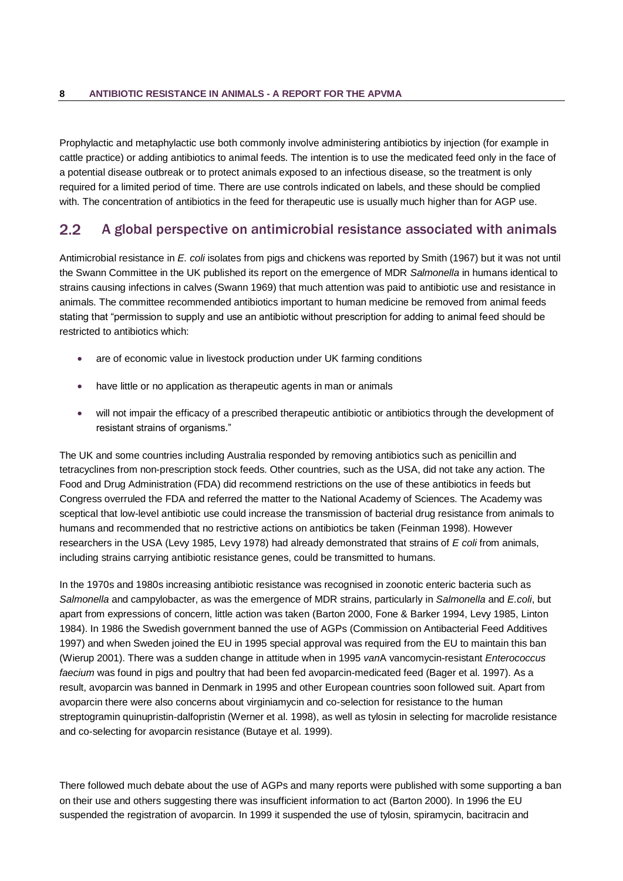Prophylactic and metaphylactic use both commonly involve administering antibiotics by injection (for example in cattle practice) or adding antibiotics to animal feeds. The intention is to use the medicated feed only in the face of a potential disease outbreak or to protect animals exposed to an infectious disease, so the treatment is only required for a limited period of time. There are use controls indicated on labels, and these should be complied with. The concentration of antibiotics in the feed for therapeutic use is usually much higher than for AGP use.

## 2.2 A global perspective on antimicrobial resistance associated with animals

Antimicrobial resistance in *E. coli* isolates from pigs and chickens was reported by Smith (1967) but it was not until the Swann Committee in the UK published its report on the emergence of MDR *Salmonella* in humans identical to strains causing infections in calves (Swann 1969) that much attention was paid to antibiotic use and resistance in animals. The committee recommended antibiotics important to human medicine be removed from animal feeds stating that "permission to supply and use an antibiotic without prescription for adding to animal feed should be restricted to antibiotics which:

- are of economic value in livestock production under UK farming conditions
- have little or no application as therapeutic agents in man or animals
- will not impair the efficacy of a prescribed therapeutic antibiotic or antibiotics through the development of resistant strains of organisms."

The UK and some countries including Australia responded by removing antibiotics such as penicillin and tetracyclines from non-prescription stock feeds. Other countries, such as the USA, did not take any action. The Food and Drug Administration (FDA) did recommend restrictions on the use of these antibiotics in feeds but Congress overruled the FDA and referred the matter to the National Academy of Sciences. The Academy was sceptical that low-level antibiotic use could increase the transmission of bacterial drug resistance from animals to humans and recommended that no restrictive actions on antibiotics be taken (Feinman 1998). However researchers in the USA (Levy 1985, Levy 1978) had already demonstrated that strains of *E coli* from animals, including strains carrying antibiotic resistance genes, could be transmitted to humans.

In the 1970s and 1980s increasing antibiotic resistance was recognised in zoonotic enteric bacteria such as *Salmonella* and campylobacter, as was the emergence of MDR strains, particularly in *Salmonella* and *E.coli*, but apart from expressions of concern, little action was taken (Barton 2000, Fone & Barker 1994, Levy 1985, Linton 1984). In 1986 the Swedish government banned the use of AGPs (Commission on Antibacterial Feed Additives 1997) and when Sweden joined the EU in 1995 special approval was required from the EU to maintain this ban (Wierup 2001). There was a sudden change in attitude when in 1995 *van*A vancomycin-resistant *Enterococcus faecium* was found in pigs and poultry that had been fed avoparcin-medicated feed (Bager et al. 1997). As a result, avoparcin was banned in Denmark in 1995 and other European countries soon followed suit. Apart from avoparcin there were also concerns about virginiamycin and co-selection for resistance to the human streptogramin quinupristin-dalfopristin (Werner et al. 1998), as well as tylosin in selecting for macrolide resistance and co-selecting for avoparcin resistance (Butaye et al. 1999).

There followed much debate about the use of AGPs and many reports were published with some supporting a ban on their use and others suggesting there was insufficient information to act (Barton 2000). In 1996 the EU suspended the registration of avoparcin. In 1999 it suspended the use of tylosin, spiramycin, bacitracin and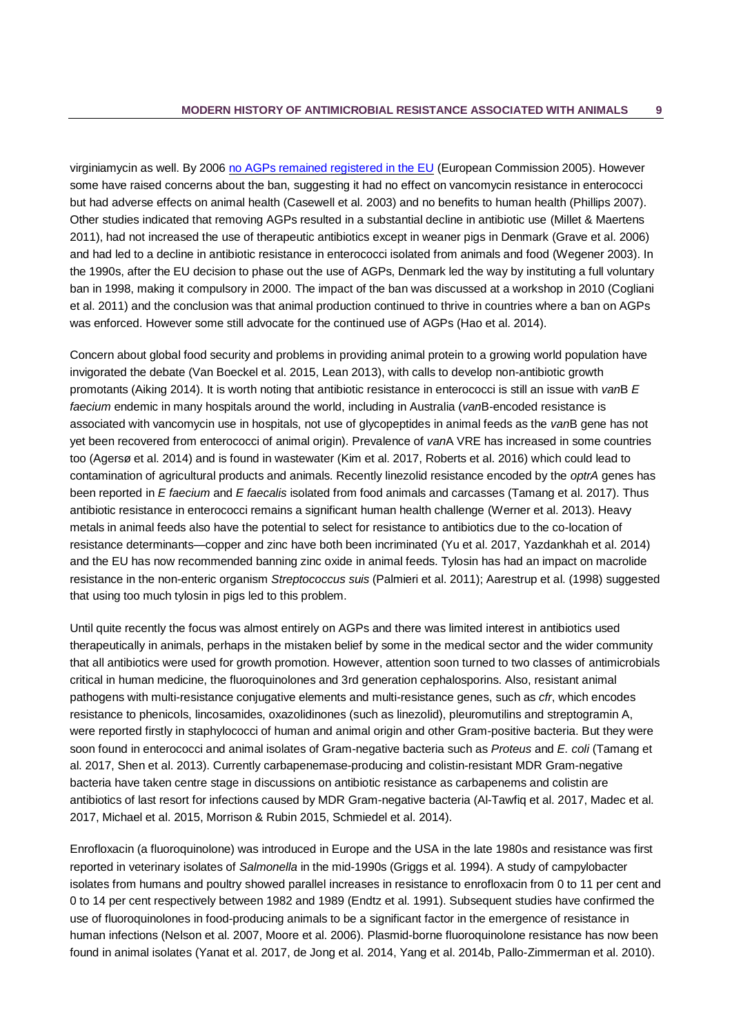virginiamycin as well. By 2006 [no AGPs remained registered in the EU](#) (European Commission 2005). However some have raised concerns about the ban, suggesting it had no effect on vancomycin resistance in enterococci but had adverse effects on animal health (Casewell et al. 2003) and no benefits to human health (Phillips 2007). Other studies indicated that removing AGPs resulted in a substantial decline in antibiotic use (Millet & Maertens 2011), had not increased the use of therapeutic antibiotics except in weaner pigs in Denmark (Grave et al. 2006) and had led to a decline in antibiotic resistance in enterococci isolated from animals and food (Wegener 2003). In the 1990s, after the EU decision to phase out the use of AGPs, Denmark led the way by instituting a full voluntary ban in 1998, making it compulsory in 2000. The impact of the ban was discussed at a workshop in 2010 (Cogliani et al. 2011) and the conclusion was that animal production continued to thrive in countries where a ban on AGPs was enforced. However some still advocate for the continued use of AGPs (Hao et al. 2014).

Concern about global food security and problems in providing animal protein to a growing world population have invigorated the debate (Van Boeckel et al. 2015, Lean 2013), with calls to develop non-antibiotic growth promotants (Aiking 2014). It is worth noting that antibiotic resistance in enterococci is still an issue with *van*B *E faecium* endemic in many hospitals around the world, including in Australia (*van*B-encoded resistance is associated with vancomycin use in hospitals, not use of glycopeptides in animal feeds as the *van*B gene has not yet been recovered from enterococci of animal origin). Prevalence of *van*A VRE has increased in some countries too (Agersø et al. 2014) and is found in wastewater (Kim et al. 2017, Roberts et al. 2016) which could lead to contamination of agricultural products and animals. Recently linezolid resistance encoded by the *optrA* genes has been reported in *E faecium* and *E faecalis* isolated from food animals and carcasses (Tamang et al. 2017). Thus antibiotic resistance in enterococci remains a significant human health challenge (Werner et al. 2013). Heavy metals in animal feeds also have the potential to select for resistance to antibiotics due to the co-location of resistance determinants—copper and zinc have both been incriminated (Yu et al. 2017, Yazdankhah et al. 2014) and the EU has now recommended banning zinc oxide in animal feeds. Tylosin has had an impact on macrolide resistance in the non-enteric organism *Streptococcus suis* (Palmieri et al. 2011); Aarestrup et al. (1998) suggested that using too much tylosin in pigs led to this problem.

Until quite recently the focus was almost entirely on AGPs and there was limited interest in antibiotics used therapeutically in animals, perhaps in the mistaken belief by some in the medical sector and the wider community that all antibiotics were used for growth promotion. However, attention soon turned to two classes of antimicrobials critical in human medicine, the fluoroquinolones and 3rd generation cephalosporins. Also, resistant animal pathogens with multi-resistance conjugative elements and multi-resistance genes, such as *cfr*, which encodes resistance to phenicols, lincosamides, oxazolidinones (such as linezolid), pleuromutilins and streptogramin A, were reported firstly in staphylococci of human and animal origin and other Gram-positive bacteria. But they were soon found in enterococci and animal isolates of Gram-negative bacteria such as *Proteus* and *E. coli* (Tamang et al. 2017, Shen et al. 2013). Currently carbapenemase-producing and colistin-resistant MDR Gram-negative bacteria have taken centre stage in discussions on antibiotic resistance as carbapenems and colistin are antibiotics of last resort for infections caused by MDR Gram-negative bacteria (Al-Tawfiq et al. 2017, Madec et al. 2017, Michael et al. 2015, Morrison & Rubin 2015, Schmiedel et al. 2014).

Enrofloxacin (a fluoroquinolone) was introduced in Europe and the USA in the late 1980s and resistance was first reported in veterinary isolates of *Salmonella* in the mid-1990s (Griggs et al. 1994). A study of campylobacter isolates from humans and poultry showed parallel increases in resistance to enrofloxacin from 0 to 11 per cent and 0 to 14 per cent respectively between 1982 and 1989 (Endtz et al. 1991). Subsequent studies have confirmed the use of fluoroquinolones in food-producing animals to be a significant factor in the emergence of resistance in human infections (Nelson et al. 2007, Moore et al. 2006). Plasmid-borne fluoroquinolone resistance has now been found in animal isolates (Yanat et al. 2017, de Jong et al. 2014, Yang et al. 2014b, Pallo-Zimmerman et al. 2010).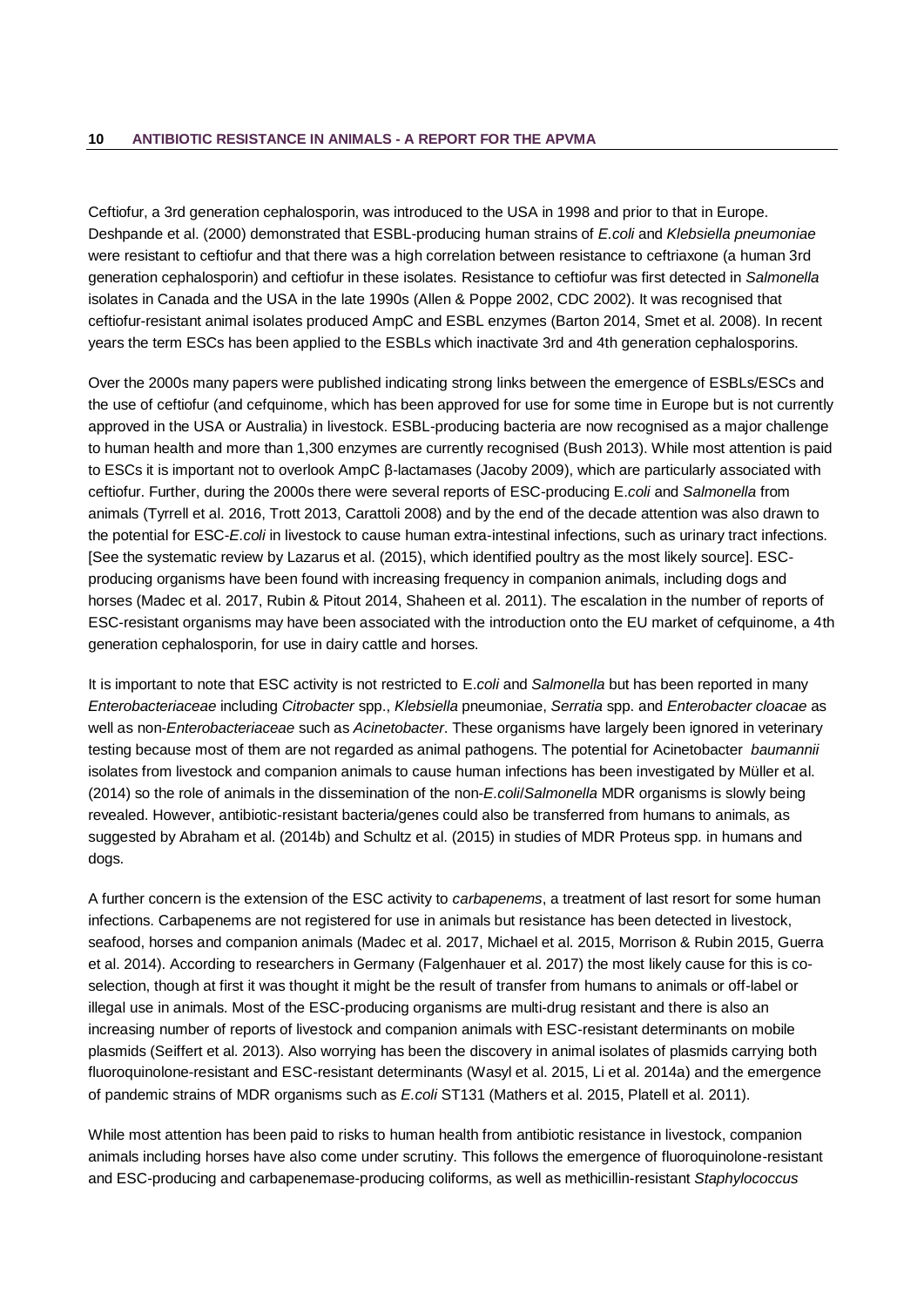Ceftiofur, a 3rd generation cephalosporin, was introduced to the USA in 1998 and prior to that in Europe. Deshpande et al. (2000) demonstrated that ESBL-producing human strains of *E.coli* and *Klebsiella pneumoniae* were resistant to ceftiofur and that there was a high correlation between resistance to ceftriaxone (a human 3rd generation cephalosporin) and ceftiofur in these isolates. Resistance to ceftiofur was first detected in *Salmonella* isolates in Canada and the USA in the late 1990s (Allen & Poppe 2002, CDC 2002). It was recognised that ceftiofur-resistant animal isolates produced AmpC and ESBL enzymes (Barton 2014, Smet et al. 2008). In recent years the term ESCs has been applied to the ESBLs which inactivate 3rd and 4th generation cephalosporins.

Over the 2000s many papers were published indicating strong links between the emergence of ESBLs/ESCs and the use of ceftiofur (and cefquinome, which has been approved for use for some time in Europe but is not currently approved in the USA or Australia) in livestock. ESBL-producing bacteria are now recognised as a major challenge to human health and more than 1,300 enzymes are currently recognised (Bush 2013). While most attention is paid to ESCs it is important not to overlook AmpC β-lactamases (Jacoby 2009), which are particularly associated with ceftiofur. Further, during the 2000s there were several reports of ESC-producing E.*coli* and *Salmonella* from animals (Tyrrell et al. 2016, Trott 2013, Carattoli 2008) and by the end of the decade attention was also drawn to the potential for ESC-*E.coli* in livestock to cause human extra-intestinal infections, such as urinary tract infections. [See the systematic review by Lazarus et al. (2015), which identified poultry as the most likely source]. ESC-producing organisms have been found with increasing frequency in companion animals, including dogs and horses (Madec et al. 2017, Rubin & Pitout 2014, Shaheen et al. 2011). The escalation in the number of reports of ESC-resistant organisms may have been associated with the introduction onto the EU market of cefquinome, a 4th generation cephalosporin, for use in dairy cattle and horses.

It is important to note that ESC activity is not restricted to E.*coli* and *Salmonella* but has been reported in many *Enterobacteriaceae* including *Citrobacter* spp., *Klebsiella* pneumoniae, *Serratia* spp. and *Enterobacter cloacae* as well as non-*Enterobacteriaceae* such as *Acinetobacter*. These organisms have largely been ignored in veterinary testing because most of them are not regarded as animal pathogens. The potential for Acinetobacter *baumannii* isolates from livestock and companion animals to cause human infections has been investigated by Müller et al. (2014) so the role of animals in the dissemination of the non-*E.coli*/*Salmonella* MDR organisms is slowly being revealed. However, antibiotic-resistant bacteria/genes could also be transferred from humans to animals, as suggested by Abraham et al. (2014b) and Schultz et al. (2015) in studies of MDR Proteus spp. in humans and dogs.

A further concern is the extension of the ESC activity to *carbapenems*, a treatment of last resort for some human infections. Carbapenems are not registered for use in animals but resistance has been detected in livestock, seafood, horses and companion animals (Madec et al. 2017, Michael et al. 2015, Morrison & Rubin 2015, Guerra et al. 2014). According to researchers in Germany (Falgenhauer et al. 2017) the most likely cause for this is co-selection, though at first it was thought it might be the result of transfer from humans to animals or off-label or illegal use in animals. Most of the ESC-producing organisms are multi-drug resistant and there is also an increasing number of reports of livestock and companion animals with ESC-resistant determinants on mobile plasmids (Seiffert et al. 2013). Also worrying has been the discovery in animal isolates of plasmids carrying both fluoroquinolone-resistant and ESC-resistant determinants (Wasyl et al. 2015, Li et al. 2014a) and the emergence of pandemic strains of MDR organisms such as *E.coli* ST131 (Mathers et al. 2015, Platell et al. 2011).

While most attention has been paid to risks to human health from antibiotic resistance in livestock, companion animals including horses have also come under scrutiny. This follows the emergence of fluoroquinolone-resistant and ESC-producing and carbapenemase-producing coliforms, as well as methicillin-resistant *Staphylococcus*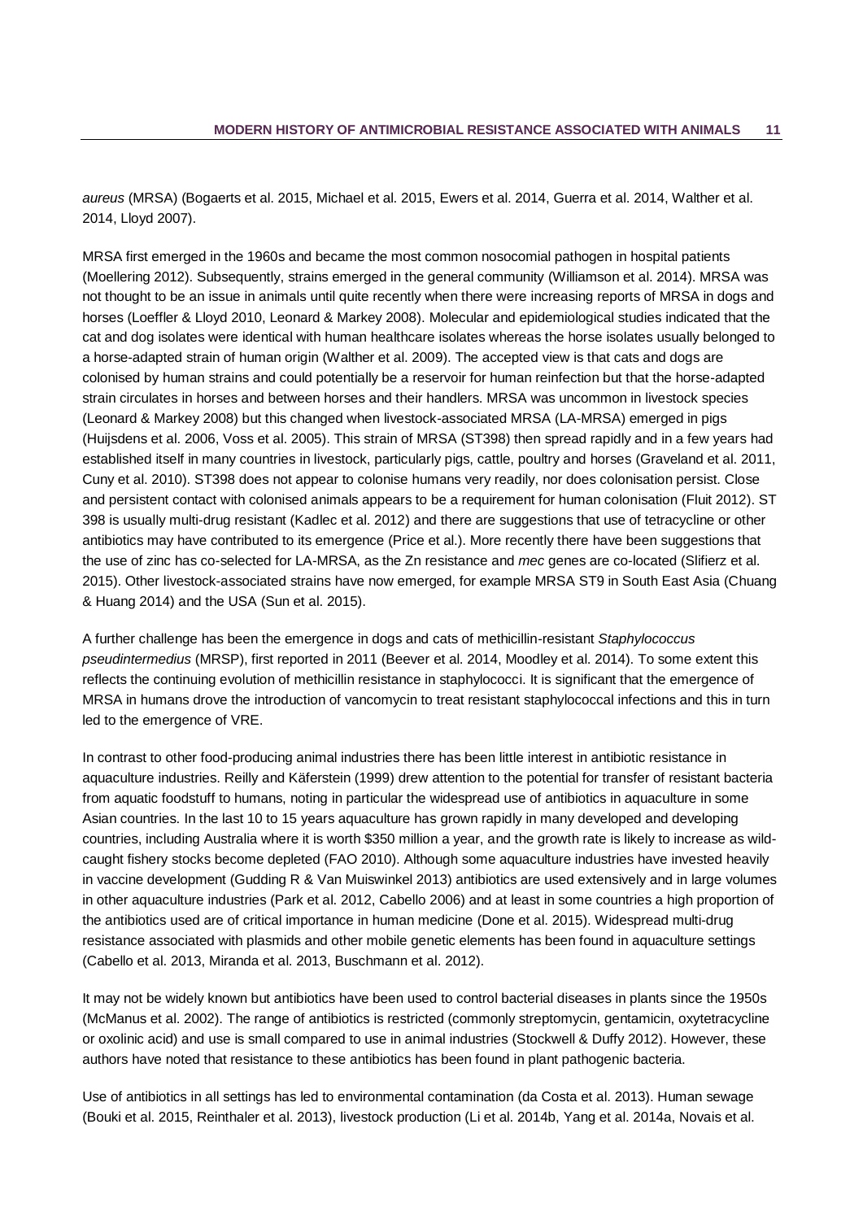*aureus* (MRSA) (Bogaerts et al. 2015, Michael et al. 2015, Ewers et al. 2014, Guerra et al. 2014, Walther et al. 2014, Lloyd 2007).

MRSA first emerged in the 1960s and became the most common nosocomial pathogen in hospital patients (Moellering 2012). Subsequently, strains emerged in the general community (Williamson et al. 2014). MRSA was not thought to be an issue in animals until quite recently when there were increasing reports of MRSA in dogs and horses (Loeffler & Lloyd 2010, Leonard & Markey 2008). Molecular and epidemiological studies indicated that the cat and dog isolates were identical with human healthcare isolates whereas the horse isolates usually belonged to a horse-adapted strain of human origin (Walther et al. 2009). The accepted view is that cats and dogs are colonised by human strains and could potentially be a reservoir for human reinfection but that the horse-adapted strain circulates in horses and between horses and their handlers. MRSA was uncommon in livestock species (Leonard & Markey 2008) but this changed when livestock-associated MRSA (LA-MRSA) emerged in pigs (Huijsdens et al. 2006, Voss et al. 2005). This strain of MRSA (ST398) then spread rapidly and in a few years had established itself in many countries in livestock, particularly pigs, cattle, poultry and horses (Graveland et al. 2011, Cuny et al. 2010). ST398 does not appear to colonise humans very readily, nor does colonisation persist. Close and persistent contact with colonised animals appears to be a requirement for human colonisation (Fluit 2012). ST 398 is usually multi-drug resistant (Kadlec et al. 2012) and there are suggestions that use of tetracycline or other antibiotics may have contributed to its emergence (Price et al.). More recently there have been suggestions that the use of zinc has co-selected for LA-MRSA, as the Zn resistance and *mec* genes are co-located (Slifierz et al. 2015). Other livestock-associated strains have now emerged, for example MRSA ST9 in South East Asia (Chuang & Huang 2014) and the USA (Sun et al. 2015).

A further challenge has been the emergence in dogs and cats of methicillin-resistant *Staphylococcus pseudintermedius* (MRSP), first reported in 2011 (Beever et al. 2014, Moodley et al. 2014). To some extent this reflects the continuing evolution of methicillin resistance in staphylococci. It is significant that the emergence of MRSA in humans drove the introduction of vancomycin to treat resistant staphylococcal infections and this in turn led to the emergence of VRE.

In contrast to other food-producing animal industries there has been little interest in antibiotic resistance in aquaculture industries. Reilly and Käferstein (1999) drew attention to the potential for transfer of resistant bacteria from aquatic foodstuff to humans, noting in particular the widespread use of antibiotics in aquaculture in some Asian countries. In the last 10 to 15 years aquaculture has grown rapidly in many developed and developing countries, including Australia where it is worth $350 million a year, and the growth rate is likely to increase as wild-caught fishery stocks become depleted (FAO 2010). Although some aquaculture industries have invested heavily in vaccine development (Gudding R & Van Muiswinkel 2013) antibiotics are used extensively and in large volumes in other aquaculture industries (Park et al. 2012, Cabello 2006) and at least in some countries a high proportion of the antibiotics used are of critical importance in human medicine (Done et al. 2015). Widespread multi-drug resistance associated with plasmids and other mobile genetic elements has been found in aquaculture settings (Cabello et al. 2013, Miranda et al. 2013, Buschmann et al. 2012).

It may not be widely known but antibiotics have been used to control bacterial diseases in plants since the 1950s (McManus et al. 2002). The range of antibiotics is restricted (commonly streptomycin, gentamicin, oxytetracycline or oxolinic acid) and use is small compared to use in animal industries (Stockwell & Duffy 2012). However, these authors have noted that resistance to these antibiotics has been found in plant pathogenic bacteria.

Use of antibiotics in all settings has led to environmental contamination (da Costa et al. 2013). Human sewage (Bouki et al. 2015, Reinthaler et al. 2013), livestock production (Li et al. 2014b, Yang et al. 2014a, Novais et al.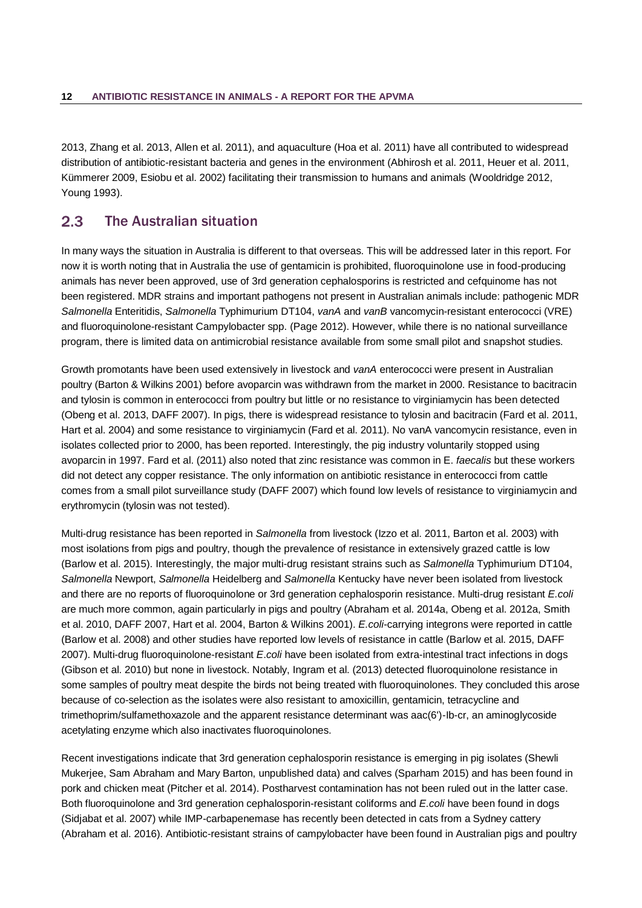2013, Zhang et al. 2013, Allen et al. 2011), and aquaculture (Hoa et al. 2011) have all contributed to widespread distribution of antibiotic-resistant bacteria and genes in the environment (Abhirosh et al. 2011, Heuer et al. 2011, Kümmerer 2009, Esiobu et al. 2002) facilitating their transmission to humans and animals (Wooldridge 2012, Young 1993).

## 2.3 The Australian situation

In many ways the situation in Australia is different to that overseas. This will be addressed later in this report. For now it is worth noting that in Australia the use of gentamicin is prohibited, fluoroquinolone use in food-producing animals has never been approved, use of 3rd generation cephalosporins is restricted and cefquinome has not been registered. MDR strains and important pathogens not present in Australian animals include: pathogenic MDR *Salmonella* Enteritidis, *Salmonella* Typhimurium DT104, *vanA* and *vanB* vancomycin-resistant enterococci (VRE) and fluoroquinolone-resistant Campylobacter spp. (Page 2012). However, while there is no national surveillance program, there is limited data on antimicrobial resistance available from some small pilot and snapshot studies.

Growth promotants have been used extensively in livestock and *vanA* enterococci were present in Australian poultry (Barton & Wilkins 2001) before avoparcin was withdrawn from the market in 2000. Resistance to bacitracin and tylosin is common in enterococci from poultry but little or no resistance to virginiamycin has been detected (Obeng et al. 2013, DAFF 2007). In pigs, there is widespread resistance to tylosin and bacitracin (Fard et al. 2011, Hart et al. 2004) and some resistance to virginiamycin (Fard et al. 2011). No vanA vancomycin resistance, even in isolates collected prior to 2000, has been reported. Interestingly, the pig industry voluntarily stopped using avoparcin in 1997. Fard et al. (2011) also noted that zinc resistance was common in E. *faecalis* but these workers did not detect any copper resistance. The only information on antibiotic resistance in enterococci from cattle comes from a small pilot surveillance study (DAFF 2007) which found low levels of resistance to virginiamycin and erythromycin (tylosin was not tested).

Multi-drug resistance has been reported in *Salmonella* from livestock (Izzo et al. 2011, Barton et al. 2003) with most isolations from pigs and poultry, though the prevalence of resistance in extensively grazed cattle is low (Barlow et al. 2015). Interestingly, the major multi-drug resistant strains such as *Salmonella* Typhimurium DT104, *Salmonella* Newport, *Salmonella* Heidelberg and *Salmonella* Kentucky have never been isolated from livestock and there are no reports of fluoroquinolone or 3rd generation cephalosporin resistance. Multi-drug resistant *E.coli* are much more common, again particularly in pigs and poultry (Abraham et al. 2014a, Obeng et al. 2012a, Smith et al. 2010, DAFF 2007, Hart et al. 2004, Barton & Wilkins 2001). *E.coli*-carrying integrons were reported in cattle (Barlow et al. 2008) and other studies have reported low levels of resistance in cattle (Barlow et al. 2015, DAFF 2007). Multi-drug fluoroquinolone-resistant *E.coli* have been isolated from extra-intestinal tract infections in dogs (Gibson et al. 2010) but none in livestock. Notably, Ingram et al. (2013) detected fluoroquinolone resistance in some samples of poultry meat despite the birds not being treated with fluoroquinolones. They concluded this arose because of co-selection as the isolates were also resistant to amoxicillin, gentamicin, tetracycline and trimethoprim/sulfamethoxazole and the apparent resistance determinant was aac(6')-Ib-cr, an aminoglycoside acetylating enzyme which also inactivates fluoroquinolones.

Recent investigations indicate that 3rd generation cephalosporin resistance is emerging in pig isolates (Shewli Mukerjee, Sam Abraham and Mary Barton, unpublished data) and calves (Sparham 2015) and has been found in pork and chicken meat (Pitcher et al. 2014). Postharvest contamination has not been ruled out in the latter case. Both fluoroquinolone and 3rd generation cephalosporin-resistant coliforms and *E.coli* have been found in dogs (Sidjabat et al. 2007) while IMP-carbapenemase has recently been detected in cats from a Sydney cattery (Abraham et al. 2016). Antibiotic-resistant strains of campylobacter have been found in Australian pigs and poultry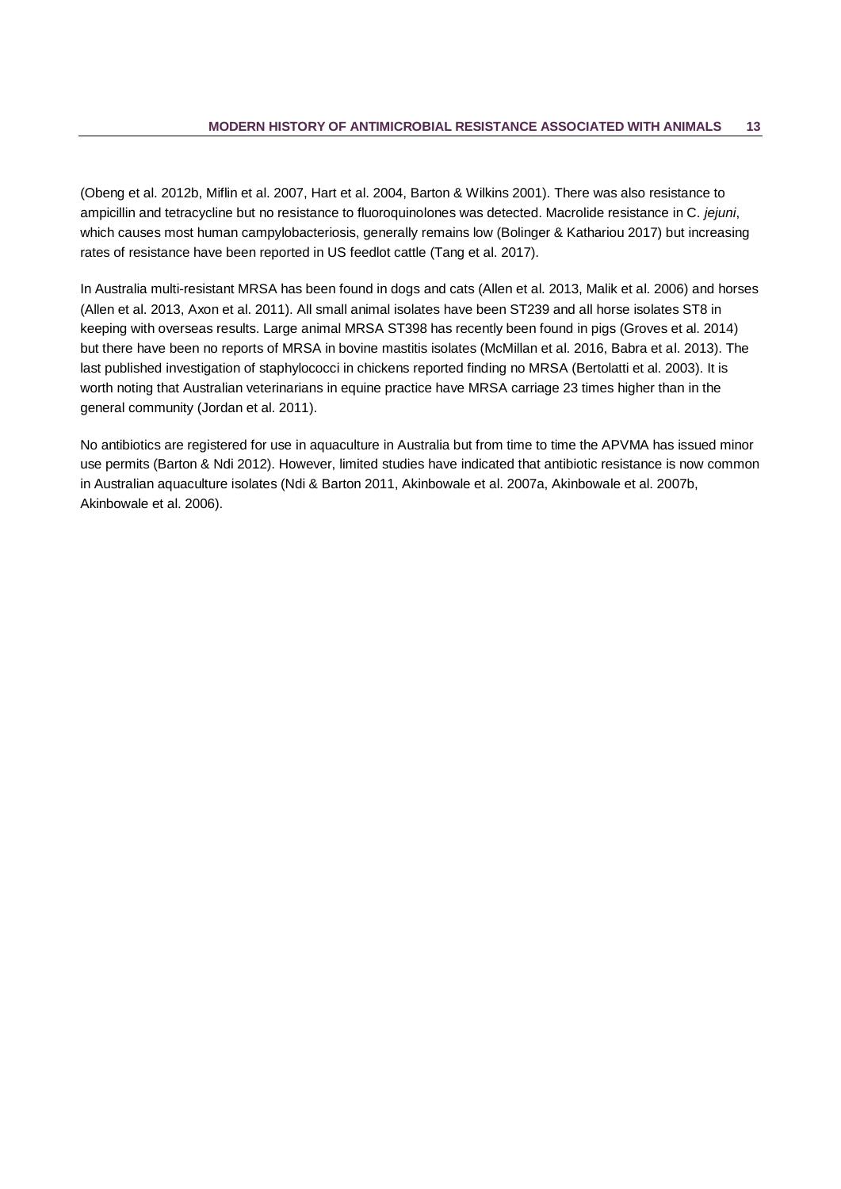(Obeng et al. 2012b, Miflin et al. 2007, Hart et al. 2004, Barton & Wilkins 2001). There was also resistance to ampicillin and tetracycline but no resistance to fluoroquinolones was detected. Macrolide resistance in C. *jejuni*, which causes most human campylobacteriosis, generally remains low (Bolinger & Kathariou 2017) but increasing rates of resistance have been reported in US feedlot cattle (Tang et al. 2017).

In Australia multi-resistant MRSA has been found in dogs and cats (Allen et al. 2013, Malik et al. 2006) and horses (Allen et al. 2013, Axon et al. 2011). All small animal isolates have been ST239 and all horse isolates ST8 in keeping with overseas results. Large animal MRSA ST398 has recently been found in pigs (Groves et al. 2014) but there have been no reports of MRSA in bovine mastitis isolates (McMillan et al. 2016, Babra et al. 2013). The last published investigation of staphylococci in chickens reported finding no MRSA (Bertolatti et al. 2003). It is worth noting that Australian veterinarians in equine practice have MRSA carriage 23 times higher than in the general community (Jordan et al. 2011).

No antibiotics are registered for use in aquaculture in Australia but from time to time the APVMA has issued minor use permits (Barton & Ndi 2012). However, limited studies have indicated that antibiotic resistance is now common in Australian aquaculture isolates (Ndi & Barton 2011, Akinbowale et al. 2007a, Akinbowale et al. 2007b, Akinbowale et al. 2006).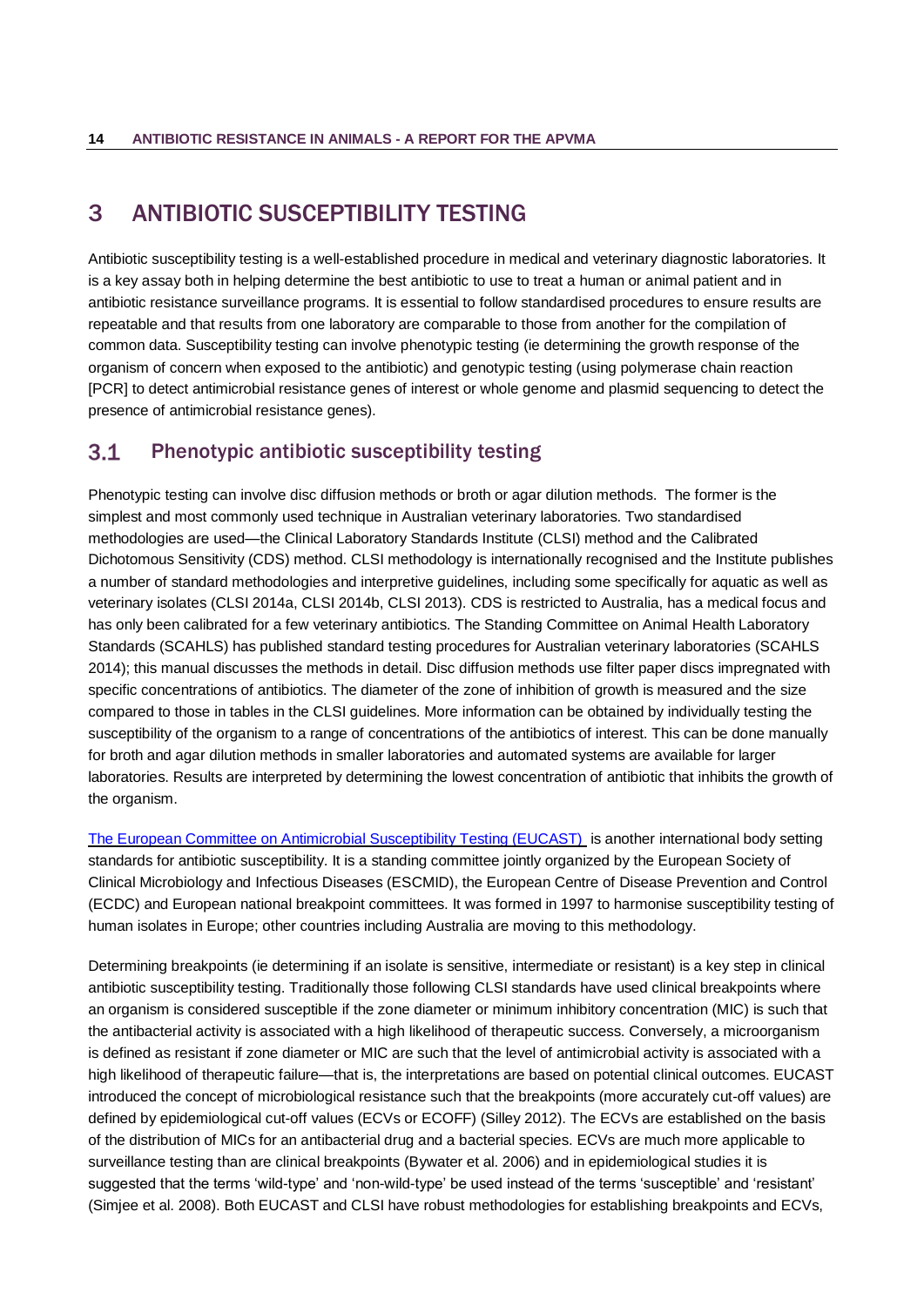# 3 ANTIBIOTIC SUSCEPTIBILITY TESTING

Antibiotic susceptibility testing is a well-established procedure in medical and veterinary diagnostic laboratories. It is a key assay both in helping determine the best antibiotic to use to treat a human or animal patient and in antibiotic resistance surveillance programs. It is essential to follow standardised procedures to ensure results are repeatable and that results from one laboratory are comparable to those from another for the compilation of common data. Susceptibility testing can involve phenotypic testing (ie determining the growth response of the organism of concern when exposed to the antibiotic) and genotypic testing (using polymerase chain reaction [PCR] to detect antimicrobial resistance genes of interest or whole genome and plasmid sequencing to detect the presence of antimicrobial resistance genes).

## 3.1 Phenotypic antibiotic susceptibility testing

Phenotypic testing can involve disc diffusion methods or broth or agar dilution methods. The former is the simplest and most commonly used technique in Australian veterinary laboratories. Two standardised methodologies are used—the Clinical Laboratory Standards Institute (CLSI) method and the Calibrated Dichotomous Sensitivity (CDS) method. CLSI methodology is internationally recognised and the Institute publishes a number of standard methodologies and interpretive guidelines, including some specifically for aquatic as well as veterinary isolates (CLSI 2014a, CLSI 2014b, CLSI 2013). CDS is restricted to Australia, has a medical focus and has only been calibrated for a few veterinary antibiotics. The Standing Committee on Animal Health Laboratory Standards (SCAHLS) has published standard testing procedures for Australian veterinary laboratories (SCAHLS 2014); this manual discusses the methods in detail. Disc diffusion methods use filter paper discs impregnated with specific concentrations of antibiotics. The diameter of the zone of inhibition of growth is measured and the size compared to those in tables in the CLSI guidelines. More information can be obtained by individually testing the susceptibility of the organism to a range of concentrations of the antibiotics of interest. This can be done manually for broth and agar dilution methods in smaller laboratories and automated systems are available for larger laboratories. Results are interpreted by determining the lowest concentration of antibiotic that inhibits the growth of the organism.

The European Committee on Antimicrobial Susceptibility Testing (EUCAST) is another international body setting standards for antibiotic susceptibility. It is a standing committee jointly organized by the European Society of Clinical Microbiology and Infectious Diseases (ESCMID), the European Centre of Disease Prevention and Control (ECDC) and European national breakpoint committees. It was formed in 1997 to harmonise susceptibility testing of human isolates in Europe; other countries including Australia are moving to this methodology.

Determining breakpoints (ie determining if an isolate is sensitive, intermediate or resistant) is a key step in clinical antibiotic susceptibility testing. Traditionally those following CLSI standards have used clinical breakpoints where an organism is considered susceptible if the zone diameter or minimum inhibitory concentration (MIC) is such that the antibacterial activity is associated with a high likelihood of therapeutic success. Conversely, a microorganism is defined as resistant if zone diameter or MIC are such that the level of antimicrobial activity is associated with a high likelihood of therapeutic failure—that is, the interpretations are based on potential clinical outcomes. EUCAST introduced the concept of microbiological resistance such that the breakpoints (more accurately cut-off values) are defined by epidemiological cut-off values (ECVs or ECOFF) (Silley 2012). The ECVs are established on the basis of the distribution of MICs for an antibacterial drug and a bacterial species. ECVs are much more applicable to surveillance testing than are clinical breakpoints (Bywater et al. 2006) and in epidemiological studies it is suggested that the terms 'wild-type' and 'non-wild-type' be used instead of the terms 'susceptible' and 'resistant' (Simjee et al. 2008). Both EUCAST and CLSI have robust methodologies for establishing breakpoints and ECVs,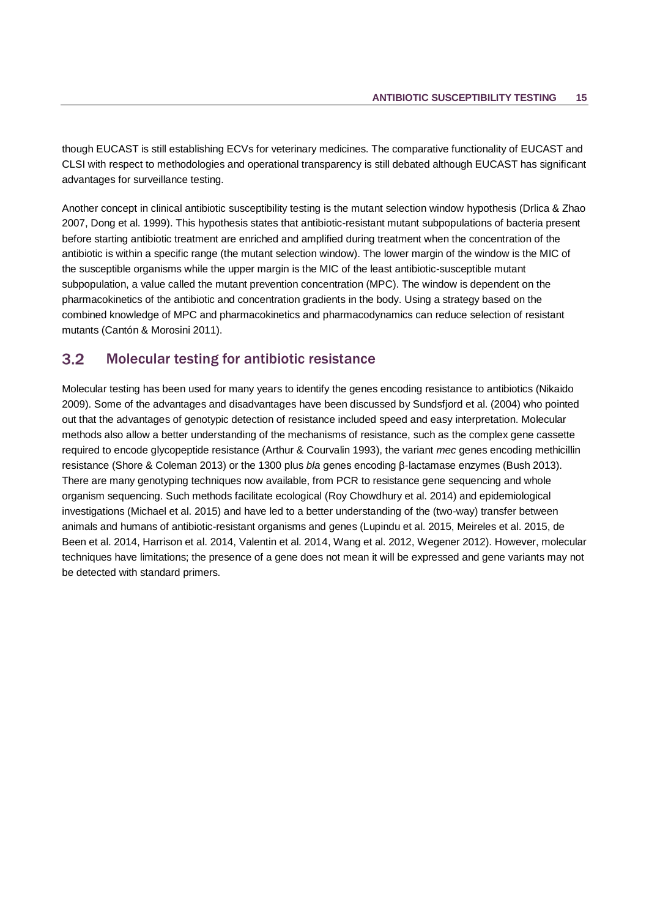though EUCAST is still establishing ECVs for veterinary medicines. The comparative functionality of EUCAST and CLSI with respect to methodologies and operational transparency is still debated although EUCAST has significant advantages for surveillance testing.

Another concept in clinical antibiotic susceptibility testing is the mutant selection window hypothesis (Drlica & Zhao 2007, Dong et al. 1999). This hypothesis states that antibiotic-resistant mutant subpopulations of bacteria present before starting antibiotic treatment are enriched and amplified during treatment when the concentration of the antibiotic is within a specific range (the mutant selection window). The lower margin of the window is the MIC of the susceptible organisms while the upper margin is the MIC of the least antibiotic-susceptible mutant subpopulation, a value called the mutant prevention concentration (MPC). The window is dependent on the pharmacokinetics of the antibiotic and concentration gradients in the body. Using a strategy based on the combined knowledge of MPC and pharmacokinetics and pharmacodynamics can reduce selection of resistant mutants (Cantón & Morosini 2011).

## 3.2 Molecular testing for antibiotic resistance

Molecular testing has been used for many years to identify the genes encoding resistance to antibiotics (Nikaido 2009). Some of the advantages and disadvantages have been discussed by Sundsfjord et al. (2004) who pointed out that the advantages of genotypic detection of resistance included speed and easy interpretation. Molecular methods also allow a better understanding of the mechanisms of resistance, such as the complex gene cassette required to encode glycopeptide resistance (Arthur & Courvalin 1993), the variant *mec* genes encoding methicillin resistance (Shore & Coleman 2013) or the 1300 plus *bla* genes encoding β-lactamase enzymes (Bush 2013). There are many genotyping techniques now available, from PCR to resistance gene sequencing and whole organism sequencing. Such methods facilitate ecological (Roy Chowdhury et al. 2014) and epidemiological investigations (Michael et al. 2015) and have led to a better understanding of the (two-way) transfer between animals and humans of antibiotic-resistant organisms and genes (Lupindu et al. 2015, Meireles et al. 2015, de Been et al. 2014, Harrison et al. 2014, Valentin et al. 2014, Wang et al. 2012, Wegener 2012). However, molecular techniques have limitations; the presence of a gene does not mean it will be expressed and gene variants may not be detected with standard primers.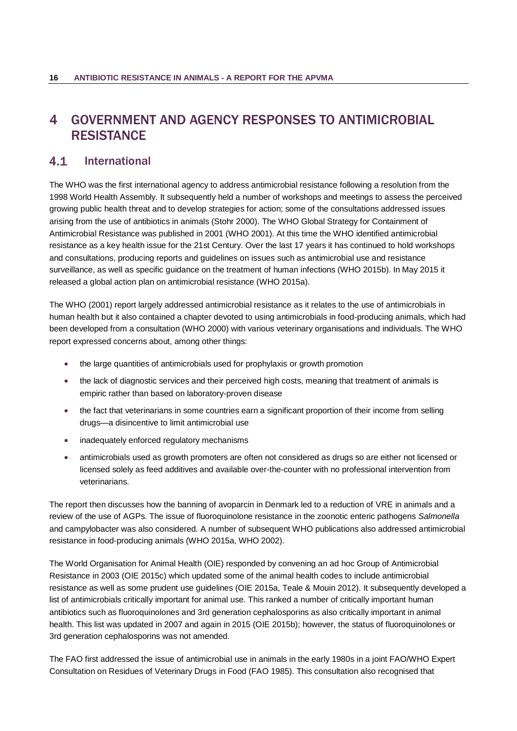# 4 GOVERNMENT AND AGENCY RESPONSES TO ANTIMICROBIAL RESISTANCE

## 4.1 International

The WHO was the first international agency to address antimicrobial resistance following a resolution from the 1998 World Health Assembly. It subsequently held a number of workshops and meetings to assess the perceived growing public health threat and to develop strategies for action; some of the consultations addressed issues arising from the use of antibiotics in animals (Stohr 2000). The WHO Global Strategy for Containment of Antimicrobial Resistance was published in 2001 (WHO 2001). At this time the WHO identified antimicrobial resistance as a key health issue for the 21st Century. Over the last 17 years it has continued to hold workshops and consultations, producing reports and guidelines on issues such as antimicrobial use and resistance surveillance, as well as specific guidance on the treatment of human infections (WHO 2015b). In May 2015 it released a global action plan on antimicrobial resistance (WHO 2015a).

The WHO (2001) report largely addressed antimicrobial resistance as it relates to the use of antimicrobials in human health but it also contained a chapter devoted to using antimicrobials in food-producing animals, which had been developed from a consultation (WHO 2000) with various veterinary organisations and individuals. The WHO report expressed concerns about, among other things:

- the large quantities of antimicrobials used for prophylaxis or growth promotion
- the lack of diagnostic services and their perceived high costs, meaning that treatment of animals is empiric rather than based on laboratory-proven disease
- the fact that veterinarians in some countries earn a significant proportion of their income from selling drugs—a disincentive to limit antimicrobial use
- inadequately enforced regulatory mechanisms
- antimicrobials used as growth promoters are often not considered as drugs so are either not licensed or licensed solely as feed additives and available over-the-counter with no professional intervention from veterinarians.

The report then discusses how the banning of avoparcin in Denmark led to a reduction of VRE in animals and a review of the use of AGPs. The issue of fluoroquinolone resistance in the zoonotic enteric pathogens *Salmonella* and campylobacter was also considered. A number of subsequent WHO publications also addressed antimicrobial resistance in food-producing animals (WHO 2015a, WHO 2002).

The World Organisation for Animal Health (OIE) responded by convening an ad hoc Group of Antimicrobial Resistance in 2003 (OIE 2015c) which updated some of the animal health codes to include antimicrobial resistance as well as some prudent use guidelines (OIE 2015a, Teale & Mouin 2012). It subsequently developed a list of antimicrobials critically important for animal use. This ranked a number of critically important human antibiotics such as fluoroquinolones and 3rd generation cephalosporins as also critically important in animal health. This list was updated in 2007 and again in 2015 (OIE 2015b); however, the status of fluoroquinolones or 3rd generation cephalosporins was not amended.

The FAO first addressed the issue of antimicrobial use in animals in the early 1980s in a joint FAO/WHO Expert Consultation on Residues of Veterinary Drugs in Food (FAO 1985). This consultation also recognised that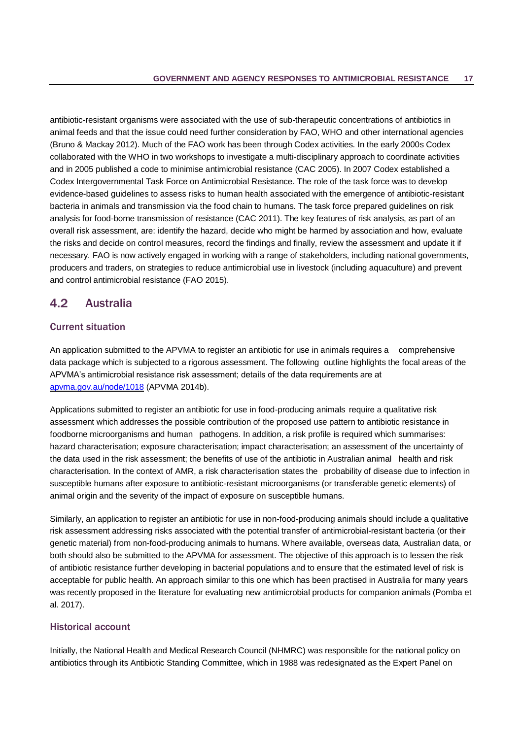antibiotic-resistant organisms were associated with the use of sub-therapeutic concentrations of antibiotics in animal feeds and that the issue could need further consideration by FAO, WHO and other international agencies (Bruno & Mackay 2012). Much of the FAO work has been through Codex activities. In the early 2000s Codex collaborated with the WHO in two workshops to investigate a multi-disciplinary approach to coordinate activities and in 2005 published a code to minimise antimicrobial resistance (CAC 2005). In 2007 Codex established a Codex Intergovernmental Task Force on Antimicrobial Resistance. The role of the task force was to develop evidence-based guidelines to assess risks to human health associated with the emergence of antibiotic-resistant bacteria in animals and transmission via the food chain to humans. The task force prepared guidelines on risk analysis for food-borne transmission of resistance (CAC 2011). The key features of risk analysis, as part of an overall risk assessment, are: identify the hazard, decide who might be harmed by association and how, evaluate the risks and decide on control measures, record the findings and finally, review the assessment and update it if necessary. FAO is now actively engaged in working with a range of stakeholders, including national governments, producers and traders, on strategies to reduce antimicrobial use in livestock (including aquaculture) and prevent and control antimicrobial resistance (FAO 2015).

## 4.2 Australia

### Current situation

An application submitted to the APVMA to register an antibiotic for use in animals requires a comprehensive data package which is subjected to a rigorous assessment. The following outline highlights the focal areas of the APVMA's antimicrobial resistance risk assessment; details of the data requirements are at [apvma.gov.au/node/1018](apvma.gov.au/node/1018) (APVMA 2014b).

Applications submitted to register an antibiotic for use in food-producing animals require a qualitative risk assessment which addresses the possible contribution of the proposed use pattern to antibiotic resistance in foodborne microorganisms and human pathogens. In addition, a risk profile is required which summarises: hazard characterisation; exposure characterisation; impact characterisation; an assessment of the uncertainty of the data used in the risk assessment; the benefits of use of the antibiotic in Australian animal health and risk characterisation. In the context of AMR, a risk characterisation states the probability of disease due to infection in susceptible humans after exposure to antibiotic-resistant microorganisms (or transferable genetic elements) of animal origin and the severity of the impact of exposure on susceptible humans.

Similarly, an application to register an antibiotic for use in non-food-producing animals should include a qualitative risk assessment addressing risks associated with the potential transfer of antimicrobial-resistant bacteria (or their genetic material) from non-food-producing animals to humans. Where available, overseas data, Australian data, or both should also be submitted to the APVMA for assessment. The objective of this approach is to lessen the risk of antibiotic resistance further developing in bacterial populations and to ensure that the estimated level of risk is acceptable for public health. An approach similar to this one which has been practised in Australia for many years was recently proposed in the literature for evaluating new antimicrobial products for companion animals (Pomba et al. 2017).

### Historical account

Initially, the National Health and Medical Research Council (NHMRC) was responsible for the national policy on antibiotics through its Antibiotic Standing Committee, which in 1988 was redesignated as the Expert Panel on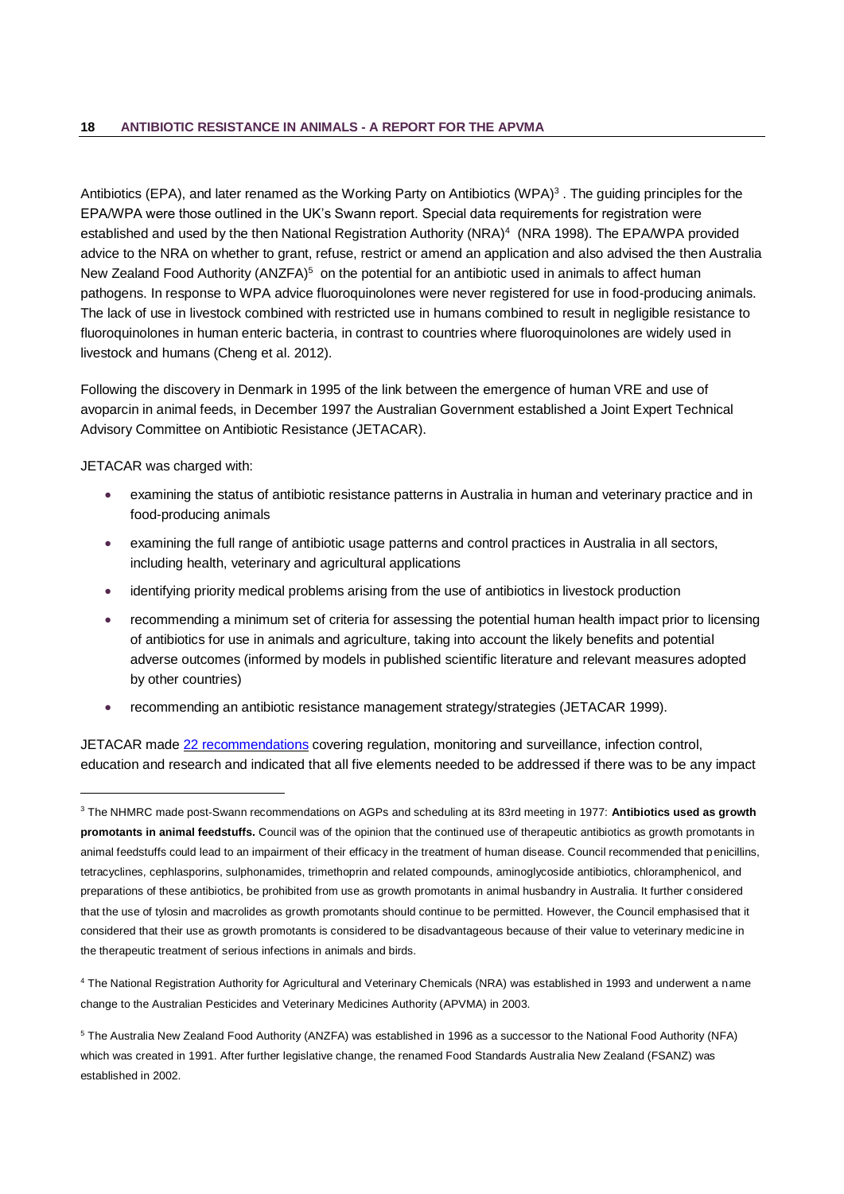Antibiotics (EPA), and later renamed as the Working Party on Antibiotics (WPA)[3] . The guiding principles for the EPA/WPA were those outlined in the UK's Swann report. Special data requirements for registration were established and used by the then National Registration Authority (NRA)[4] (NRA 1998). The EPA/WPA provided advice to the NRA on whether to grant, refuse, restrict or amend an application and also advised the then Australia New Zealand Food Authority (ANZFA)[5] on the potential for an antibiotic used in animals to affect human pathogens. In response to WPA advice fluoroquinolones were never registered for use in food-producing animals. The lack of use in livestock combined with restricted use in humans combined to result in negligible resistance to fluoroquinolones in human enteric bacteria, in contrast to countries where fluoroquinolones are widely used in livestock and humans (Cheng et al. 2012).

Following the discovery in Denmark in 1995 of the link between the emergence of human VRE and use of avoparcin in animal feeds, in December 1997 the Australian Government established a Joint Expert Technical Advisory Committee on Antibiotic Resistance (JETACAR).

JETACAR was charged with:

- examining the status of antibiotic resistance patterns in Australia in human and veterinary practice and in food-producing animals
- examining the full range of antibiotic usage patterns and control practices in Australia in all sectors, including health, veterinary and agricultural applications
- identifying priority medical problems arising from the use of antibiotics in livestock production
- recommending a minimum set of criteria for assessing the potential human health impact prior to licensing of antibiotics for use in animals and agriculture, taking into account the likely benefits and potential adverse outcomes (informed by models in published scientific literature and relevant measures adopted by other countries)
- recommending an antibiotic resistance management strategy/strategies (JETACAR 1999).

JETACAR made 22 recommendations covering regulation, monitoring and surveillance, infection control, education and research and indicated that all five elements needed to be addressed if there was to be any impact

---

[3] The NHMRC made post-Swann recommendations on AGPs and scheduling at its 83rd meeting in 1977: **Antibiotics used as growth promotants in animal feedstuffs.** Council was of the opinion that the continued use of therapeutic antibiotics as growth promotants in animal feedstuffs could lead to an impairment of their efficacy in the treatment of human disease. Council recommended that penicillins, tetracyclines, cephlasporins, sulphonamides, trimethoprin and related compounds, aminoglycoside antibiotics, chloramphenicol, and preparations of these antibiotics, be prohibited from use as growth promotants in animal husbandry in Australia. It further considered that the use of tylosin and macrolides as growth promotants should continue to be permitted. However, the Council emphasised that it considered that their use as growth promotants is considered to be disadvantageous because of their value to veterinary medicine in the therapeutic treatment of serious infections in animals and birds.

[4] The National Registration Authority for Agricultural and Veterinary Chemicals (NRA) was established in 1993 and underwent a name change to the Australian Pesticides and Veterinary Medicines Authority (APVMA) in 2003.

[5] The Australia New Zealand Food Authority (ANZFA) was established in 1996 as a successor to the National Food Authority (NFA) which was created in 1991. After further legislative change, the renamed Food Standards Australia New Zealand (FSANZ) was established in 2002.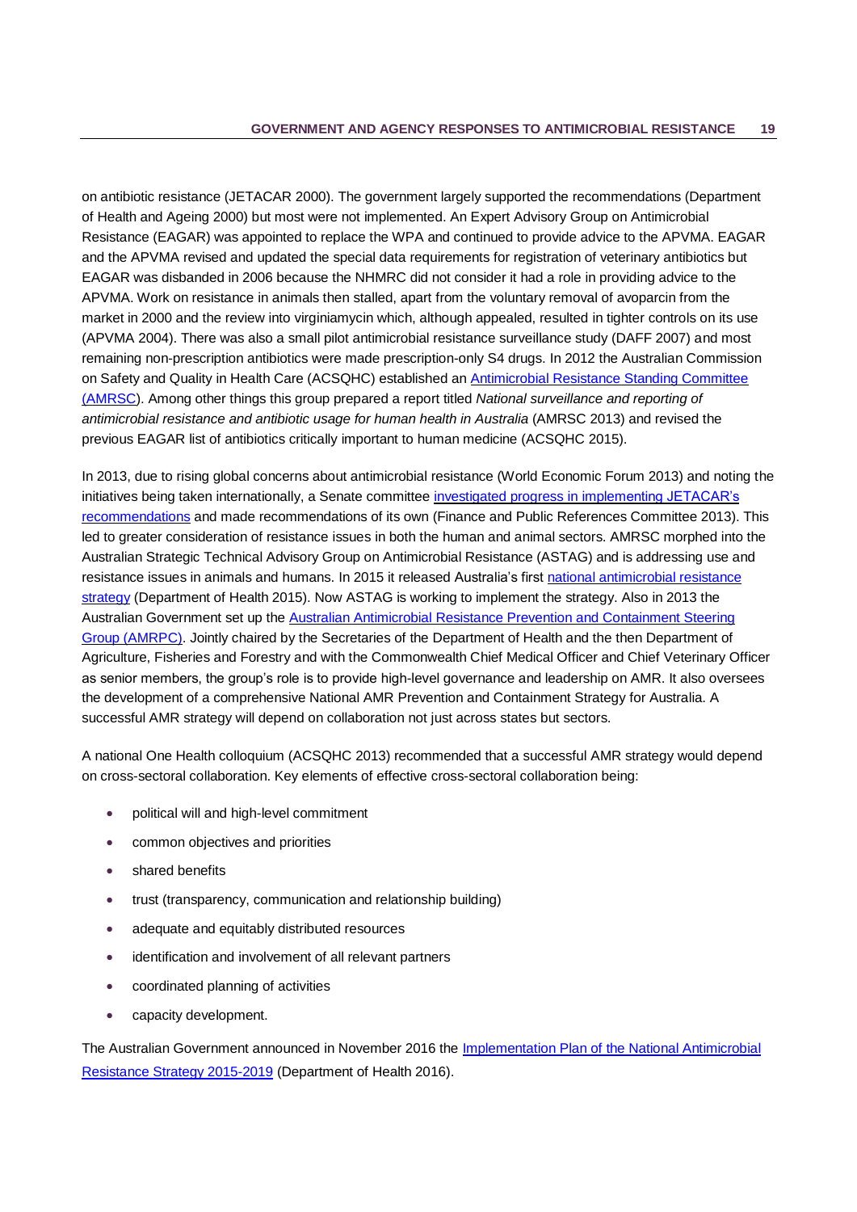on antibiotic resistance (JETACAR 2000). The government largely supported the recommendations (Department of Health and Ageing 2000) but most were not implemented. An Expert Advisory Group on Antimicrobial Resistance (EAGAR) was appointed to replace the WPA and continued to provide advice to the APVMA. EAGAR and the APVMA revised and updated the special data requirements for registration of veterinary antibiotics but EAGAR was disbanded in 2006 because the NHMRC did not consider it had a role in providing advice to the APVMA. Work on resistance in animals then stalled, apart from the voluntary removal of avoparcin from the market in 2000 and the review into virginiamycin which, although appealed, resulted in tighter controls on its use (APVMA 2004). There was also a small pilot antimicrobial resistance surveillance study (DAFF 2007) and most remaining non-prescription antibiotics were made prescription-only S4 drugs. In 2012 the Australian Commission on Safety and Quality in Health Care (ACSQHC) established an Antimicrobial Resistance Standing Committee (AMRSC). Among other things this group prepared a report titled *National surveillance and reporting of antimicrobial resistance and antibiotic usage for human health in Australia* (AMRSC 2013) and revised the previous EAGAR list of antibiotics critically important to human medicine (ACSQHC 2015).

In 2013, due to rising global concerns about antimicrobial resistance (World Economic Forum 2013) and noting the initiatives being taken internationally, a Senate committee investigated progress in implementing JETACAR's recommendations and made recommendations of its own (Finance and Public References Committee 2013). This led to greater consideration of resistance issues in both the human and animal sectors. AMRSC morphed into the Australian Strategic Technical Advisory Group on Antimicrobial Resistance (ASTAG) and is addressing use and resistance issues in animals and humans. In 2015 it released Australia's first national antimicrobial resistance strategy (Department of Health 2015). Now ASTAG is working to implement the strategy. Also in 2013 the Australian Government set up the Australian Antimicrobial Resistance Prevention and Containment Steering Group (AMRPC). Jointly chaired by the Secretaries of the Department of Health and the then Department of Agriculture, Fisheries and Forestry and with the Commonwealth Chief Medical Officer and Chief Veterinary Officer as senior members, the group's role is to provide high-level governance and leadership on AMR. It also oversees the development of a comprehensive National AMR Prevention and Containment Strategy for Australia. A successful AMR strategy will depend on collaboration not just across states but sectors.

A national One Health colloquium (ACSQHC 2013) recommended that a successful AMR strategy would depend on cross-sectoral collaboration. Key elements of effective cross-sectoral collaboration being:

- political will and high-level commitment
- common objectives and priorities
- shared benefits
- trust (transparency, communication and relationship building)
- adequate and equitably distributed resources
- identification and involvement of all relevant partners
- coordinated planning of activities
- capacity development.

The Australian Government announced in November 2016 the Implementation Plan of the National Antimicrobial Resistance Strategy 2015-2019 (Department of Health 2016).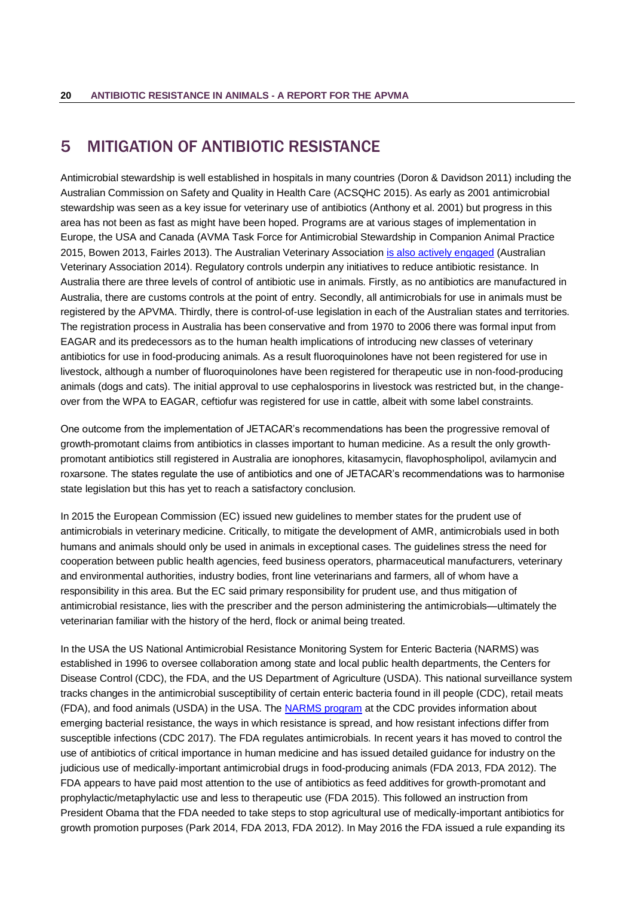# 5 MITIGATION OF ANTIBIOTIC RESISTANCE

Antimicrobial stewardship is well established in hospitals in many countries (Doron & Davidson 2011) including the Australian Commission on Safety and Quality in Health Care (ACSQHC 2015). As early as 2001 antimicrobial stewardship was seen as a key issue for veterinary use of antibiotics (Anthony et al. 2001) but progress in this area has not been as fast as might have been hoped. Programs are at various stages of implementation in Europe, the USA and Canada (AVMA Task Force for Antimicrobial Stewardship in Companion Animal Practice 2015, Bowen 2013, Fairles 2013). The Australian Veterinary Association is also actively engaged (Australian Veterinary Association 2014). Regulatory controls underpin any initiatives to reduce antibiotic resistance. In Australia there are three levels of control of antibiotic use in animals. Firstly, as no antibiotics are manufactured in Australia, there are customs controls at the point of entry. Secondly, all antimicrobials for use in animals must be registered by the APVMA. Thirdly, there is control-of-use legislation in each of the Australian states and territories. The registration process in Australia has been conservative and from 1970 to 2006 there was formal input from EAGAR and its predecessors as to the human health implications of introducing new classes of veterinary antibiotics for use in food-producing animals. As a result fluoroquinolones have not been registered for use in livestock, although a number of fluoroquinolones have been registered for therapeutic use in non-food-producing animals (dogs and cats). The initial approval to use cephalosporins in livestock was restricted but, in the change-over from the WPA to EAGAR, ceftiofur was registered for use in cattle, albeit with some label constraints.

One outcome from the implementation of JETACAR's recommendations has been the progressive removal of growth-promotant claims from antibiotics in classes important to human medicine. As a result the only growth-promotant antibiotics still registered in Australia are ionophores, kitasamycin, flavophospholipol, avilamycin and roxarsone. The states regulate the use of antibiotics and one of JETACAR's recommendations was to harmonise state legislation but this has yet to reach a satisfactory conclusion.

In 2015 the European Commission (EC) issued new guidelines to member states for the prudent use of antimicrobials in veterinary medicine. Critically, to mitigate the development of AMR, antimicrobials used in both humans and animals should only be used in animals in exceptional cases. The guidelines stress the need for cooperation between public health agencies, feed business operators, pharmaceutical manufacturers, veterinary and environmental authorities, industry bodies, front line veterinarians and farmers, all of whom have a responsibility in this area. But the EC said primary responsibility for prudent use, and thus mitigation of antimicrobial resistance, lies with the prescriber and the person administering the antimicrobials—ultimately the veterinarian familiar with the history of the herd, flock or animal being treated.

In the USA the US National Antimicrobial Resistance Monitoring System for Enteric Bacteria (NARMS) was established in 1996 to oversee collaboration among state and local public health departments, the Centers for Disease Control (CDC), the FDA, and the US Department of Agriculture (USDA). This national surveillance system tracks changes in the antimicrobial susceptibility of certain enteric bacteria found in ill people (CDC), retail meats (FDA), and food animals (USDA) in the USA. The NARMS program at the CDC provides information about emerging bacterial resistance, the ways in which resistance is spread, and how resistant infections differ from susceptible infections (CDC 2017). The FDA regulates antimicrobials. In recent years it has moved to control the use of antibiotics of critical importance in human medicine and has issued detailed guidance for industry on the judicious use of medically-important antimicrobial drugs in food-producing animals (FDA 2013, FDA 2012). The FDA appears to have paid most attention to the use of antibiotics as feed additives for growth-promotant and prophylactic/metaphylactic use and less to therapeutic use (FDA 2015). This followed an instruction from President Obama that the FDA needed to take steps to stop agricultural use of medically-important antibiotics for growth promotion purposes (Park 2014, FDA 2013, FDA 2012). In May 2016 the FDA issued a rule expanding its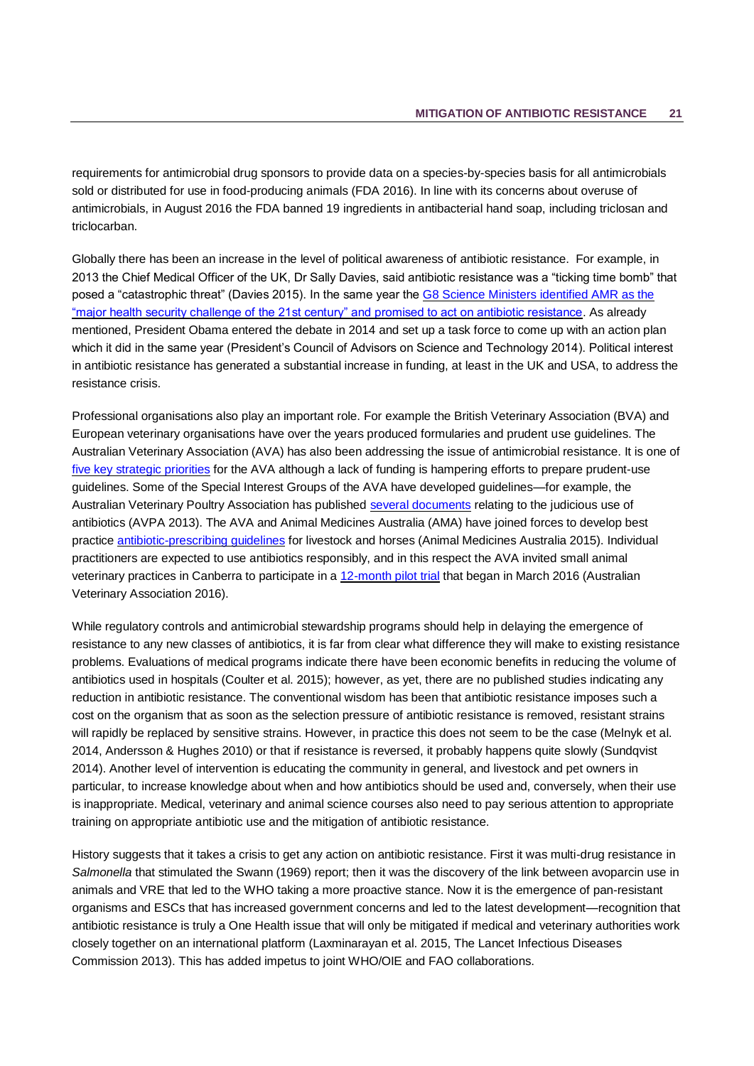requirements for antimicrobial drug sponsors to provide data on a species-by-species basis for all antimicrobials sold or distributed for use in food-producing animals (FDA 2016). In line with its concerns about overuse of antimicrobials, in August 2016 the FDA banned 19 ingredients in antibacterial hand soap, including triclosan and triclocarban.

Globally there has been an increase in the level of political awareness of antibiotic resistance. For example, in 2013 the Chief Medical Officer of the UK, Dr Sally Davies, said antibiotic resistance was a "ticking time bomb" that posed a "catastrophic threat" (Davies 2015). In the same year the G8 Science Ministers identified AMR as the "major health security challenge of the 21st century" and promised to act on antibiotic resistance. As already mentioned, President Obama entered the debate in 2014 and set up a task force to come up with an action plan which it did in the same year (President's Council of Advisors on Science and Technology 2014). Political interest in antibiotic resistance has generated a substantial increase in funding, at least in the UK and USA, to address the resistance crisis.

Professional organisations also play an important role. For example the British Veterinary Association (BVA) and European veterinary organisations have over the years produced formularies and prudent use guidelines. The Australian Veterinary Association (AVA) has also been addressing the issue of antimicrobial resistance. It is one of five key strategic priorities for the AVA although a lack of funding is hampering efforts to prepare prudent-use guidelines. Some of the Special Interest Groups of the AVA have developed guidelines—for example, the Australian Veterinary Poultry Association has published several documents relating to the judicious use of antibiotics (AVPA 2013). The AVA and Animal Medicines Australia (AMA) have joined forces to develop best practice antibiotic-prescribing guidelines for livestock and horses (Animal Medicines Australia 2015). Individual practitioners are expected to use antibiotics responsibly, and in this respect the AVA invited small animal veterinary practices in Canberra to participate in a 12-month pilot trial that began in March 2016 (Australian Veterinary Association 2016).

While regulatory controls and antimicrobial stewardship programs should help in delaying the emergence of resistance to any new classes of antibiotics, it is far from clear what difference they will make to existing resistance problems. Evaluations of medical programs indicate there have been economic benefits in reducing the volume of antibiotics used in hospitals (Coulter et al. 2015); however, as yet, there are no published studies indicating any reduction in antibiotic resistance. The conventional wisdom has been that antibiotic resistance imposes such a cost on the organism that as soon as the selection pressure of antibiotic resistance is removed, resistant strains will rapidly be replaced by sensitive strains. However, in practice this does not seem to be the case (Melnyk et al. 2014, Andersson & Hughes 2010) or that if resistance is reversed, it probably happens quite slowly (Sundqvist 2014). Another level of intervention is educating the community in general, and livestock and pet owners in particular, to increase knowledge about when and how antibiotics should be used and, conversely, when their use is inappropriate. Medical, veterinary and animal science courses also need to pay serious attention to appropriate training on appropriate antibiotic use and the mitigation of antibiotic resistance.

History suggests that it takes a crisis to get any action on antibiotic resistance. First it was multi-drug resistance in *Salmonella* that stimulated the Swann (1969) report; then it was the discovery of the link between avoparcin use in animals and VRE that led to the WHO taking a more proactive stance. Now it is the emergence of pan-resistant organisms and ESCs that has increased government concerns and led to the latest development—recognition that antibiotic resistance is truly a One Health issue that will only be mitigated if medical and veterinary authorities work closely together on an international platform (Laxminarayan et al. 2015, The Lancet Infectious Diseases Commission 2013). This has added impetus to joint WHO/OIE and FAO collaborations.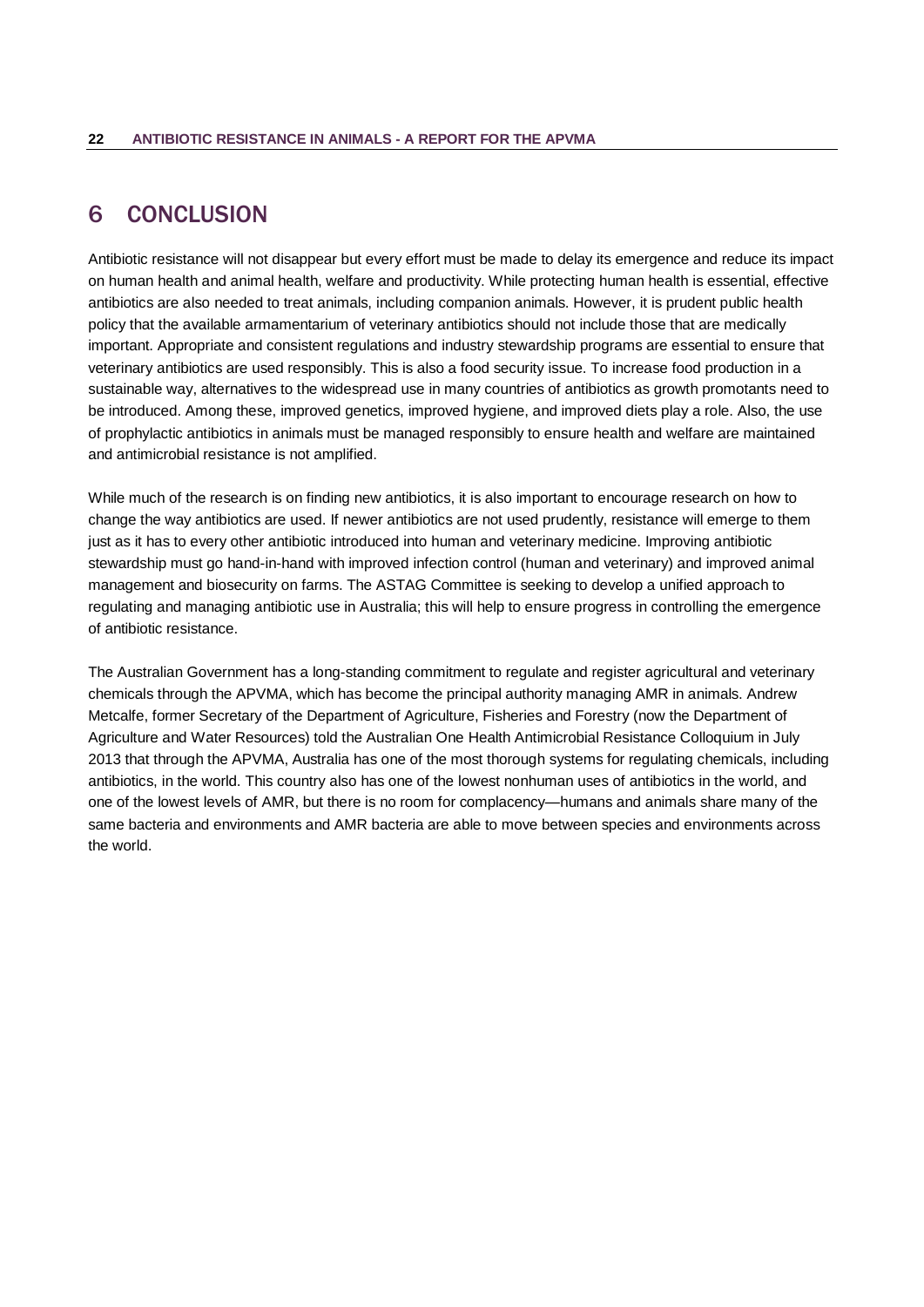# 6 CONCLUSION

Antibiotic resistance will not disappear but every effort must be made to delay its emergence and reduce its impact on human health and animal health, welfare and productivity. While protecting human health is essential, effective antibiotics are also needed to treat animals, including companion animals. However, it is prudent public health policy that the available armamentarium of veterinary antibiotics should not include those that are medically important. Appropriate and consistent regulations and industry stewardship programs are essential to ensure that veterinary antibiotics are used responsibly. This is also a food security issue. To increase food production in a sustainable way, alternatives to the widespread use in many countries of antibiotics as growth promotants need to be introduced. Among these, improved genetics, improved hygiene, and improved diets play a role. Also, the use of prophylactic antibiotics in animals must be managed responsibly to ensure health and welfare are maintained and antimicrobial resistance is not amplified.

While much of the research is on finding new antibiotics, it is also important to encourage research on how to change the way antibiotics are used. If newer antibiotics are not used prudently, resistance will emerge to them just as it has to every other antibiotic introduced into human and veterinary medicine. Improving antibiotic stewardship must go hand-in-hand with improved infection control (human and veterinary) and improved animal management and biosecurity on farms. The ASTAG Committee is seeking to develop a unified approach to regulating and managing antibiotic use in Australia; this will help to ensure progress in controlling the emergence of antibiotic resistance.

The Australian Government has a long-standing commitment to regulate and register agricultural and veterinary chemicals through the APVMA, which has become the principal authority managing AMR in animals. Andrew Metcalfe, former Secretary of the Department of Agriculture, Fisheries and Forestry (now the Department of Agriculture and Water Resources) told the Australian One Health Antimicrobial Resistance Colloquium in July 2013 that through the APVMA, Australia has one of the most thorough systems for regulating chemicals, including antibiotics, in the world. This country also has one of the lowest nonhuman uses of antibiotics in the world, and one of the lowest levels of AMR, but there is no room for complacency—humans and animals share many of the same bacteria and environments and AMR bacteria are able to move between species and environments across the world.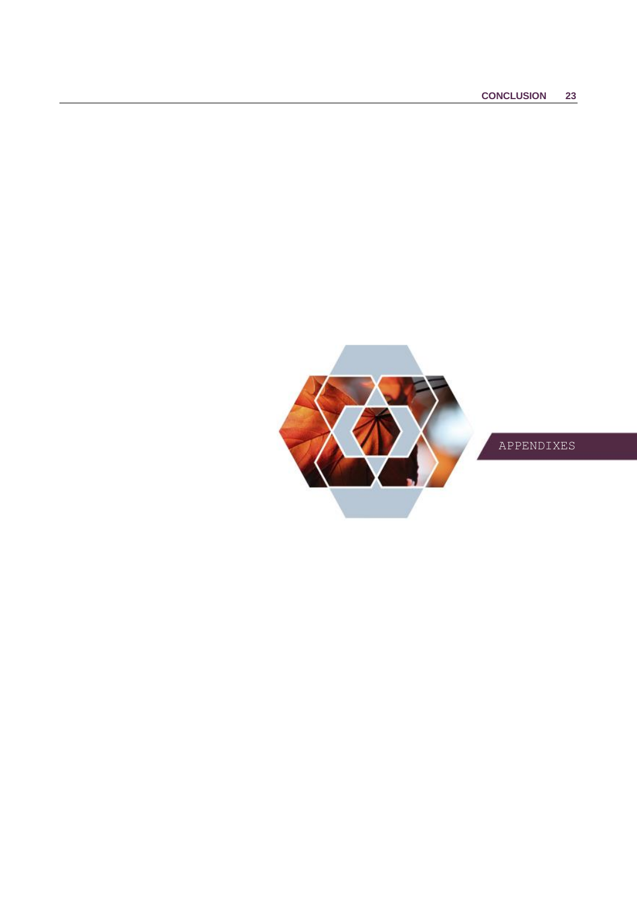# APPENDIXES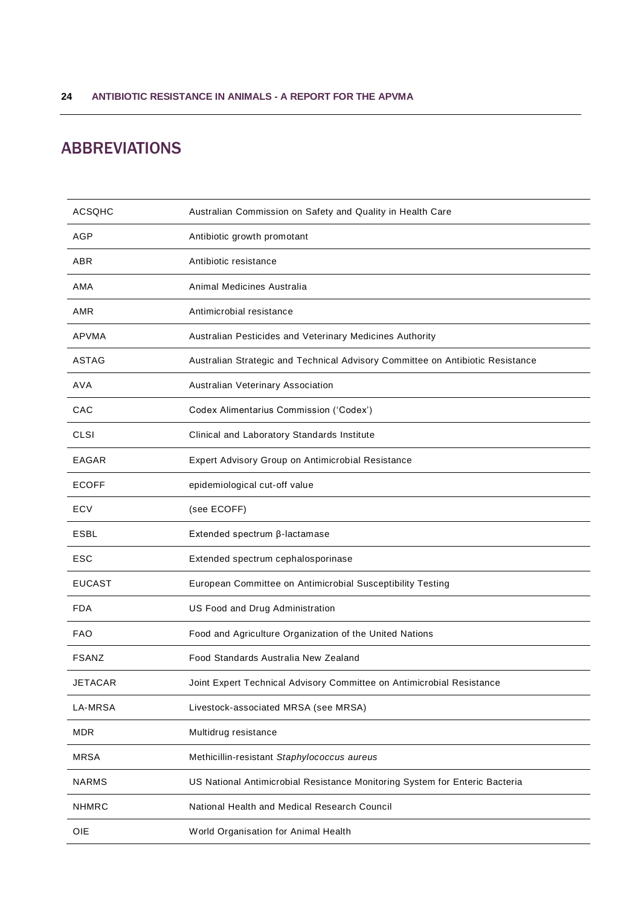## ABBREVIATIONS

| | |
|---|---|
| ACSQHC | Australian Commission on Safety and Quality in Health Care |
| AGP | Antibiotic growth promotant |
| ABR | Antibiotic resistance |
| AMA | Animal Medicines Australia |
| AMR | Antimicrobial resistance |
| APVMA | Australian Pesticides and Veterinary Medicines Authority |
| ASTAG | Australian Strategic and Technical Advisory Committee on Antibiotic Resistance |
| AVA | Australian Veterinary Association |
| CAC | Codex Alimentarius Commission ('Codex') |
| CLSI | Clinical and Laboratory Standards Institute |
| EAGAR | Expert Advisory Group on Antimicrobial Resistance |
| ECOFF | epidemiological cut-off value |
| ECV | (see ECOFF) |
| ESBL | Extended spectrum β-lactamase |
| ESC | Extended spectrum cephalosporinase |
| EUCAST | European Committee on Antimicrobial Susceptibility Testing |
| FDA | US Food and Drug Administration |
| FAO | Food and Agriculture Organization of the United Nations |
| FSANZ | Food Standards Australia New Zealand |
| JETACAR | Joint Expert Technical Advisory Committee on Antimicrobial Resistance |
| LA-MRSA | Livestock-associated MRSA (see MRSA) |
| MDR | Multidrug resistance |
| MRSA | Methicillin-resistant *Staphylococcus aureus* |
| NARMS | US National Antimicrobial Resistance Monitoring System for Enteric Bacteria |
| NHMRC | National Health and Medical Research Council |
| OIE | World Organisation for Animal Health |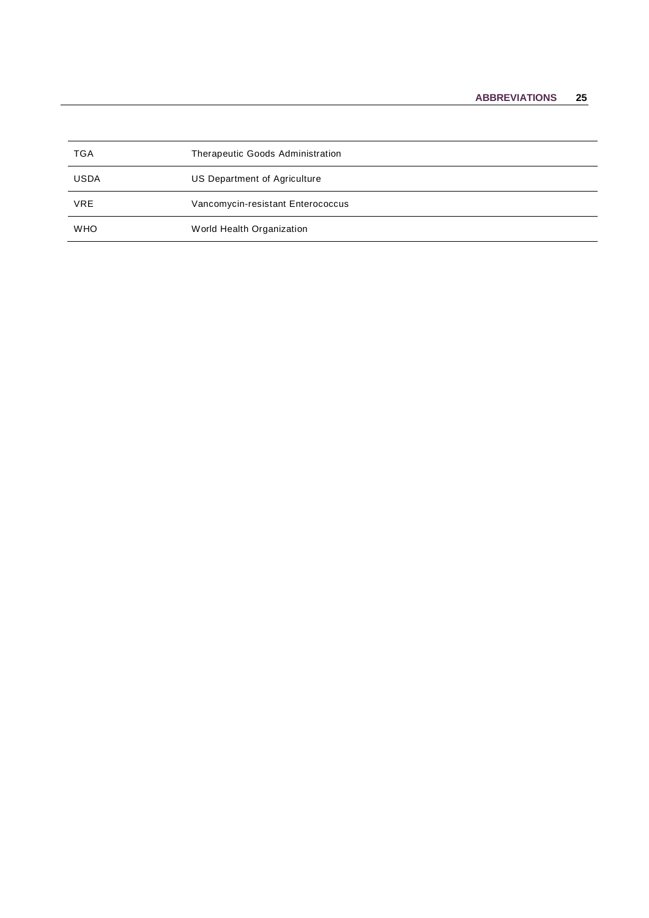| | |
|---|---|
| TGA | Therapeutic Goods Administration |
| USDA | US Department of Agriculture |
| VRE | Vancomycin-resistant Enterococcus |
| WHO | World Health Organization |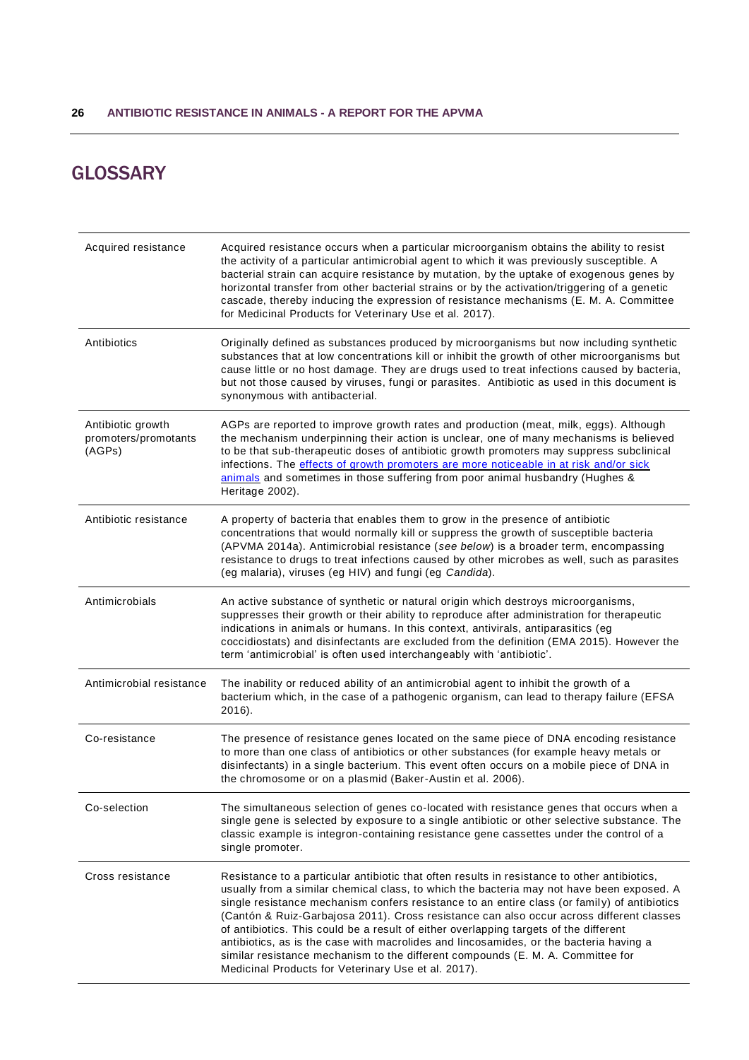## GLOSSARY

| | |
|---|---|
| Acquired resistance | Acquired resistance occurs when a particular microorganism obtains the ability to resist the activity of a particular antimicrobial agent to which it was previously susceptible. A bacterial strain can acquire resistance by mutation, by the uptake of exogenous genes by horizontal transfer from other bacterial strains or by the activation/triggering of a genetic cascade, thereby inducing the expression of resistance mechanisms (E. M. A. Committee for Medicinal Products for Veterinary Use et al. 2017). |
| Antibiotics | Originally defined as substances produced by microorganisms but now including synthetic substances that at low concentrations kill or inhibit the growth of other microorganisms but cause little or no host damage. They are drugs used to treat infections caused by bacteria, but not those caused by viruses, fungi or parasites. Antibiotic as used in this document is synonymous with antibacterial. |
| Antibiotic growth promoters/promotants (AGPs) | AGPs are reported to improve growth rates and production (meat, milk, eggs). Although the mechanism underpinning their action is unclear, one of many mechanisms is believed to be that sub-therapeutic doses of antibiotic growth promoters may suppress subclinical infections. The effects of growth promoters are more noticeable in at risk and/or sick animals and sometimes in those suffering from poor animal husbandry (Hughes & Heritage 2002). |
| Antibiotic resistance | A property of bacteria that enables them to grow in the presence of antibiotic concentrations that would normally kill or suppress the growth of susceptible bacteria (APVMA 2014a). Antimicrobial resistance (*see below*) is a broader term, encompassing resistance to drugs to treat infections caused by other microbes as well, such as parasites (eg malaria), viruses (eg HIV) and fungi (eg *Candida*). |
| Antimicrobials | An active substance of synthetic or natural origin which destroys microorganisms, suppresses their growth or their ability to reproduce after administration for therapeutic indications in animals or humans. In this context, antivirals, antiparasitics (eg coccidiostats) and disinfectants are excluded from the definition (EMA 2015). However the term 'antimicrobial' is often used interchangeably with 'antibiotic'. |
| Antimicrobial resistance | The inability or reduced ability of an antimicrobial agent to inhibit the growth of a bacterium which, in the case of a pathogenic organism, can lead to therapy failure (EFSA 2016). |
| Co-resistance | The presence of resistance genes located on the same piece of DNA encoding resistance to more than one class of antibiotics or other substances (for example heavy metals or disinfectants) in a single bacterium. This event often occurs on a mobile piece of DNA in the chromosome or on a plasmid (Baker-Austin et al. 2006). |
| Co-selection | The simultaneous selection of genes co-located with resistance genes that occurs when a single gene is selected by exposure to a single antibiotic or other selective substance. The classic example is integron-containing resistance gene cassettes under the control of a single promoter. |
| Cross resistance | Resistance to a particular antibiotic that often results in resistance to other antibiotics, usually from a similar chemical class, to which the bacteria may not have been exposed. A single resistance mechanism confers resistance to an entire class (or family) of antibiotics (Cantón & Ruiz-Garbajosa 2011). Cross resistance can also occur across different classes of antibiotics. This could be a result of either overlapping targets of the different antibiotics, as is the case with macrolides and lincosamides, or the bacteria having a similar resistance mechanism to the different compounds (E. M. A. Committee for Medicinal Products for Veterinary Use et al. 2017). |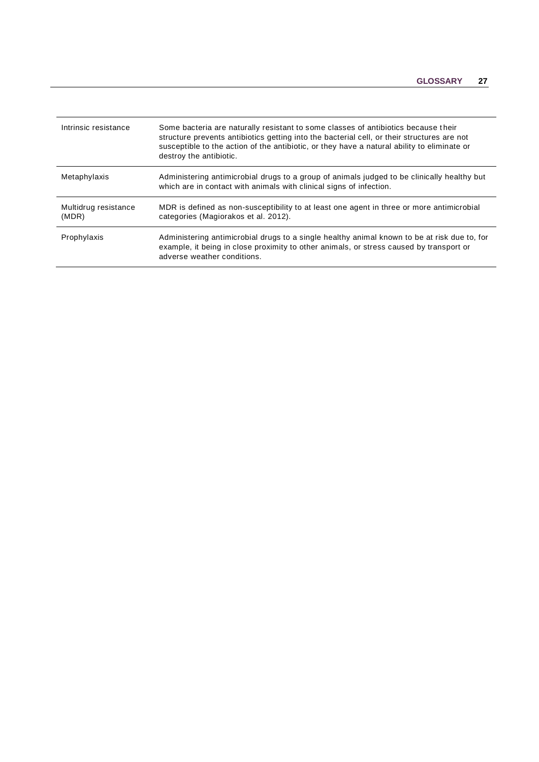| | |
|---|---|
| Intrinsic resistance | Some bacteria are naturally resistant to some classes of antibiotics because their structure prevents antibiotics getting into the bacterial cell, or their structures are not susceptible to the action of the antibiotic, or they have a natural ability to eliminate or destroy the antibiotic. |
| Metaphylaxis | Administering antimicrobial drugs to a group of animals judged to be clinically healthy but which are in contact with animals with clinical signs of infection. |
| Multidrug resistance (MDR) | MDR is defined as non-susceptibility to at least one agent in three or more antimicrobial categories (Magiorakos et al. 2012). |
| Prophylaxis | Administering antimicrobial drugs to a single healthy animal known to be at risk due to, for example, it being in close proximity to other animals, or stress caused by transport or adverse weather conditions. |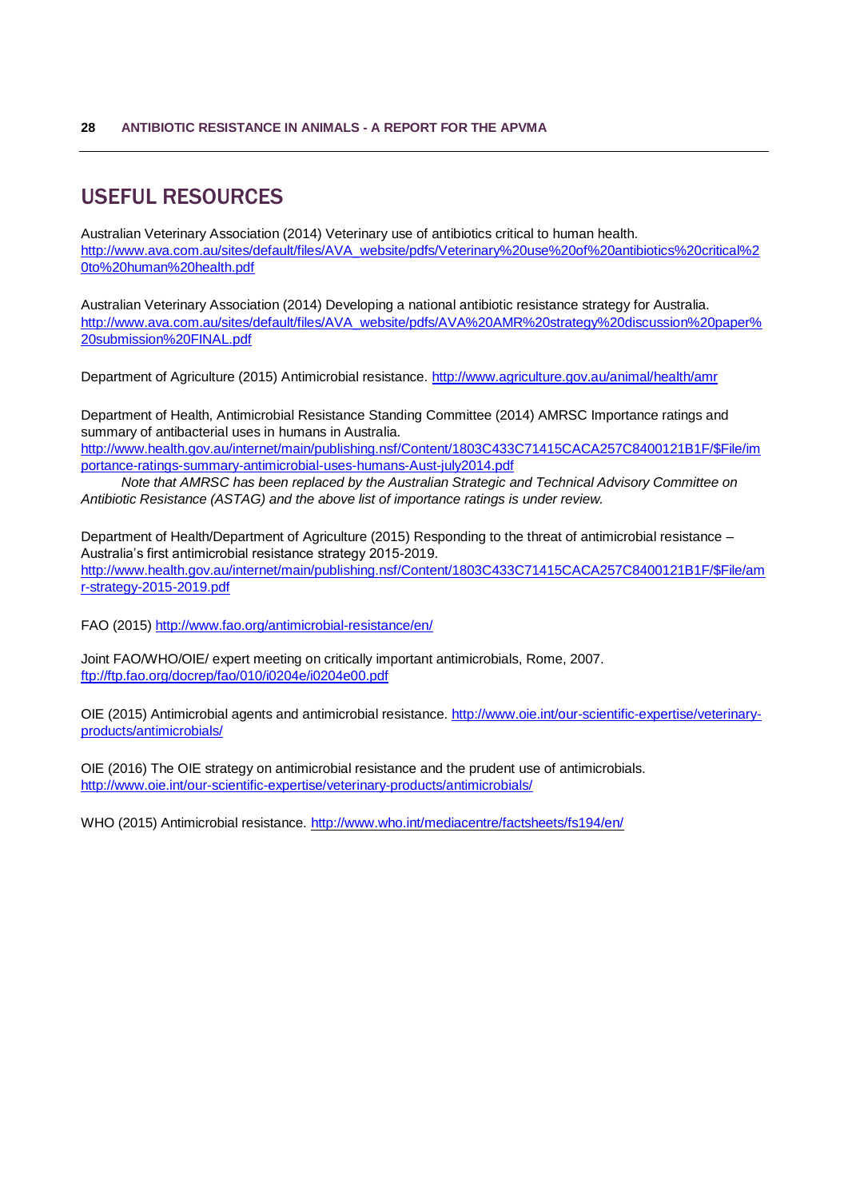## USEFUL RESOURCES

Australian Veterinary Association (2014) Veterinary use of antibiotics critical to human health. http://www.ava.com.au/sites/default/files/AVA_website/pdfs/Veterinary%20use%20of%20antibiotics%20critical%20to%20human%20health.pdf

Australian Veterinary Association (2014) Developing a national antibiotic resistance strategy for Australia. http://www.ava.com.au/sites/default/files/AVA_website/pdfs/AVA%20AMR%20strategy%20discussion%20paper%20submission%20FINAL.pdf

Department of Agriculture (2015) Antimicrobial resistance. http://www.agriculture.gov.au/animal/health/amr

Department of Health, Antimicrobial Resistance Standing Committee (2014) AMRSC Importance ratings and summary of antibacterial uses in humans in Australia.
http://www.health.gov.au/internet/main/publishing.nsf/Content/1803C433C71415CACA257C8400121B1F/$File/importance-ratings-summary-antimicrobial-uses-humans-Aust-july2014.pdf

*Note that AMRSC has been replaced by the Australian Strategic and Technical Advisory Committee on Antibiotic Resistance (ASTAG) and the above list of importance ratings is under review.*

Department of Health/Department of Agriculture (2015) Responding to the threat of antimicrobial resistance – Australia's first antimicrobial resistance strategy 2015-2019.
http://www.health.gov.au/internet/main/publishing.nsf/Content/1803C433C71415CACA257C8400121B1F/$File/amr-strategy-2015-2019.pdf

FAO (2015) http://www.fao.org/antimicrobial-resistance/en/

Joint FAO/WHO/OIE/ expert meeting on critically important antimicrobials, Rome, 2007.
ftp://ftp.fao.org/docrep/fao/010/i0204e/i0204e00.pdf

OIE (2015) Antimicrobial agents and antimicrobial resistance. http://www.oie.int/our-scientific-expertise/veterinary-products/antimicrobials/

OIE (2016) The OIE strategy on antimicrobial resistance and the prudent use of antimicrobials.
http://www.oie.int/our-scientific-expertise/veterinary-products/antimicrobials/

WHO (2015) Antimicrobial resistance. http://www.who.int/mediacentre/factsheets/fs194/en/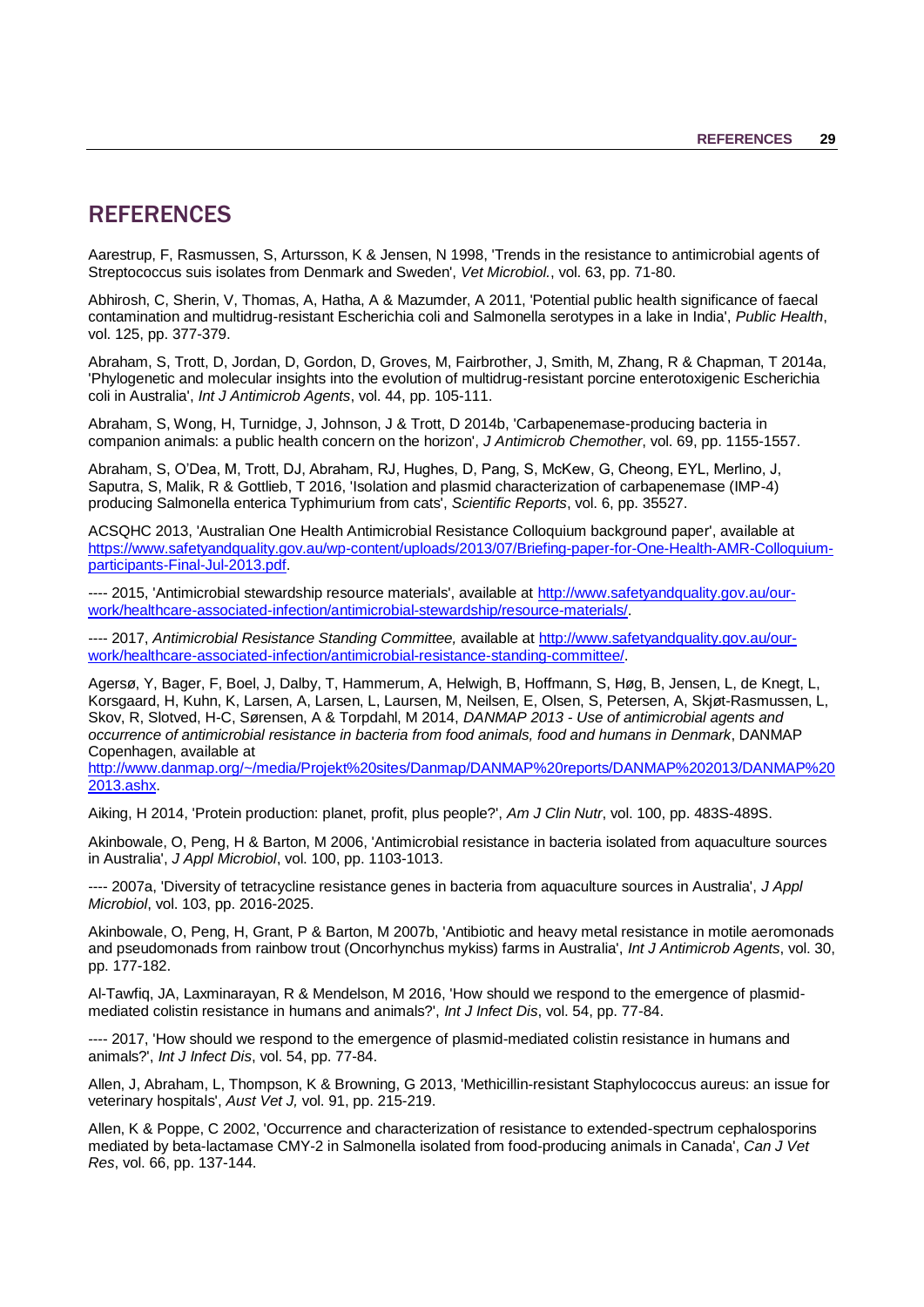# REFERENCES

Aarestrup, F, Rasmussen, S, Artursson, K & Jensen, N 1998, 'Trends in the resistance to antimicrobial agents of Streptococcus suis isolates from Denmark and Sweden', *Vet Microbiol.*, vol. 63, pp. 71-80.

Abhirosh, C, Sherin, V, Thomas, A, Hatha, A & Mazumder, A 2011, 'Potential public health significance of faecal contamination and multidrug-resistant Escherichia coli and Salmonella serotypes in a lake in India', *Public Health*, vol. 125, pp. 377-379.

Abraham, S, Trott, D, Jordan, D, Gordon, D, Groves, M, Fairbrother, J, Smith, M, Zhang, R & Chapman, T 2014a, 'Phylogenetic and molecular insights into the evolution of multidrug-resistant porcine enterotoxigenic Escherichia coli in Australia', *Int J Antimicrob Agents*, vol. 44, pp. 105-111.

Abraham, S, Wong, H, Turnidge, J, Johnson, J & Trott, D 2014b, 'Carbapenemase-producing bacteria in companion animals: a public health concern on the horizon', *J Antimicrob Chemother*, vol. 69, pp. 1155-1557.

Abraham, S, O'Dea, M, Trott, DJ, Abraham, RJ, Hughes, D, Pang, S, McKew, G, Cheong, EYL, Merlino, J, Saputra, S, Malik, R & Gottlieb, T 2016, 'Isolation and plasmid characterization of carbapenemase (IMP-4) producing Salmonella enterica Typhimurium from cats', *Scientific Reports*, vol. 6, pp. 35527.

ACSQHC 2013, 'Australian One Health Antimicrobial Resistance Colloquium background paper', available at https://www.safetyandquality.gov.au/wp-content/uploads/2013/07/Briefing-paper-for-One-Health-AMR-Colloquium-participants-Final-Jul-2013.pdf.

---- 2015, 'Antimicrobial stewardship resource materials', available at http://www.safetyandquality.gov.au/our-work/healthcare-associated-infection/antimicrobial-stewardship/resource-materials/.

---- 2017, *Antimicrobial Resistance Standing Committee,* available at http://www.safetyandquality.gov.au/our-work/healthcare-associated-infection/antimicrobial-resistance-standing-committee/.

Agersø, Y, Bager, F, Boel, J, Dalby, T, Hammerum, A, Helwigh, B, Hoffmann, S, Høg, B, Jensen, L, de Knegt, L, Korsgaard, H, Kuhn, K, Larsen, A, Larsen, L, Laursen, M, Neilsen, E, Olsen, S, Petersen, A, Skjøt-Rasmussen, L, Skov, R, Slotved, H-C, Sørensen, A & Torpdahl, M 2014, *DANMAP 2013 - Use of antimicrobial agents and occurrence of antimicrobial resistance in bacteria from food animals, food and humans in Denmark*, DANMAP Copenhagen, available at http://www.danmap.org/~/media/Projekt%20sites/Danmap/DANMAP%20reports/DANMAP%202013/DANMAP%202013.ashx.

Aiking, H 2014, 'Protein production: planet, profit, plus people?', *Am J Clin Nutr*, vol. 100, pp. 483S-489S.

Akinbowale, O, Peng, H & Barton, M 2006, 'Antimicrobial resistance in bacteria isolated from aquaculture sources in Australia', *J Appl Microbiol*, vol. 100, pp. 1103-1013.

---- 2007a, 'Diversity of tetracycline resistance genes in bacteria from aquaculture sources in Australia', *J Appl Microbiol*, vol. 103, pp. 2016-2025.

Akinbowale, O, Peng, H, Grant, P & Barton, M 2007b, 'Antibiotic and heavy metal resistance in motile aeromonads and pseudomonads from rainbow trout (Oncorhynchus mykiss) farms in Australia', *Int J Antimicrob Agents*, vol. 30, pp. 177-182.

Al-Tawfiq, JA, Laxminarayan, R & Mendelson, M 2016, 'How should we respond to the emergence of plasmid-mediated colistin resistance in humans and animals?', *Int J Infect Dis*, vol. 54, pp. 77-84.

---- 2017, 'How should we respond to the emergence of plasmid-mediated colistin resistance in humans and animals?', *Int J Infect Dis*, vol. 54, pp. 77-84.

Allen, J, Abraham, L, Thompson, K & Browning, G 2013, 'Methicillin-resistant Staphylococcus aureus: an issue for veterinary hospitals', *Aust Vet J,* vol. 91, pp. 215-219.

Allen, K & Poppe, C 2002, 'Occurrence and characterization of resistance to extended-spectrum cephalosporins mediated by beta-lactamase CMY-2 in Salmonella isolated from food-producing animals in Canada', *Can J Vet Res*, vol. 66, pp. 137-144.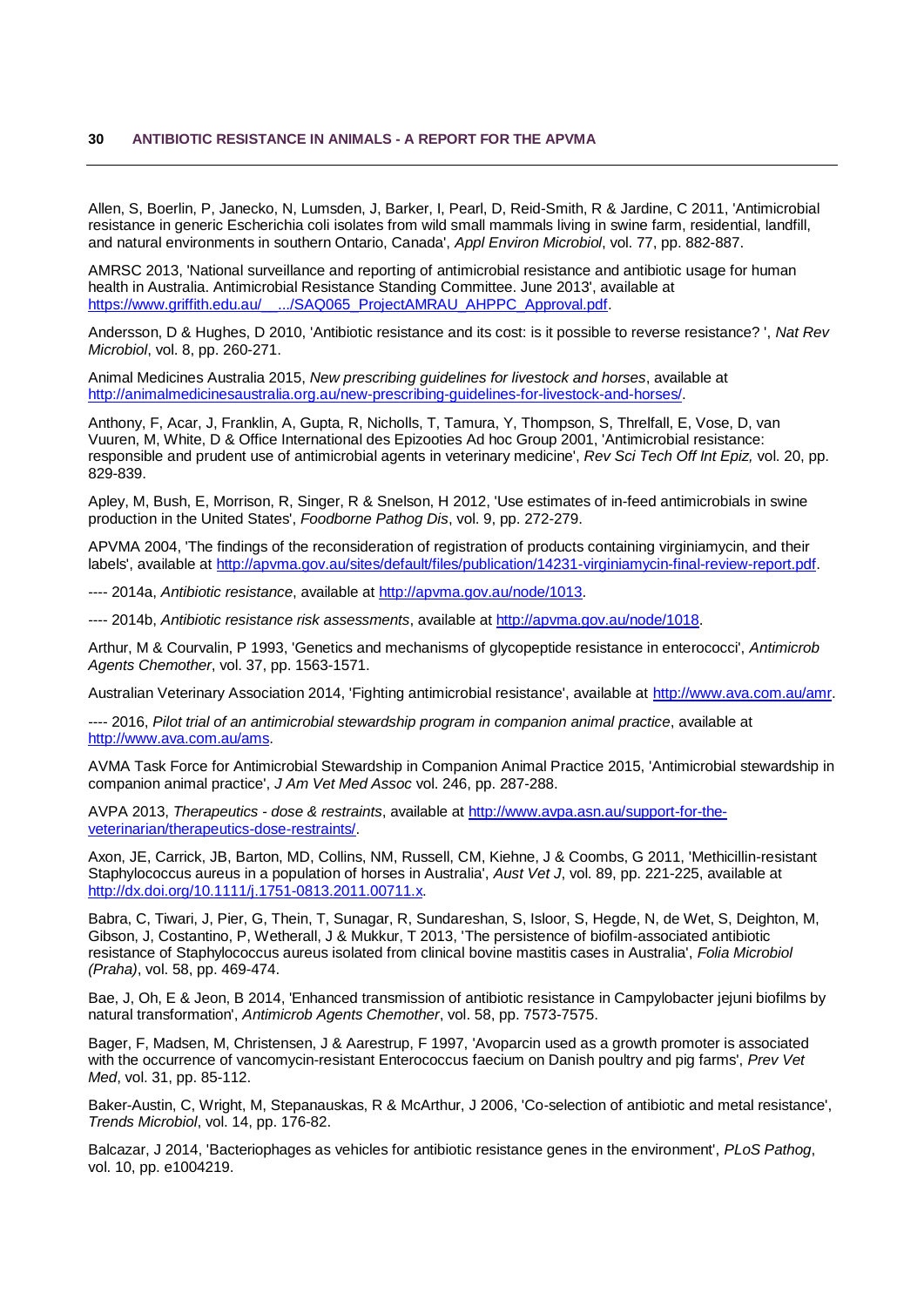Allen, S, Boerlin, P, Janecko, N, Lumsden, J, Barker, I, Pearl, D, Reid-Smith, R & Jardine, C 2011, 'Antimicrobial resistance in generic Escherichia coli isolates from wild small mammals living in swine farm, residential, landfill, and natural environments in southern Ontario, Canada', *Appl Environ Microbiol*, vol. 77, pp. 882-887.

AMRSC 2013, 'National surveillance and reporting of antimicrobial resistance and antibiotic usage for human health in Australia. Antimicrobial Resistance Standing Committee. June 2013', available at https://www.griffith.edu.au/__.../SAQ065_ProjectAMRAU_AHPPC_Approval.pdf.

Andersson, D & Hughes, D 2010, 'Antibiotic resistance and its cost: is it possible to reverse resistance? ', *Nat Rev Microbiol*, vol. 8, pp. 260-271.

Animal Medicines Australia 2015, *New prescribing guidelines for livestock and horses*, available at http://animalmedicinesaustralia.org.au/new-prescribing-guidelines-for-livestock-and-horses/.

Anthony, F, Acar, J, Franklin, A, Gupta, R, Nicholls, T, Tamura, Y, Thompson, S, Threlfall, E, Vose, D, van Vuuren, M, White, D & Office International des Epizooties Ad hoc Group 2001, 'Antimicrobial resistance: responsible and prudent use of antimicrobial agents in veterinary medicine', *Rev Sci Tech Off Int Epiz,* vol. 20, pp. 829-839.

Apley, M, Bush, E, Morrison, R, Singer, R & Snelson, H 2012, 'Use estimates of in-feed antimicrobials in swine production in the United States', *Foodborne Pathog Dis*, vol. 9, pp. 272-279.

APVMA 2004, 'The findings of the reconsideration of registration of products containing virginiamycin, and their labels', available at http://apvma.gov.au/sites/default/files/publication/14231-virginiamycin-final-review-report.pdf.

---- 2014a, *Antibiotic resistance*, available at http://apvma.gov.au/node/1013.

---- 2014b, *Antibiotic resistance risk assessments*, available at http://apvma.gov.au/node/1018.

Arthur, M & Courvalin, P 1993, 'Genetics and mechanisms of glycopeptide resistance in enterococci', *Antimicrob Agents Chemother*, vol. 37, pp. 1563-1571.

Australian Veterinary Association 2014, 'Fighting antimicrobial resistance', available at http://www.ava.com.au/amr.

---- 2016, *Pilot trial of an antimicrobial stewardship program in companion animal practice*, available at http://www.ava.com.au/ams.

AVMA Task Force for Antimicrobial Stewardship in Companion Animal Practice 2015, 'Antimicrobial stewardship in companion animal practice', *J Am Vet Med Assoc* vol. 246, pp. 287-288.

AVPA 2013, *Therapeutics - dose & restraints*, available at http://www.avpa.asn.au/support-for-the-veterinarian/therapeutics-dose-restraints/.

Axon, JE, Carrick, JB, Barton, MD, Collins, NM, Russell, CM, Kiehne, J & Coombs, G 2011, 'Methicillin-resistant Staphylococcus aureus in a population of horses in Australia', *Aust Vet J*, vol. 89, pp. 221-225, available at http://dx.doi.org/10.1111/j.1751-0813.2011.00711.x.

Babra, C, Tiwari, J, Pier, G, Thein, T, Sunagar, R, Sundareshan, S, Isloor, S, Hegde, N, de Wet, S, Deighton, M, Gibson, J, Costantino, P, Wetherall, J & Mukkur, T 2013, 'The persistence of biofilm-associated antibiotic resistance of Staphylococcus aureus isolated from clinical bovine mastitis cases in Australia', *Folia Microbiol (Praha)*, vol. 58, pp. 469-474.

Bae, J, Oh, E & Jeon, B 2014, 'Enhanced transmission of antibiotic resistance in Campylobacter jejuni biofilms by natural transformation', *Antimicrob Agents Chemother*, vol. 58, pp. 7573-7575.

Bager, F, Madsen, M, Christensen, J & Aarestrup, F 1997, 'Avoparcin used as a growth promoter is associated with the occurrence of vancomycin-resistant Enterococcus faecium on Danish poultry and pig farms', *Prev Vet Med*, vol. 31, pp. 85-112.

Baker-Austin, C, Wright, M, Stepanauskas, R & McArthur, J 2006, 'Co-selection of antibiotic and metal resistance', *Trends Microbiol*, vol. 14, pp. 176-82.

Balcazar, J 2014, 'Bacteriophages as vehicles for antibiotic resistance genes in the environment', *PLoS Pathog*, vol. 10, pp. e1004219.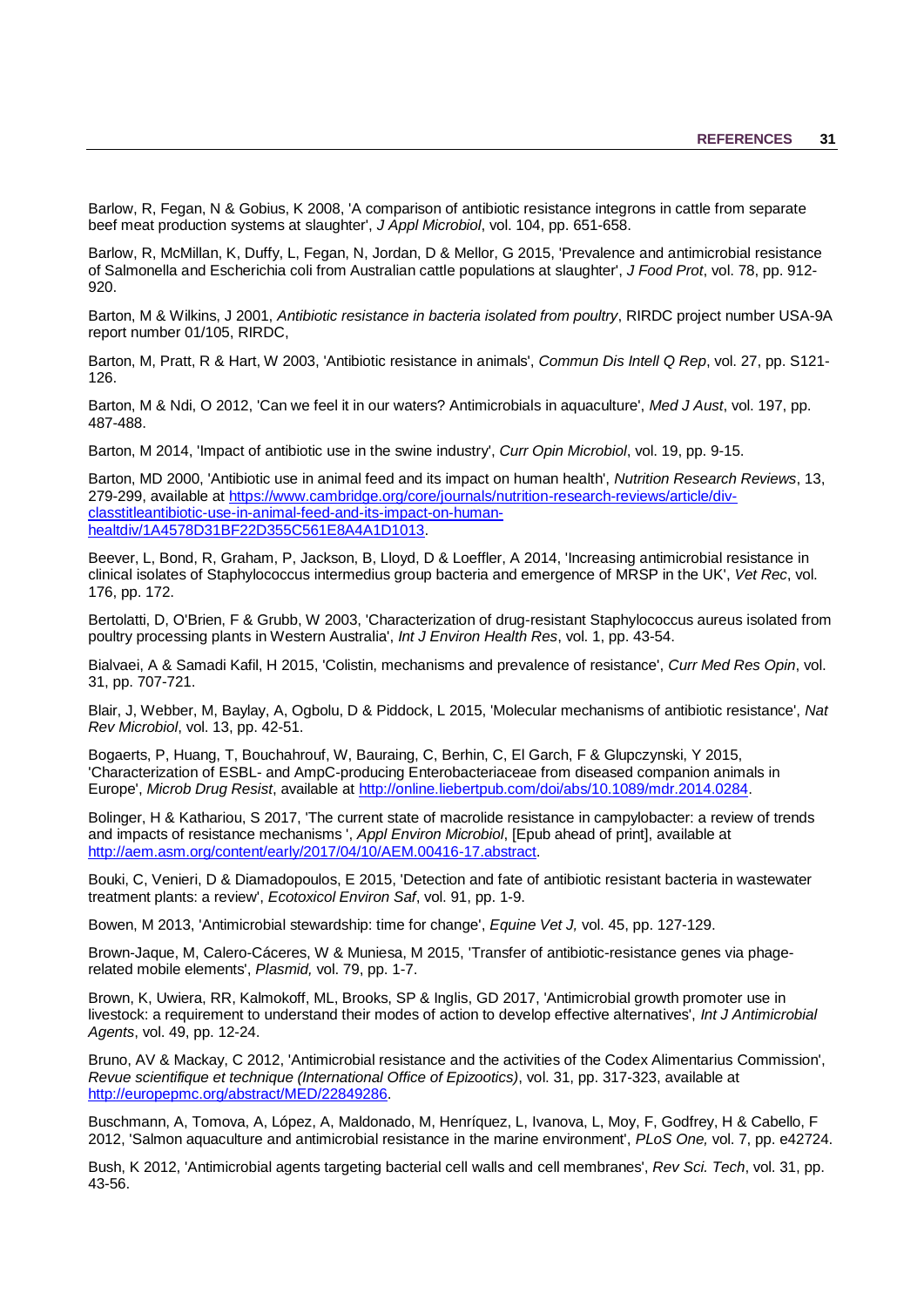Barlow, R, Fegan, N & Gobius, K 2008, 'A comparison of antibiotic resistance integrons in cattle from separate beef meat production systems at slaughter', *J Appl Microbiol*, vol. 104, pp. 651-658.

Barlow, R, McMillan, K, Duffy, L, Fegan, N, Jordan, D & Mellor, G 2015, 'Prevalence and antimicrobial resistance of Salmonella and Escherichia coli from Australian cattle populations at slaughter', *J Food Prot*, vol. 78, pp. 912-920.

Barton, M & Wilkins, J 2001, *Antibiotic resistance in bacteria isolated from poultry*, RIRDC project number USA-9A report number 01/105, RIRDC,

Barton, M, Pratt, R & Hart, W 2003, 'Antibiotic resistance in animals', *Commun Dis Intell Q Rep*, vol. 27, pp. S121-126.

Barton, M & Ndi, O 2012, 'Can we feel it in our waters? Antimicrobials in aquaculture', *Med J Aust*, vol. 197, pp. 487-488.

Barton, M 2014, 'Impact of antibiotic use in the swine industry', *Curr Opin Microbiol*, vol. 19, pp. 9-15.

Barton, MD 2000, 'Antibiotic use in animal feed and its impact on human health', *Nutrition Research Reviews*, 13, 279-299, available at [https://www.cambridge.org/core/journals/nutrition-research-reviews/article/div-classtitleantibiotic-use-in-animal-feed-and-its-impact-on-human-healtdiv/1A4578D31BF22D355C561E8A4A1D1013](https://www.cambridge.org/core/journals/nutrition-research-reviews/article/div-classtitleantibiotic-use-in-animal-feed-and-its-impact-on-human-healtdiv/1A4578D31BF22D355C561E8A4A1D1013).

Beever, L, Bond, R, Graham, P, Jackson, B, Lloyd, D & Loeffler, A 2014, 'Increasing antimicrobial resistance in clinical isolates of Staphylococcus intermedius group bacteria and emergence of MRSP in the UK', *Vet Rec*, vol. 176, pp. 172.

Bertolatti, D, O'Brien, F & Grubb, W 2003, 'Characterization of drug-resistant Staphylococcus aureus isolated from poultry processing plants in Western Australia', *Int J Environ Health Res*, vol. 1, pp. 43-54.

Bialvaei, A & Samadi Kafil, H 2015, 'Colistin, mechanisms and prevalence of resistance', *Curr Med Res Opin*, vol. 31, pp. 707-721.

Blair, J, Webber, M, Baylay, A, Ogbolu, D & Piddock, L 2015, 'Molecular mechanisms of antibiotic resistance', *Nat Rev Microbiol*, vol. 13, pp. 42-51.

Bogaerts, P, Huang, T, Bouchahrouf, W, Bauraing, C, Berhin, C, El Garch, F & Glupczynski, Y 2015, 'Characterization of ESBL- and AmpC-producing Enterobacteriaceae from diseased companion animals in Europe', *Microb Drug Resist*, available at [http://online.liebertpub.com/doi/abs/10.1089/mdr.2014.0284](http://online.liebertpub.com/doi/abs/10.1089/mdr.2014.0284).

Bolinger, H & Kathariou, S 2017, 'The current state of macrolide resistance in campylobacter: a review of trends and impacts of resistance mechanisms ', *Appl Environ Microbiol*, [Epub ahead of print], available at [http://aem.asm.org/content/early/2017/04/10/AEM.00416-17.abstract](http://aem.asm.org/content/early/2017/04/10/AEM.00416-17.abstract).

Bouki, C, Venieri, D & Diamadopoulos, E 2015, 'Detection and fate of antibiotic resistant bacteria in wastewater treatment plants: a review', *Ecotoxicol Environ Saf*, vol. 91, pp. 1-9.

Bowen, M 2013, 'Antimicrobial stewardship: time for change', *Equine Vet J,* vol. 45, pp. 127-129.

Brown-Jaque, M, Calero-Cáceres, W & Muniesa, M 2015, 'Transfer of antibiotic-resistance genes via phage-related mobile elements', *Plasmid,* vol. 79, pp. 1-7.

Brown, K, Uwiera, RR, Kalmokoff, ML, Brooks, SP & Inglis, GD 2017, 'Antimicrobial growth promoter use in livestock: a requirement to understand their modes of action to develop effective alternatives', *Int J Antimicrobial Agents*, vol. 49, pp. 12-24.

Bruno, AV & Mackay, C 2012, 'Antimicrobial resistance and the activities of the Codex Alimentarius Commission', *Revue scientifique et technique (International Office of Epizootics)*, vol. 31, pp. 317-323, available at [http://europepmc.org/abstract/MED/22849286](http://europepmc.org/abstract/MED/22849286).

Buschmann, A, Tomova, A, López, A, Maldonado, M, Henríquez, L, Ivanova, L, Moy, F, Godfrey, H & Cabello, F 2012, 'Salmon aquaculture and antimicrobial resistance in the marine environment', *PLoS One,* vol. 7, pp. e42724.

Bush, K 2012, 'Antimicrobial agents targeting bacterial cell walls and cell membranes', *Rev Sci. Tech*, vol. 31, pp. 43-56.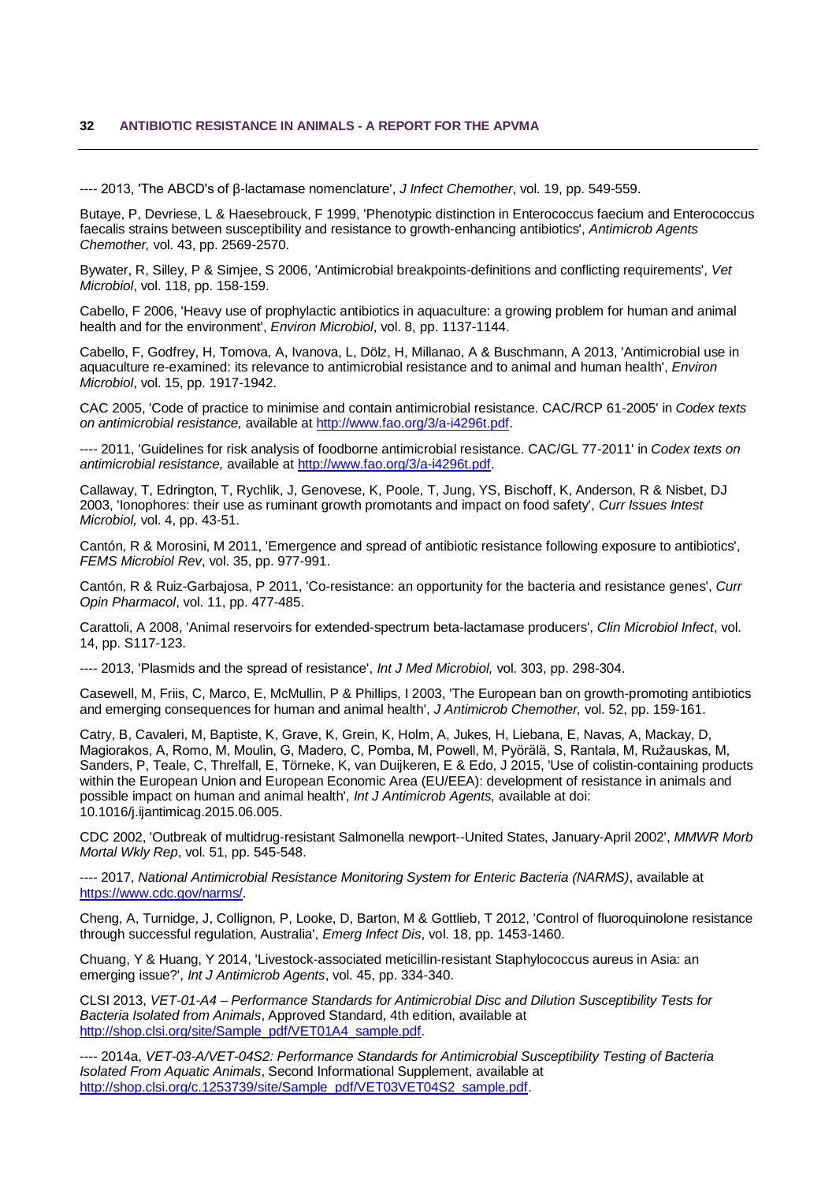---- 2013, 'The ABCD's of β-lactamase nomenclature', *J Infect Chemother*, vol. 19, pp. 549-559.

Butaye, P, Devriese, L & Haesebrouck, F 1999, 'Phenotypic distinction in Enterococcus faecium and Enterococcus faecalis strains between susceptibility and resistance to growth-enhancing antibiotics', *Antimicrob Agents Chemother,* vol. 43, pp. 2569-2570.

Bywater, R, Silley, P & Simjee, S 2006, 'Antimicrobial breakpoints-definitions and conflicting requirements', *Vet Microbiol*, vol. 118, pp. 158-159.

Cabello, F 2006, 'Heavy use of prophylactic antibiotics in aquaculture: a growing problem for human and animal health and for the environment', *Environ Microbiol*, vol. 8, pp. 1137-1144.

Cabello, F, Godfrey, H, Tomova, A, Ivanova, L, Dölz, H, Millanao, A & Buschmann, A 2013, 'Antimicrobial use in aquaculture re-examined: its relevance to antimicrobial resistance and to animal and human health', *Environ Microbiol*, vol. 15, pp. 1917-1942.

CAC 2005, 'Code of practice to minimise and contain antimicrobial resistance. CAC/RCP 61-2005' in *Codex texts on antimicrobial resistance,* available at http://www.fao.org/3/a-i4296t.pdf.

---- 2011, 'Guidelines for risk analysis of foodborne antimicrobial resistance. CAC/GL 77-2011' in *Codex texts on antimicrobial resistance,* available at http://www.fao.org/3/a-i4296t.pdf.

Callaway, T, Edrington, T, Rychlik, J, Genovese, K, Poole, T, Jung, YS, Bischoff, K, Anderson, R & Nisbet, DJ 2003, 'Ionophores: their use as ruminant growth promotants and impact on food safety', *Curr Issues Intest Microbiol,* vol. 4, pp. 43-51.

Cantón, R & Morosini, M 2011, 'Emergence and spread of antibiotic resistance following exposure to antibiotics', *FEMS Microbiol Rev*, vol. 35, pp. 977-991.

Cantón, R & Ruiz-Garbajosa, P 2011, 'Co-resistance: an opportunity for the bacteria and resistance genes', *Curr Opin Pharmacol*, vol. 11, pp. 477-485.

Carattoli, A 2008, 'Animal reservoirs for extended-spectrum beta-lactamase producers', *Clin Microbiol Infect*, vol. 14, pp. S117-123.

---- 2013, 'Plasmids and the spread of resistance', *Int J Med Microbiol,* vol. 303, pp. 298-304.

Casewell, M, Friis, C, Marco, E, McMullin, P & Phillips, I 2003, 'The European ban on growth-promoting antibiotics and emerging consequences for human and animal health', *J Antimicrob Chemother,* vol. 52, pp. 159-161.

Catry, B, Cavaleri, M, Baptiste, K, Grave, K, Grein, K, Holm, A, Jukes, H, Liebana, E, Navas, A, Mackay, D, Magiorakos, A, Romo, M, Moulin, G, Madero, C, Pomba, M, Powell, M, Pyörälä, S, Rantala, M, Ružauskas, M, Sanders, P, Teale, C, Threlfall, E, Törneke, K, van Duijkeren, E & Edo, J 2015, 'Use of colistin-containing products within the European Union and European Economic Area (EU/EEA): development of resistance in animals and possible impact on human and animal health', *Int J Antimicrob Agents,* available at doi: 10.1016/j.ijantimicag.2015.06.005.

CDC 2002, 'Outbreak of multidrug-resistant Salmonella newport--United States, January-April 2002', *MMWR Morb Mortal Wkly Rep*, vol. 51, pp. 545-548.

---- 2017, *National Antimicrobial Resistance Monitoring System for Enteric Bacteria (NARMS)*, available at https://www.cdc.gov/narms/.

Cheng, A, Turnidge, J, Collignon, P, Looke, D, Barton, M & Gottlieb, T 2012, 'Control of fluoroquinolone resistance through successful regulation, Australia', *Emerg Infect Dis*, vol. 18, pp. 1453-1460.

Chuang, Y & Huang, Y 2014, 'Livestock-associated meticillin-resistant Staphylococcus aureus in Asia: an emerging issue?', *Int J Antimicrob Agents*, vol. 45, pp. 334-340.

CLSI 2013, *VET-01-A4 – Performance Standards for Antimicrobial Disc and Dilution Susceptibility Tests for Bacteria Isolated from Animals*, Approved Standard, 4th edition, available at http://shop.clsi.org/site/Sample_pdf/VET01A4_sample.pdf.

---- 2014a, *VET-03-A/VET-04S2: Performance Standards for Antimicrobial Susceptibility Testing of Bacteria Isolated From Aquatic Animals*, Second Informational Supplement, available at http://shop.clsi.org/c.1253739/site/Sample_pdf/VET03VET04S2_sample.pdf.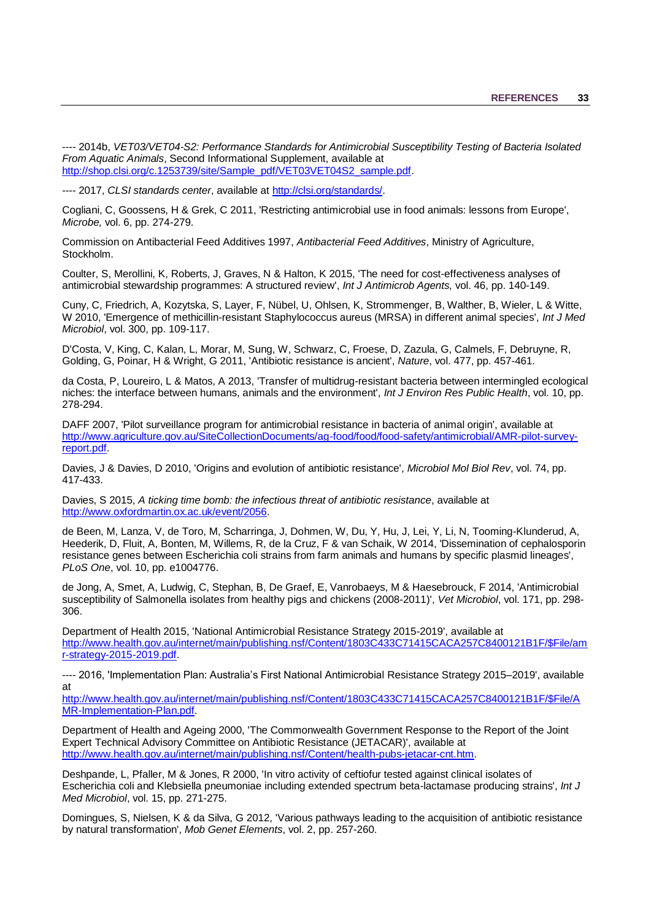---- 2014b, *VET03/VET04-S2: Performance Standards for Antimicrobial Susceptibility Testing of Bacteria Isolated From Aquatic Animals*, Second Informational Supplement, available at [http://shop.clsi.org/c.1253739/site/Sample_pdf/VET03VET04S2_sample.pdf](http://shop.clsi.org/c.1253739/site/Sample_pdf/VET03VET04S2_sample.pdf).

---- 2017, *CLSI standards center*, available at [http://clsi.org/standards/](http://clsi.org/standards/).

Cogliani, C, Goossens, H & Grek, C 2011, 'Restricting antimicrobial use in food animals: lessons from Europe', *Microbe,* vol. 6, pp. 274-279.

Commission on Antibacterial Feed Additives 1997, *Antibacterial Feed Additives*, Ministry of Agriculture, Stockholm.

Coulter, S, Merollini, K, Roberts, J, Graves, N & Halton, K 2015, 'The need for cost-effectiveness analyses of antimicrobial stewardship programmes: A structured review', *Int J Antimicrob Agents,* vol. 46, pp. 140-149.

Cuny, C, Friedrich, A, Kozytska, S, Layer, F, Nübel, U, Ohlsen, K, Strommenger, B, Walther, B, Wieler, L & Witte, W 2010, 'Emergence of methicillin-resistant Staphylococcus aureus (MRSA) in different animal species', *Int J Med Microbiol*, vol. 300, pp. 109-117.

D'Costa, V, King, C, Kalan, L, Morar, M, Sung, W, Schwarz, C, Froese, D, Zazula, G, Calmels, F, Debruyne, R, Golding, G, Poinar, H & Wright, G 2011, 'Antibiotic resistance is ancient', *Nature*, vol. 477, pp. 457-461.

da Costa, P, Loureiro, L & Matos, A 2013, 'Transfer of multidrug-resistant bacteria between intermingled ecological niches: the interface between humans, animals and the environment', *Int J Environ Res Public Health*, vol. 10, pp. 278-294.

DAFF 2007, 'Pilot surveillance program for antimicrobial resistance in bacteria of animal origin', available at [http://www.agriculture.gov.au/SiteCollectionDocuments/ag-food/food/food-safety/antimicrobial/AMR-pilot-survey-report.pdf](http://www.agriculture.gov.au/SiteCollectionDocuments/ag-food/food/food-safety/antimicrobial/AMR-pilot-survey-report.pdf).

Davies, J & Davies, D 2010, 'Origins and evolution of antibiotic resistance', *Microbiol Mol Biol Rev*, vol. 74, pp. 417-433.

Davies, S 2015, *A ticking time bomb: the infectious threat of antibiotic resistance*, available at [http://www.oxfordmartin.ox.ac.uk/event/2056](http://www.oxfordmartin.ox.ac.uk/event/2056).

de Been, M, Lanza, V, de Toro, M, Scharringa, J, Dohmen, W, Du, Y, Hu, J, Lei, Y, Li, N, Tooming-Klunderud, A, Heederik, D, Fluit, A, Bonten, M, Willems, R, de la Cruz, F & van Schaik, W 2014, 'Dissemination of cephalosporin resistance genes between Escherichia coli strains from farm animals and humans by specific plasmid lineages', *PLoS One*, vol. 10, pp. e1004776.

de Jong, A, Smet, A, Ludwig, C, Stephan, B, De Graef, E, Vanrobaeys, M & Haesebrouck, F 2014, 'Antimicrobial susceptibility of Salmonella isolates from healthy pigs and chickens (2008-2011)', *Vet Microbiol*, vol. 171, pp. 298-306.

Department of Health 2015, 'National Antimicrobial Resistance Strategy 2015-2019', available at [http://www.health.gov.au/internet/main/publishing.nsf/Content/1803C433C71415CACA257C8400121B1F/$File/amr-strategy-2015-2019.pdf](http://www.health.gov.au/internet/main/publishing.nsf/Content/1803C433C71415CACA257C8400121B1F/$File/amr-strategy-2015-2019.pdf).

---- 2016, 'Implementation Plan: Australia's First National Antimicrobial Resistance Strategy 2015–2019', available at [http://www.health.gov.au/internet/main/publishing.nsf/Content/1803C433C71415CACA257C8400121B1F/$File/AMR-Implementation-Plan.pdf](http://www.health.gov.au/internet/main/publishing.nsf/Content/1803C433C71415CACA257C8400121B1F/$File/AMR-Implementation-Plan.pdf).

Department of Health and Ageing 2000, 'The Commonwealth Government Response to the Report of the Joint Expert Technical Advisory Committee on Antibiotic Resistance (JETACAR)', available at [http://www.health.gov.au/internet/main/publishing.nsf/Content/health-pubs-jetacar-cnt.htm](http://www.health.gov.au/internet/main/publishing.nsf/Content/health-pubs-jetacar-cnt.htm).

Deshpande, L, Pfaller, M & Jones, R 2000, 'In vitro activity of ceftiofur tested against clinical isolates of Escherichia coli and Klebsiella pneumoniae including extended spectrum beta-lactamase producing strains', *Int J Med Microbiol*, vol. 15, pp. 271-275.

Domingues, S, Nielsen, K & da Silva, G 2012, 'Various pathways leading to the acquisition of antibiotic resistance by natural transformation', *Mob Genet Elements*, vol. 2, pp. 257-260.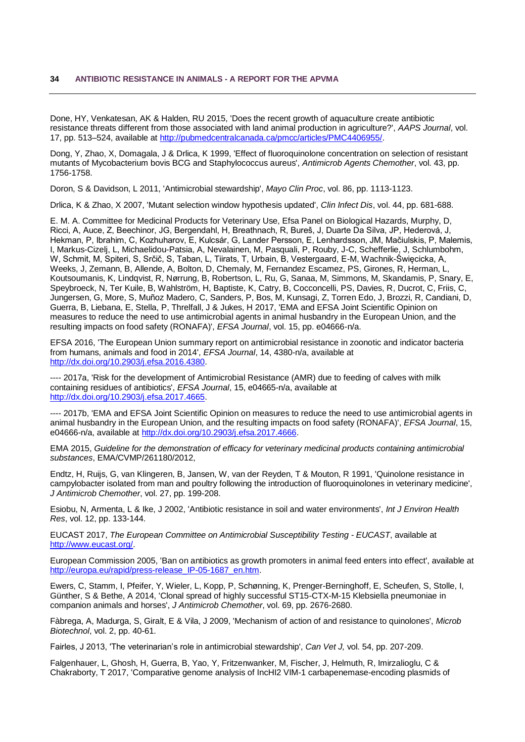Done, HY, Venkatesan, AK & Halden, RU 2015, 'Does the recent growth of aquaculture create antibiotic resistance threats different from those associated with land animal production in agriculture?', *AAPS Journal*, vol. 17, pp. 513–524, available at http://pubmedcentralcanada.ca/pmcc/articles/PMC4406955/.

Dong, Y, Zhao, X, Domagala, J & Drlica, K 1999, 'Effect of fluoroquinolone concentration on selection of resistant mutants of Mycobacterium bovis BCG and Staphylococcus aureus', *Antimicrob Agents Chemother*, vol. 43, pp. 1756-1758.

Doron, S & Davidson, L 2011, 'Antimicrobial stewardship', *Mayo Clin Proc*, vol. 86, pp. 1113-1123.

Drlica, K & Zhao, X 2007, 'Mutant selection window hypothesis updated', *Clin Infect Dis*, vol. 44, pp. 681-688.

E. M. A. Committee for Medicinal Products for Veterinary Use, Efsa Panel on Biological Hazards, Murphy, D, Ricci, A, Auce, Z, Beechinor, JG, Bergendahl, H, Breathnach, R, Bureš, J, Duarte Da Silva, JP, Hederová, J, Hekman, P, Ibrahim, C, Kozhuharov, E, Kulcsár, G, Lander Persson, E, Lenhardsson, JM, Mačiulskis, P, Malemis, I, Markus-Cizelj, L, Michaelidou-Patsia, A, Nevalainen, M, Pasquali, P, Rouby, J-C, Schefferlie, J, Schlumbohm, W, Schmit, M, Spiteri, S, Srčič, S, Taban, L, Tiirats, T, Urbain, B, Vestergaard, E-M, Wachnik-Święcicka, A, Weeks, J, Zemann, B, Allende, A, Bolton, D, Chemaly, M, Fernandez Escamez, PS, Girones, R, Herman, L, Koutsoumanis, K, Lindqvist, R, Nørrung, B, Robertson, L, Ru, G, Sanaa, M, Simmons, M, Skandamis, P, Snary, E, Speybroeck, N, Ter Kuile, B, Wahlström, H, Baptiste, K, Catry, B, Cocconcelli, PS, Davies, R, Ducrot, C, Friis, C, Jungersen, G, More, S, Muñoz Madero, C, Sanders, P, Bos, M, Kunsagi, Z, Torren Edo, J, Brozzi, R, Candiani, D, Guerra, B, Liebana, E, Stella, P, Threlfall, J & Jukes, H 2017, 'EMA and EFSA Joint Scientific Opinion on measures to reduce the need to use antimicrobial agents in animal husbandry in the European Union, and the resulting impacts on food safety (RONAFA)', *EFSA Journal*, vol. 15, pp. e04666-n/a.

EFSA 2016, 'The European Union summary report on antimicrobial resistance in zoonotic and indicator bacteria from humans, animals and food in 2014', *EFSA Journal*, 14, 4380-n/a, available at http://dx.doi.org/10.2903/j.efsa.2016.4380.

---- 2017a, 'Risk for the development of Antimicrobial Resistance (AMR) due to feeding of calves with milk containing residues of antibiotics', *EFSA Journal*, 15, e04665-n/a, available at http://dx.doi.org/10.2903/j.efsa.2017.4665.

---- 2017b, 'EMA and EFSA Joint Scientific Opinion on measures to reduce the need to use antimicrobial agents in animal husbandry in the European Union, and the resulting impacts on food safety (RONAFA)', *EFSA Journal*, 15, e04666-n/a, available at http://dx.doi.org/10.2903/j.efsa.2017.4666.

EMA 2015, *Guideline for the demonstration of efficacy for veterinary medicinal products containing antimicrobial substances*, EMA/CVMP/261180/2012,

Endtz, H, Ruijs, G, van Klingeren, B, Jansen, W, van der Reyden, T & Mouton, R 1991, 'Quinolone resistance in campylobacter isolated from man and poultry following the introduction of fluoroquinolones in veterinary medicine', *J Antimicrob Chemother*, vol. 27, pp. 199-208.

Esiobu, N, Armenta, L & Ike, J 2002, 'Antibiotic resistance in soil and water environments', *Int J Environ Health Res*, vol. 12, pp. 133-144.

EUCAST 2017, *The European Committee on Antimicrobial Susceptibility Testing - EUCAST*, available at http://www.eucast.org/.

European Commission 2005, 'Ban on antibiotics as growth promoters in animal feed enters into effect', available at http://europa.eu/rapid/press-release_IP-05-1687_en.htm.

Ewers, C, Stamm, I, Pfeifer, Y, Wieler, L, Kopp, P, Schønning, K, Prenger-Berninghoff, E, Scheufen, S, Stolle, I, Günther, S & Bethe, A 2014, 'Clonal spread of highly successful ST15-CTX-M-15 Klebsiella pneumoniae in companion animals and horses', *J Antimicrob Chemother*, vol. 69, pp. 2676-2680.

Fàbrega, A, Madurga, S, Giralt, E & Vila, J 2009, 'Mechanism of action of and resistance to quinolones', *Microb Biotechnol*, vol. 2, pp. 40-61.

Fairles, J 2013, 'The veterinarian's role in antimicrobial stewardship', *Can Vet J,* vol. 54, pp. 207-209.

Falgenhauer, L, Ghosh, H, Guerra, B, Yao, Y, Fritzenwanker, M, Fischer, J, Helmuth, R, Imirzalioglu, C & Chakraborty, T 2017, 'Comparative genome analysis of IncHI2 VIM-1 carbapenemase-encoding plasmids of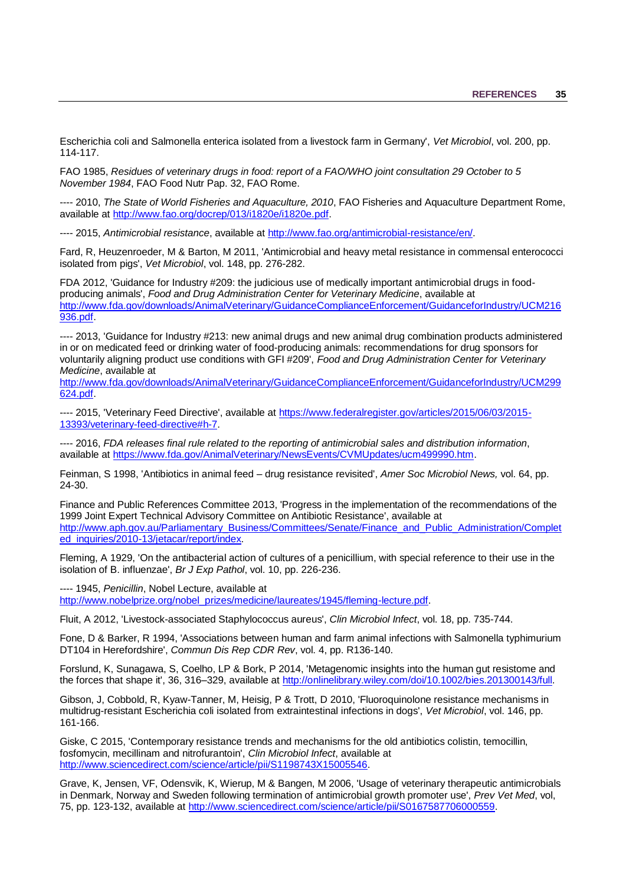Escherichia coli and Salmonella enterica isolated from a livestock farm in Germany', *Vet Microbiol*, vol. 200, pp. 114-117.

FAO 1985, *Residues of veterinary drugs in food: report of a FAO/WHO joint consultation 29 October to 5 November 1984*, FAO Food Nutr Pap. 32, FAO Rome.

---- 2010, *The State of World Fisheries and Aquaculture, 2010*, FAO Fisheries and Aquaculture Department Rome, available at http://www.fao.org/docrep/013/i1820e/i1820e.pdf.

---- 2015, *Antimicrobial resistance*, available at http://www.fao.org/antimicrobial-resistance/en/.

Fard, R, Heuzenroeder, M & Barton, M 2011, 'Antimicrobial and heavy metal resistance in commensal enterococci isolated from pigs', *Vet Microbiol*, vol. 148, pp. 276-282.

FDA 2012, 'Guidance for Industry #209: the judicious use of medically important antimicrobial drugs in food-producing animals', *Food and Drug Administration Center for Veterinary Medicine*, available at http://www.fda.gov/downloads/AnimalVeterinary/GuidanceComplianceEnforcement/GuidanceforIndustry/UCM216936.pdf.

---- 2013, 'Guidance for Industry #213: new animal drugs and new animal drug combination products administered in or on medicated feed or drinking water of food-producing animals: recommendations for drug sponsors for voluntarily aligning product use conditions with GFI #209', *Food and Drug Administration Center for Veterinary Medicine*, available at http://www.fda.gov/downloads/AnimalVeterinary/GuidanceComplianceEnforcement/GuidanceforIndustry/UCM299624.pdf.

---- 2015, 'Veterinary Feed Directive', available at https://www.federalregister.gov/articles/2015/06/03/2015-13393/veterinary-feed-directive#h-7.

---- 2016, *FDA releases final rule related to the reporting of antimicrobial sales and distribution information*, available at https://www.fda.gov/AnimalVeterinary/NewsEvents/CVMUpdates/ucm499990.htm.

Feinman, S 1998, 'Antibiotics in animal feed – drug resistance revisited', *Amer Soc Microbiol News,* vol. 64, pp. 24-30.

Finance and Public References Committee 2013, 'Progress in the implementation of the recommendations of the 1999 Joint Expert Technical Advisory Committee on Antibiotic Resistance', available at http://www.aph.gov.au/Parliamentary_Business/Committees/Senate/Finance_and_Public_Administration/Completed_inquiries/2010-13/jetacar/report/index.

Fleming, A 1929, 'On the antibacterial action of cultures of a penicillium, with special reference to their use in the isolation of B. influenzae', *Br J Exp Pathol*, vol. 10, pp. 226-236.

---- 1945, *Penicillin*, Nobel Lecture, available at http://www.nobelprize.org/nobel_prizes/medicine/laureates/1945/fleming-lecture.pdf.

Fluit, A 2012, 'Livestock-associated Staphylococcus aureus', *Clin Microbiol Infect*, vol. 18, pp. 735-744.

Fone, D & Barker, R 1994, 'Associations between human and farm animal infections with Salmonella typhimurium DT104 in Herefordshire', *Commun Dis Rep CDR Rev*, vol. 4, pp. R136-140.

Forslund, K, Sunagawa, S, Coelho, LP & Bork, P 2014, 'Metagenomic insights into the human gut resistome and the forces that shape it', 36, 316–329, available at http://onlinelibrary.wiley.com/doi/10.1002/bies.201300143/full.

Gibson, J, Cobbold, R, Kyaw-Tanner, M, Heisig, P & Trott, D 2010, 'Fluoroquinolone resistance mechanisms in multidrug-resistant Escherichia coli isolated from extraintestinal infections in dogs', *Vet Microbiol*, vol. 146, pp. 161-166.

Giske, C 2015, 'Contemporary resistance trends and mechanisms for the old antibiotics colistin, temocillin, fosfomycin, mecillinam and nitrofurantoin', *Clin Microbiol Infect*, available at http://www.sciencedirect.com/science/article/pii/S1198743X15005546.

Grave, K, Jensen, VF, Odensvik, K, Wierup, M & Bangen, M 2006, 'Usage of veterinary therapeutic antimicrobials in Denmark, Norway and Sweden following termination of antimicrobial growth promoter use', *Prev Vet Med*, vol, 75, pp. 123-132, available at http://www.sciencedirect.com/science/article/pii/S0167587706000559.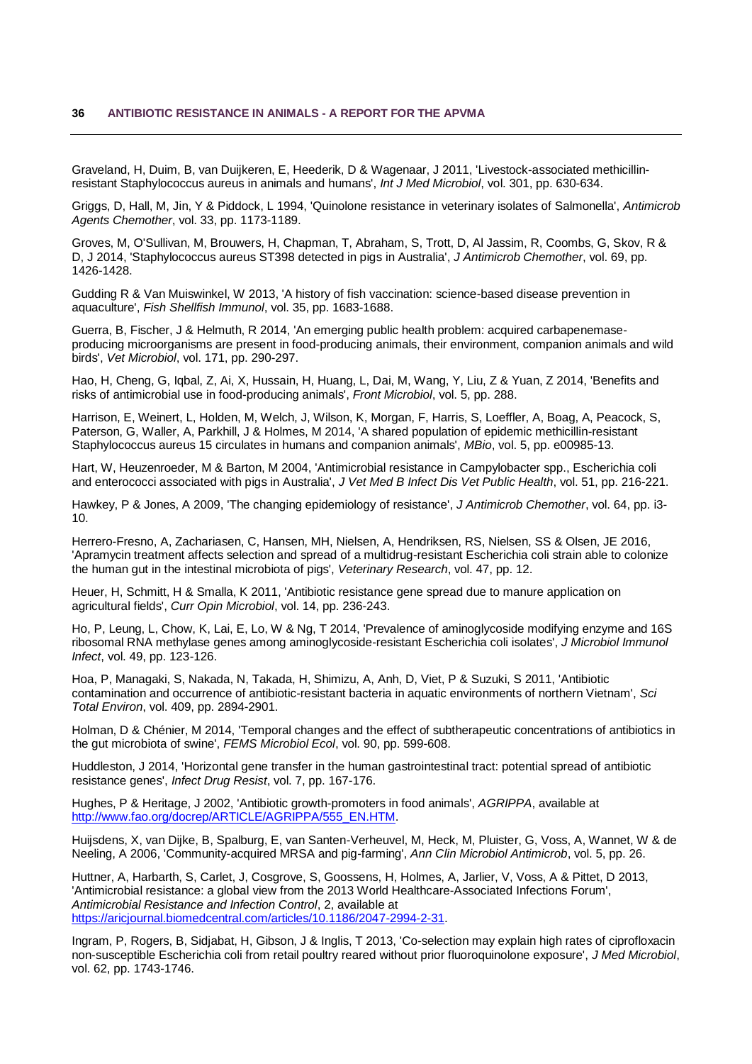Graveland, H, Duim, B, van Duijkeren, E, Heederik, D & Wagenaar, J 2011, 'Livestock-associated methicillin-resistant Staphylococcus aureus in animals and humans', *Int J Med Microbiol*, vol. 301, pp. 630-634.

Griggs, D, Hall, M, Jin, Y & Piddock, L 1994, 'Quinolone resistance in veterinary isolates of Salmonella', *Antimicrob Agents Chemother*, vol. 33, pp. 1173-1189.

Groves, M, O'Sullivan, M, Brouwers, H, Chapman, T, Abraham, S, Trott, D, Al Jassim, R, Coombs, G, Skov, R & D, J 2014, 'Staphylococcus aureus ST398 detected in pigs in Australia', *J Antimicrob Chemother*, vol. 69, pp. 1426-1428.

Gudding R & Van Muiswinkel, W 2013, 'A history of fish vaccination: science-based disease prevention in aquaculture', *Fish Shellfish Immunol*, vol. 35, pp. 1683-1688.

Guerra, B, Fischer, J & Helmuth, R 2014, 'An emerging public health problem: acquired carbapenemase-producing microorganisms are present in food-producing animals, their environment, companion animals and wild birds', *Vet Microbiol*, vol. 171, pp. 290-297.

Hao, H, Cheng, G, Iqbal, Z, Ai, X, Hussain, H, Huang, L, Dai, M, Wang, Y, Liu, Z & Yuan, Z 2014, 'Benefits and risks of antimicrobial use in food-producing animals', *Front Microbiol*, vol. 5, pp. 288.

Harrison, E, Weinert, L, Holden, M, Welch, J, Wilson, K, Morgan, F, Harris, S, Loeffler, A, Boag, A, Peacock, S, Paterson, G, Waller, A, Parkhill, J & Holmes, M 2014, 'A shared population of epidemic methicillin-resistant Staphylococcus aureus 15 circulates in humans and companion animals', *MBio*, vol. 5, pp. e00985-13.

Hart, W, Heuzenroeder, M & Barton, M 2004, 'Antimicrobial resistance in Campylobacter spp., Escherichia coli and enterococci associated with pigs in Australia', *J Vet Med B Infect Dis Vet Public Health*, vol. 51, pp. 216-221.

Hawkey, P & Jones, A 2009, 'The changing epidemiology of resistance', *J Antimicrob Chemother*, vol. 64, pp. i3-10.

Herrero-Fresno, A, Zachariasen, C, Hansen, MH, Nielsen, A, Hendriksen, RS, Nielsen, SS & Olsen, JE 2016, 'Apramycin treatment affects selection and spread of a multidrug-resistant Escherichia coli strain able to colonize the human gut in the intestinal microbiota of pigs', *Veterinary Research*, vol. 47, pp. 12.

Heuer, H, Schmitt, H & Smalla, K 2011, 'Antibiotic resistance gene spread due to manure application on agricultural fields', *Curr Opin Microbiol*, vol. 14, pp. 236-243.

Ho, P, Leung, L, Chow, K, Lai, E, Lo, W & Ng, T 2014, 'Prevalence of aminoglycoside modifying enzyme and 16S ribosomal RNA methylase genes among aminoglycoside-resistant Escherichia coli isolates', *J Microbiol Immunol Infect*, vol. 49, pp. 123-126.

Hoa, P, Managaki, S, Nakada, N, Takada, H, Shimizu, A, Anh, D, Viet, P & Suzuki, S 2011, 'Antibiotic contamination and occurrence of antibiotic-resistant bacteria in aquatic environments of northern Vietnam', *Sci Total Environ*, vol. 409, pp. 2894-2901.

Holman, D & Chénier, M 2014, 'Temporal changes and the effect of subtherapeutic concentrations of antibiotics in the gut microbiota of swine', *FEMS Microbiol Ecol*, vol. 90, pp. 599-608.

Huddleston, J 2014, 'Horizontal gene transfer in the human gastrointestinal tract: potential spread of antibiotic resistance genes', *Infect Drug Resist*, vol. 7, pp. 167-176.

Hughes, P & Heritage, J 2002, 'Antibiotic growth-promoters in food animals', *AGRIPPA*, available at [http://www.fao.org/docrep/ARTICLE/AGRIPPA/555_EN.HTM](http://www.fao.org/docrep/ARTICLE/AGRIPPA/555_EN.HTM).

Huijsdens, X, van Dijke, B, Spalburg, E, van Santen-Verheuvel, M, Heck, M, Pluister, G, Voss, A, Wannet, W & de Neeling, A 2006, 'Community-acquired MRSA and pig-farming', *Ann Clin Microbiol Antimicrob*, vol. 5, pp. 26.

Huttner, A, Harbarth, S, Carlet, J, Cosgrove, S, Goossens, H, Holmes, A, Jarlier, V, Voss, A & Pittet, D 2013, 'Antimicrobial resistance: a global view from the 2013 World Healthcare-Associated Infections Forum', *Antimicrobial Resistance and Infection Control*, 2, available at [https://aricjournal.biomedcentral.com/articles/10.1186/2047-2994-2-31](https://aricjournal.biomedcentral.com/articles/10.1186/2047-2994-2-31).

Ingram, P, Rogers, B, Sidjabat, H, Gibson, J & Inglis, T 2013, 'Co-selection may explain high rates of ciprofloxacin non-susceptible Escherichia coli from retail poultry reared without prior fluoroquinolone exposure', *J Med Microbiol*, vol. 62, pp. 1743-1746.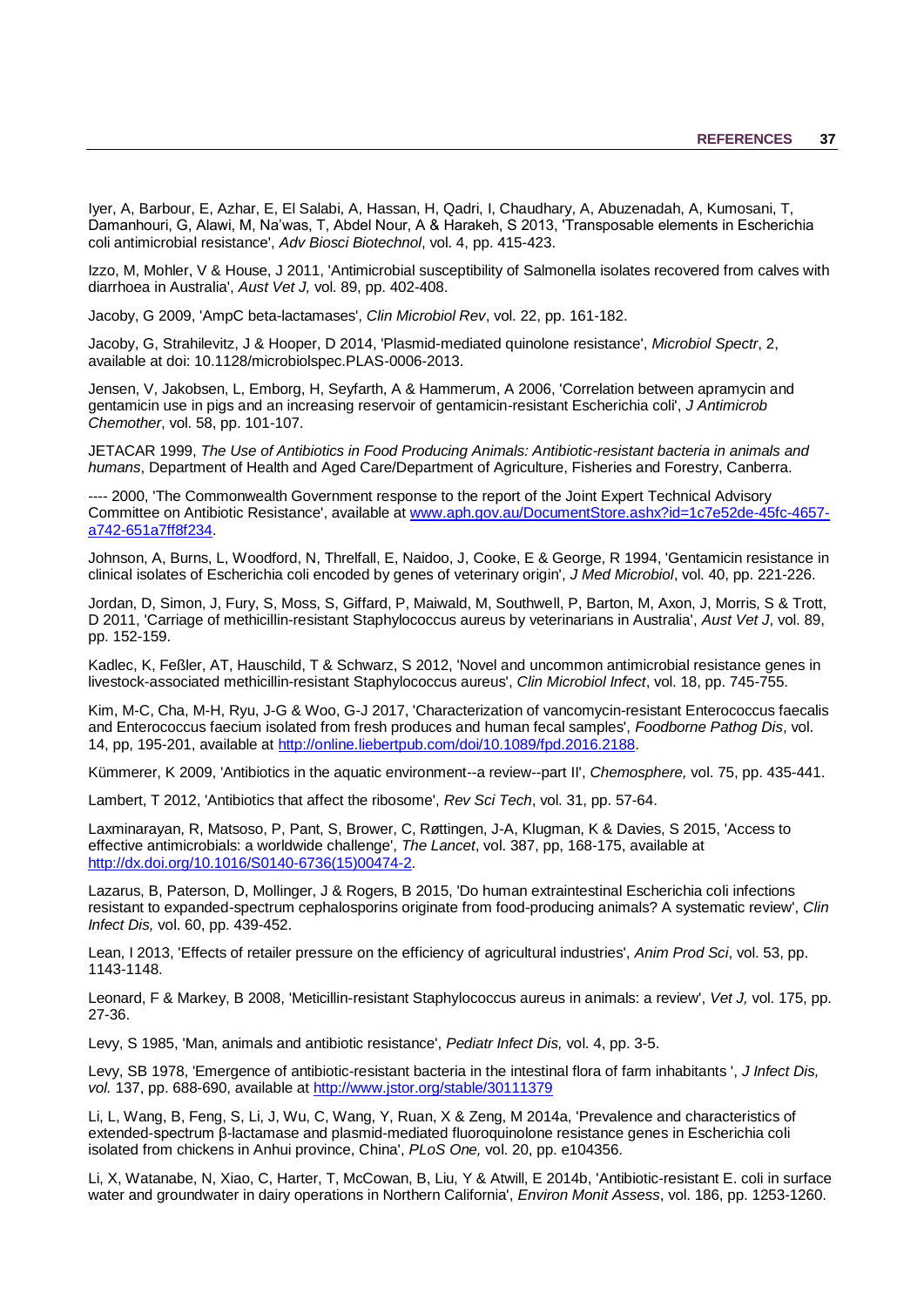Iyer, A, Barbour, E, Azhar, E, El Salabi, A, Hassan, H, Qadri, I, Chaudhary, A, Abuzenadah, A, Kumosani, T, Damanhouri, G, Alawi, M, Na'was, T, Abdel Nour, A & Harakeh, S 2013, 'Transposable elements in Escherichia coli antimicrobial resistance', *Adv Biosci Biotechnol*, vol. 4, pp. 415-423.

Izzo, M, Mohler, V & House, J 2011, 'Antimicrobial susceptibility of Salmonella isolates recovered from calves with diarrhoea in Australia', *Aust Vet J,* vol. 89, pp. 402-408.

Jacoby, G 2009, 'AmpC beta-lactamases', *Clin Microbiol Rev*, vol. 22, pp. 161-182.

Jacoby, G, Strahilevitz, J & Hooper, D 2014, 'Plasmid-mediated quinolone resistance', *Microbiol Spectr*, 2, available at doi: 10.1128/microbiolspec.PLAS-0006-2013.

Jensen, V, Jakobsen, L, Emborg, H, Seyfarth, A & Hammerum, A 2006, 'Correlation between apramycin and gentamicin use in pigs and an increasing reservoir of gentamicin-resistant Escherichia coli', *J Antimicrob Chemother*, vol. 58, pp. 101-107.

JETACAR 1999, *The Use of Antibiotics in Food Producing Animals: Antibiotic-resistant bacteria in animals and humans*, Department of Health and Aged Care/Department of Agriculture, Fisheries and Forestry, Canberra.

---- 2000, 'The Commonwealth Government response to the report of the Joint Expert Technical Advisory Committee on Antibiotic Resistance', available at www.aph.gov.au/DocumentStore.ashx?id=1c7e52de-45fc-4657-a742-651a7ff8f234.

Johnson, A, Burns, L, Woodford, N, Threlfall, E, Naidoo, J, Cooke, E & George, R 1994, 'Gentamicin resistance in clinical isolates of Escherichia coli encoded by genes of veterinary origin', *J Med Microbiol*, vol. 40, pp. 221-226.

Jordan, D, Simon, J, Fury, S, Moss, S, Giffard, P, Maiwald, M, Southwell, P, Barton, M, Axon, J, Morris, S & Trott, D 2011, 'Carriage of methicillin-resistant Staphylococcus aureus by veterinarians in Australia', *Aust Vet J*, vol. 89, pp. 152-159.

Kadlec, K, Feßler, AT, Hauschild, T & Schwarz, S 2012, 'Novel and uncommon antimicrobial resistance genes in livestock-associated methicillin-resistant Staphylococcus aureus', *Clin Microbiol Infect*, vol. 18, pp. 745-755.

Kim, M-C, Cha, M-H, Ryu, J-G & Woo, G-J 2017, 'Characterization of vancomycin-resistant Enterococcus faecalis and Enterococcus faecium isolated from fresh produces and human fecal samples', *Foodborne Pathog Dis*, vol. 14, pp, 195-201, available at http://online.liebertpub.com/doi/10.1089/fpd.2016.2188.

Kümmerer, K 2009, 'Antibiotics in the aquatic environment--a review--part II', *Chemosphere,* vol. 75, pp. 435-441.

Lambert, T 2012, 'Antibiotics that affect the ribosome', *Rev Sci Tech*, vol. 31, pp. 57-64.

Laxminarayan, R, Matsoso, P, Pant, S, Brower, C, Røttingen, J-A, Klugman, K & Davies, S 2015, 'Access to effective antimicrobials: a worldwide challenge', *The Lancet*, vol. 387, pp, 168-175, available at http://dx.doi.org/10.1016/S0140-6736(15)00474-2.

Lazarus, B, Paterson, D, Mollinger, J & Rogers, B 2015, 'Do human extraintestinal Escherichia coli infections resistant to expanded-spectrum cephalosporins originate from food-producing animals? A systematic review', *Clin Infect Dis,* vol. 60, pp. 439-452.

Lean, I 2013, 'Effects of retailer pressure on the efficiency of agricultural industries', *Anim Prod Sci*, vol. 53, pp. 1143-1148.

Leonard, F & Markey, B 2008, 'Meticillin-resistant Staphylococcus aureus in animals: a review', *Vet J,* vol. 175, pp. 27-36.

Levy, S 1985, 'Man, animals and antibiotic resistance', *Pediatr Infect Dis,* vol. 4, pp. 3-5.

Levy, SB 1978, 'Emergence of antibiotic-resistant bacteria in the intestinal flora of farm inhabitants ', *J Infect Dis, vol.* 137, pp. 688-690, available at http://www.jstor.org/stable/30111379

Li, L, Wang, B, Feng, S, Li, J, Wu, C, Wang, Y, Ruan, X & Zeng, M 2014a, 'Prevalence and characteristics of extended-spectrum β-lactamase and plasmid-mediated fluoroquinolone resistance genes in Escherichia coli isolated from chickens in Anhui province, China', *PLoS One,* vol. 20, pp. e104356.

Li, X, Watanabe, N, Xiao, C, Harter, T, McCowan, B, Liu, Y & Atwill, E 2014b, 'Antibiotic-resistant E. coli in surface water and groundwater in dairy operations in Northern California', *Environ Monit Assess*, vol. 186, pp. 1253-1260.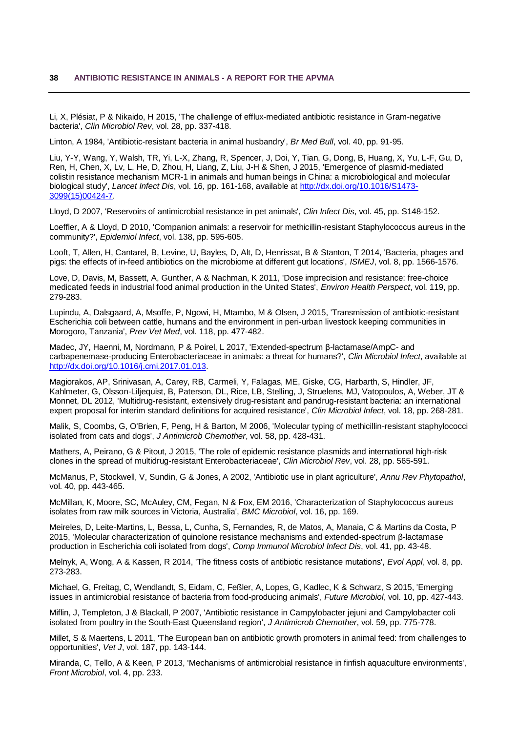Li, X, Plésiat, P & Nikaido, H 2015, 'The challenge of efflux-mediated antibiotic resistance in Gram-negative bacteria', *Clin Microbiol Rev*, vol. 28, pp. 337-418.

Linton, A 1984, 'Antibiotic-resistant bacteria in animal husbandry', *Br Med Bull*, vol. 40, pp. 91-95.

Liu, Y-Y, Wang, Y, Walsh, TR, Yi, L-X, Zhang, R, Spencer, J, Doi, Y, Tian, G, Dong, B, Huang, X, Yu, L-F, Gu, D, Ren, H, Chen, X, Lv, L, He, D, Zhou, H, Liang, Z, Liu, J-H & Shen, J 2015, 'Emergence of plasmid-mediated colistin resistance mechanism MCR-1 in animals and human beings in China: a microbiological and molecular biological study', *Lancet Infect Dis*, vol. 16, pp. 161-168, available at [http://dx.doi.org/10.1016/S1473-3099(15)00424-7](http://dx.doi.org/10.1016/S1473-3099(15)00424-7).

Lloyd, D 2007, 'Reservoirs of antimicrobial resistance in pet animals', *Clin Infect Dis*, vol. 45, pp. S148-152.

Loeffler, A & Lloyd, D 2010, 'Companion animals: a reservoir for methicillin-resistant Staphylococcus aureus in the community?', *Epidemiol Infect*, vol. 138, pp. 595-605.

Looft, T, Allen, H, Cantarel, B, Levine, U, Bayles, D, Alt, D, Henrissat, B & Stanton, T 2014, 'Bacteria, phages and pigs: the effects of in-feed antibiotics on the microbiome at different gut locations', *ISMEJ*, vol. 8, pp. 1566-1576.

Love, D, Davis, M, Bassett, A, Gunther, A & Nachman, K 2011, 'Dose imprecision and resistance: free-choice medicated feeds in industrial food animal production in the United States', *Environ Health Perspect*, vol. 119, pp. 279-283.

Lupindu, A, Dalsgaard, A, Msoffe, P, Ngowi, H, Mtambo, M & Olsen, J 2015, 'Transmission of antibiotic-resistant Escherichia coli between cattle, humans and the environment in peri-urban livestock keeping communities in Morogoro, Tanzania', *Prev Vet Med*, vol. 118, pp. 477-482.

Madec, JY, Haenni, M, Nordmann, P & Poirel, L 2017, 'Extended-spectrum β-lactamase/AmpC- and carbapenemase-producing Enterobacteriaceae in animals: a threat for humans?', *Clin Microbiol Infect*, available at [http://dx.doi.org/10.1016/j.cmi.2017.01.013](http://dx.doi.org/10.1016/j.cmi.2017.01.013).

Magiorakos, AP, Srinivasan, A, Carey, RB, Carmeli, Y, Falagas, ME, Giske, CG, Harbarth, S, Hindler, JF, Kahlmeter, G, Olsson-Liljequist, B, Paterson, DL, Rice, LB, Stelling, J, Struelens, MJ, Vatopoulos, A, Weber, JT & Monnet, DL 2012, 'Multidrug-resistant, extensively drug-resistant and pandrug-resistant bacteria: an international expert proposal for interim standard definitions for acquired resistance', *Clin Microbiol Infect*, vol. 18, pp. 268-281.

Malik, S, Coombs, G, O'Brien, F, Peng, H & Barton, M 2006, 'Molecular typing of methicillin-resistant staphylococci isolated from cats and dogs', *J Antimicrob Chemother*, vol. 58, pp. 428-431.

Mathers, A, Peirano, G & Pitout, J 2015, 'The role of epidemic resistance plasmids and international high-risk clones in the spread of multidrug-resistant Enterobacteriaceae', *Clin Microbiol Rev*, vol. 28, pp. 565-591.

McManus, P, Stockwell, V, Sundin, G & Jones, A 2002, 'Antibiotic use in plant agriculture', *Annu Rev Phytopathol*, vol. 40, pp. 443-465.

McMillan, K, Moore, SC, McAuley, CM, Fegan, N & Fox, EM 2016, 'Characterization of Staphylococcus aureus isolates from raw milk sources in Victoria, Australia', *BMC Microbiol*, vol. 16, pp. 169.

Meireles, D, Leite-Martins, L, Bessa, L, Cunha, S, Fernandes, R, de Matos, A, Manaia, C & Martins da Costa, P 2015, 'Molecular characterization of quinolone resistance mechanisms and extended-spectrum β-lactamase production in Escherichia coli isolated from dogs', *Comp Immunol Microbiol Infect Dis*, vol. 41, pp. 43-48.

Melnyk, A, Wong, A & Kassen, R 2014, 'The fitness costs of antibiotic resistance mutations', *Evol Appl*, vol. 8, pp. 273-283.

Michael, G, Freitag, C, Wendlandt, S, Eidam, C, Feßler, A, Lopes, G, Kadlec, K & Schwarz, S 2015, 'Emerging issues in antimicrobial resistance of bacteria from food-producing animals', *Future Microbiol*, vol. 10, pp. 427-443.

Miflin, J, Templeton, J & Blackall, P 2007, 'Antibiotic resistance in Campylobacter jejuni and Campylobacter coli isolated from poultry in the South-East Queensland region', *J Antimicrob Chemother*, vol. 59, pp. 775-778.

Millet, S & Maertens, L 2011, 'The European ban on antibiotic growth promoters in animal feed: from challenges to opportunities', *Vet J*, vol. 187, pp. 143-144.

Miranda, C, Tello, A & Keen, P 2013, 'Mechanisms of antimicrobial resistance in finfish aquaculture environments', *Front Microbiol*, vol. 4, pp. 233.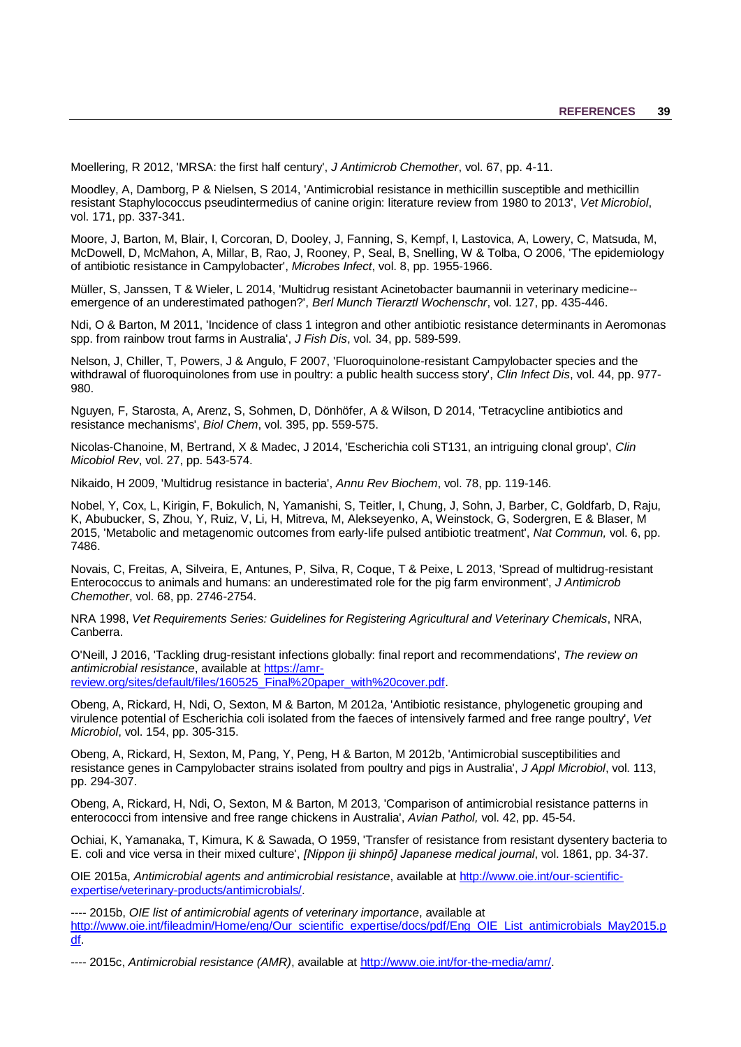Moellering, R 2012, 'MRSA: the first half century', *J Antimicrob Chemother*, vol. 67, pp. 4-11.

Moodley, A, Damborg, P & Nielsen, S 2014, 'Antimicrobial resistance in methicillin susceptible and methicillin resistant Staphylococcus pseudintermedius of canine origin: literature review from 1980 to 2013', *Vet Microbiol*, vol. 171, pp. 337-341.

Moore, J, Barton, M, Blair, I, Corcoran, D, Dooley, J, Fanning, S, Kempf, I, Lastovica, A, Lowery, C, Matsuda, M, McDowell, D, McMahon, A, Millar, B, Rao, J, Rooney, P, Seal, B, Snelling, W & Tolba, O 2006, 'The epidemiology of antibiotic resistance in Campylobacter', *Microbes Infect*, vol. 8, pp. 1955-1966.

Müller, S, Janssen, T & Wieler, L 2014, 'Multidrug resistant Acinetobacter baumannii in veterinary medicine--emergence of an underestimated pathogen?', *Berl Munch Tierarztl Wochenschr*, vol. 127, pp. 435-446.

Ndi, O & Barton, M 2011, 'Incidence of class 1 integron and other antibiotic resistance determinants in Aeromonas spp. from rainbow trout farms in Australia', *J Fish Dis*, vol. 34, pp. 589-599.

Nelson, J, Chiller, T, Powers, J & Angulo, F 2007, 'Fluoroquinolone-resistant Campylobacter species and the withdrawal of fluoroquinolones from use in poultry: a public health success story', *Clin Infect Dis*, vol. 44, pp. 977-980.

Nguyen, F, Starosta, A, Arenz, S, Sohmen, D, Dönhöfer, A & Wilson, D 2014, 'Tetracycline antibiotics and resistance mechanisms', *Biol Chem*, vol. 395, pp. 559-575.

Nicolas-Chanoine, M, Bertrand, X & Madec, J 2014, 'Escherichia coli ST131, an intriguing clonal group', *Clin Micobiol Rev*, vol. 27, pp. 543-574.

Nikaido, H 2009, 'Multidrug resistance in bacteria', *Annu Rev Biochem*, vol. 78, pp. 119-146.

Nobel, Y, Cox, L, Kirigin, F, Bokulich, N, Yamanishi, S, Teitler, I, Chung, J, Sohn, J, Barber, C, Goldfarb, D, Raju, K, Abubucker, S, Zhou, Y, Ruiz, V, Li, H, Mitreva, M, Alekseyenko, A, Weinstock, G, Sodergren, E & Blaser, M 2015, 'Metabolic and metagenomic outcomes from early-life pulsed antibiotic treatment', *Nat Commun,* vol. 6, pp. 7486.

Novais, C, Freitas, A, Silveira, E, Antunes, P, Silva, R, Coque, T & Peixe, L 2013, 'Spread of multidrug-resistant Enterococcus to animals and humans: an underestimated role for the pig farm environment', *J Antimicrob Chemother*, vol. 68, pp. 2746-2754.

NRA 1998, *Vet Requirements Series: Guidelines for Registering Agricultural and Veterinary Chemicals*, NRA, Canberra.

O'Neill, J 2016, 'Tackling drug-resistant infections globally: final report and recommendations', *The review on antimicrobial resistance*, available at https://amr-review.org/sites/default/files/160525_Final%20paper_with%20cover.pdf.

Obeng, A, Rickard, H, Ndi, O, Sexton, M & Barton, M 2012a, 'Antibiotic resistance, phylogenetic grouping and virulence potential of Escherichia coli isolated from the faeces of intensively farmed and free range poultry', *Vet Microbiol*, vol. 154, pp. 305-315.

Obeng, A, Rickard, H, Sexton, M, Pang, Y, Peng, H & Barton, M 2012b, 'Antimicrobial susceptibilities and resistance genes in Campylobacter strains isolated from poultry and pigs in Australia', *J Appl Microbiol*, vol. 113, pp. 294-307.

Obeng, A, Rickard, H, Ndi, O, Sexton, M & Barton, M 2013, 'Comparison of antimicrobial resistance patterns in enterococci from intensive and free range chickens in Australia', *Avian Pathol,* vol. 42, pp. 45-54.

Ochiai, K, Yamanaka, T, Kimura, K & Sawada, O 1959, 'Transfer of resistance from resistant dysentery bacteria to E. coli and vice versa in their mixed culture', *[Nippon iji shinpō] Japanese medical journal*, vol. 1861, pp. 34-37.

OIE 2015a, *Antimicrobial agents and antimicrobial resistance*, available at http://www.oie.int/our-scientific-expertise/veterinary-products/antimicrobials/.

---- 2015b, *OIE list of antimicrobial agents of veterinary importance*, available at http://www.oie.int/fileadmin/Home/eng/Our_scientific_expertise/docs/pdf/Eng_OIE_List_antimicrobials_May2015.pdf.

---- 2015c, *Antimicrobial resistance (AMR)*, available at http://www.oie.int/for-the-media/amr/.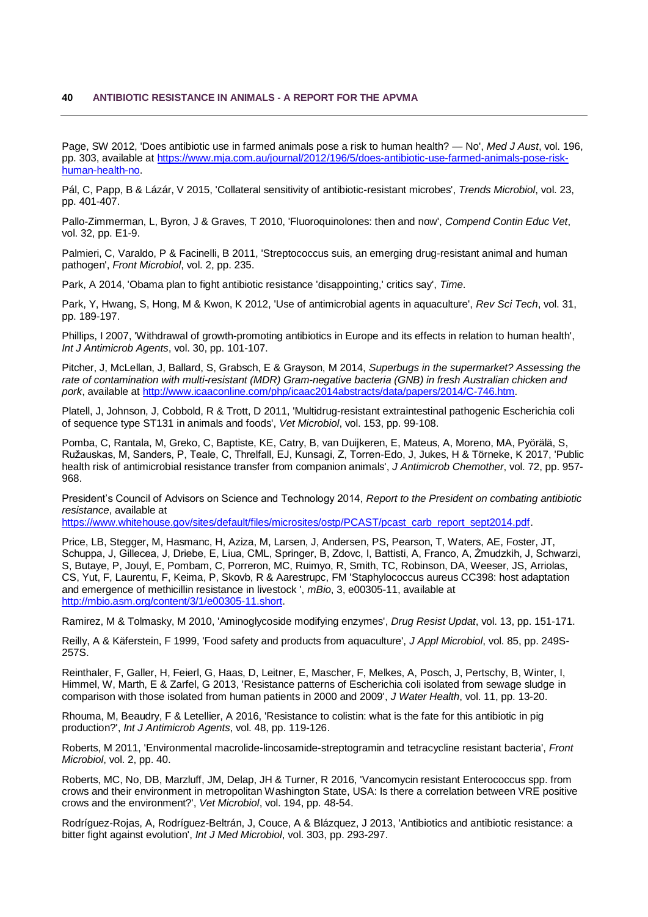Page, SW 2012, 'Does antibiotic use in farmed animals pose a risk to human health? — No', *Med J Aust*, vol. 196, pp. 303, available at [https://www.mja.com.au/journal/2012/196/5/does-antibiotic-use-farmed-animals-pose-risk-human-health-no](https://www.mja.com.au/journal/2012/196/5/does-antibiotic-use-farmed-animals-pose-risk-human-health-no).

Pál, C, Papp, B & Lázár, V 2015, 'Collateral sensitivity of antibiotic-resistant microbes', *Trends Microbiol*, vol. 23, pp. 401-407.

Pallo-Zimmerman, L, Byron, J & Graves, T 2010, 'Fluoroquinolones: then and now', *Compend Contin Educ Vet*, vol. 32, pp. E1-9.

Palmieri, C, Varaldo, P & Facinelli, B 2011, 'Streptococcus suis, an emerging drug-resistant animal and human pathogen', *Front Microbiol*, vol. 2, pp. 235.

Park, A 2014, 'Obama plan to fight antibiotic resistance 'disappointing,' critics say', *Time*.

Park, Y, Hwang, S, Hong, M & Kwon, K 2012, 'Use of antimicrobial agents in aquaculture', *Rev Sci Tech*, vol. 31, pp. 189-197.

Phillips, I 2007, 'Withdrawal of growth-promoting antibiotics in Europe and its effects in relation to human health', *Int J Antimicrob Agents*, vol. 30, pp. 101-107.

Pitcher, J, McLellan, J, Ballard, S, Grabsch, E & Grayson, M 2014, *Superbugs in the supermarket? Assessing the rate of contamination with multi-resistant (MDR) Gram-negative bacteria (GNB) in fresh Australian chicken and pork*, available at [http://www.icaaconline.com/php/icaac2014abstracts/data/papers/2014/C-746.htm](http://www.icaaconline.com/php/icaac2014abstracts/data/papers/2014/C-746.htm).

Platell, J, Johnson, J, Cobbold, R & Trott, D 2011, 'Multidrug-resistant extraintestinal pathogenic Escherichia coli of sequence type ST131 in animals and foods', *Vet Microbiol*, vol. 153, pp. 99-108.

Pomba, C, Rantala, M, Greko, C, Baptiste, KE, Catry, B, van Duijkeren, E, Mateus, A, Moreno, MA, Pyörälä, S, Ružauskas, M, Sanders, P, Teale, C, Threlfall, EJ, Kunsagi, Z, Torren-Edo, J, Jukes, H & Törneke, K 2017, 'Public health risk of antimicrobial resistance transfer from companion animals', *J Antimicrob Chemother*, vol. 72, pp. 957-968.

President's Council of Advisors on Science and Technology 2014, *Report to the President on combating antibiotic resistance*, available at [https://www.whitehouse.gov/sites/default/files/microsites/ostp/PCAST/pcast_carb_report_sept2014.pdf](https://www.whitehouse.gov/sites/default/files/microsites/ostp/PCAST/pcast_carb_report_sept2014.pdf).

Price, LB, Stegger, M, Hasmanc, H, Aziza, M, Larsen, J, Andersen, PS, Pearson, T, Waters, AE, Foster, JT, Schuppa, J, Gillecea, J, Driebe, E, Liua, CML, Springer, B, Zdovc, I, Battisti, A, Franco, A, Žmudzkih, J, Schwarzi, S, Butaye, P, Jouyl, E, Pombam, C, Porreron, MC, Ruimyo, R, Smith, TC, Robinson, DA, Weeser, JS, Arriolas, CS, Yut, F, Laurentu, F, Keima, P, Skovb, R & Aarestrupc, FM 'Staphylococcus aureus CC398: host adaptation and emergence of methicillin resistance in livestock ', *mBio*, 3, e00305-11, available at [http://mbio.asm.org/content/3/1/e00305-11.short](http://mbio.asm.org/content/3/1/e00305-11.short).

Ramirez, M & Tolmasky, M 2010, 'Aminoglycoside modifying enzymes', *Drug Resist Updat*, vol. 13, pp. 151-171.

Reilly, A & Käferstein, F 1999, 'Food safety and products from aquaculture', *J Appl Microbiol*, vol. 85, pp. 249S-257S.

Reinthaler, F, Galler, H, Feierl, G, Haas, D, Leitner, E, Mascher, F, Melkes, A, Posch, J, Pertschy, B, Winter, I, Himmel, W, Marth, E & Zarfel, G 2013, 'Resistance patterns of Escherichia coli isolated from sewage sludge in comparison with those isolated from human patients in 2000 and 2009', *J Water Health*, vol. 11, pp. 13-20.

Rhouma, M, Beaudry, F & Letellier, A 2016, 'Resistance to colistin: what is the fate for this antibiotic in pig production?', *Int J Antimicrob Agents*, vol. 48, pp. 119-126.

Roberts, M 2011, 'Environmental macrolide-lincosamide-streptogramin and tetracycline resistant bacteria', *Front Microbiol*, vol. 2, pp. 40.

Roberts, MC, No, DB, Marzluff, JM, Delap, JH & Turner, R 2016, 'Vancomycin resistant Enterococcus spp. from crows and their environment in metropolitan Washington State, USA: Is there a correlation between VRE positive crows and the environment?', *Vet Microbiol*, vol. 194, pp. 48-54.

Rodríguez-Rojas, A, Rodríguez-Beltrán, J, Couce, A & Blázquez, J 2013, 'Antibiotics and antibiotic resistance: a bitter fight against evolution', *Int J Med Microbiol*, vol. 303, pp. 293-297.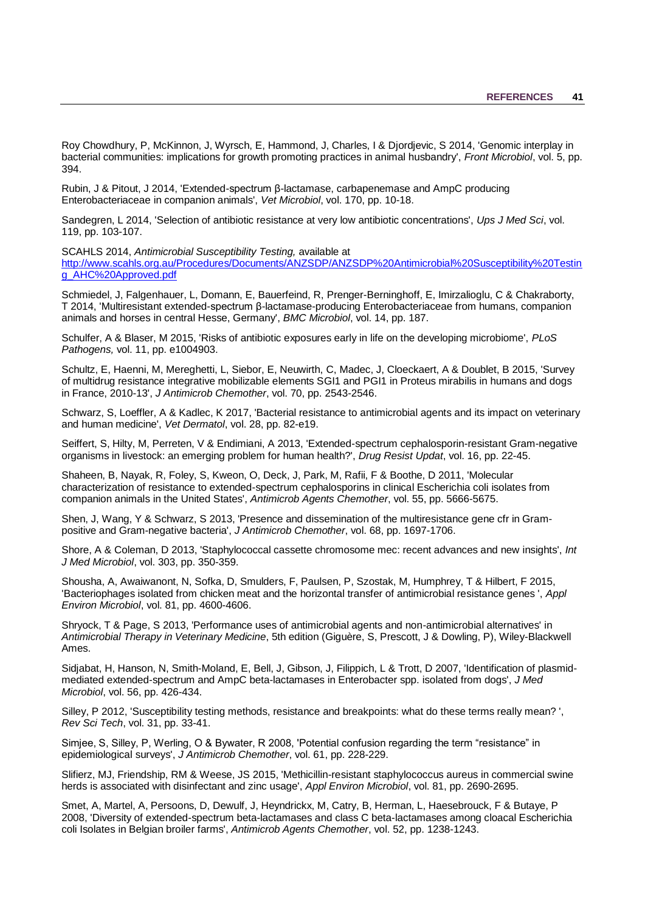Roy Chowdhury, P, McKinnon, J, Wyrsch, E, Hammond, J, Charles, I & Djordjevic, S 2014, 'Genomic interplay in bacterial communities: implications for growth promoting practices in animal husbandry', *Front Microbiol*, vol. 5, pp. 394.

Rubin, J & Pitout, J 2014, 'Extended-spectrum β-lactamase, carbapenemase and AmpC producing Enterobacteriaceae in companion animals', *Vet Microbiol*, vol. 170, pp. 10-18.

Sandegren, L 2014, 'Selection of antibiotic resistance at very low antibiotic concentrations', *Ups J Med Sci*, vol. 119, pp. 103-107.

SCAHLS 2014, *Antimicrobial Susceptibility Testing,* available at http://www.scahls.org.au/Procedures/Documents/ANZSDP/ANZSDP%20Antimicrobial%20Susceptibility%20Testing_AHC%20Approved.pdf

Schmiedel, J, Falgenhauer, L, Domann, E, Bauerfeind, R, Prenger-Berninghoff, E, Imirzalioglu, C & Chakraborty, T 2014, 'Multiresistant extended-spectrum β-lactamase-producing Enterobacteriaceae from humans, companion animals and horses in central Hesse, Germany', *BMC Microbiol*, vol. 14, pp. 187.

Schulfer, A & Blaser, M 2015, 'Risks of antibiotic exposures early in life on the developing microbiome', *PLoS Pathogens,* vol. 11, pp. e1004903.

Schultz, E, Haenni, M, Mereghetti, L, Siebor, E, Neuwirth, C, Madec, J, Cloeckaert, A & Doublet, B 2015, 'Survey of multidrug resistance integrative mobilizable elements SGI1 and PGI1 in Proteus mirabilis in humans and dogs in France, 2010-13', *J Antimicrob Chemother*, vol. 70, pp. 2543-2546.

Schwarz, S, Loeffler, A & Kadlec, K 2017, 'Bacterial resistance to antimicrobial agents and its impact on veterinary and human medicine', *Vet Dermatol*, vol. 28, pp. 82-e19.

Seiffert, S, Hilty, M, Perreten, V & Endimiani, A 2013, 'Extended-spectrum cephalosporin-resistant Gram-negative organisms in livestock: an emerging problem for human health?', *Drug Resist Updat*, vol. 16, pp. 22-45.

Shaheen, B, Nayak, R, Foley, S, Kweon, O, Deck, J, Park, M, Rafii, F & Boothe, D 2011, 'Molecular characterization of resistance to extended-spectrum cephalosporins in clinical Escherichia coli isolates from companion animals in the United States', *Antimicrob Agents Chemother*, vol. 55, pp. 5666-5675.

Shen, J, Wang, Y & Schwarz, S 2013, 'Presence and dissemination of the multiresistance gene cfr in Gram-positive and Gram-negative bacteria', *J Antimicrob Chemother*, vol. 68, pp. 1697-1706.

Shore, A & Coleman, D 2013, 'Staphylococcal cassette chromosome mec: recent advances and new insights', *Int J Med Microbiol*, vol. 303, pp. 350-359.

Shousha, A, Awaiwanont, N, Sofka, D, Smulders, F, Paulsen, P, Szostak, M, Humphrey, T & Hilbert, F 2015, 'Bacteriophages isolated from chicken meat and the horizontal transfer of antimicrobial resistance genes ', *Appl Environ Microbiol*, vol. 81, pp. 4600-4606.

Shryock, T & Page, S 2013, 'Performance uses of antimicrobial agents and non-antimicrobial alternatives' in *Antimicrobial Therapy in Veterinary Medicine*, 5th edition (Giguère, S, Prescott, J & Dowling, P), Wiley-Blackwell Ames.

Sidjabat, H, Hanson, N, Smith-Moland, E, Bell, J, Gibson, J, Filippich, L & Trott, D 2007, 'Identification of plasmid-mediated extended-spectrum and AmpC beta-lactamases in Enterobacter spp. isolated from dogs', *J Med Microbiol*, vol. 56, pp. 426-434.

Silley, P 2012, 'Susceptibility testing methods, resistance and breakpoints: what do these terms really mean? ', *Rev Sci Tech*, vol. 31, pp. 33-41.

Simjee, S, Silley, P, Werling, O & Bywater, R 2008, 'Potential confusion regarding the term "resistance" in epidemiological surveys', *J Antimicrob Chemother*, vol. 61, pp. 228-229.

Slifierz, MJ, Friendship, RM & Weese, JS 2015, 'Methicillin-resistant staphylococcus aureus in commercial swine herds is associated with disinfectant and zinc usage', *Appl Environ Microbiol*, vol. 81, pp. 2690-2695.

Smet, A, Martel, A, Persoons, D, Dewulf, J, Heyndrickx, M, Catry, B, Herman, L, Haesebrouck, F & Butaye, P 2008, 'Diversity of extended-spectrum beta-lactamases and class C beta-lactamases among cloacal Escherichia coli Isolates in Belgian broiler farms', *Antimicrob Agents Chemother*, vol. 52, pp. 1238-1243.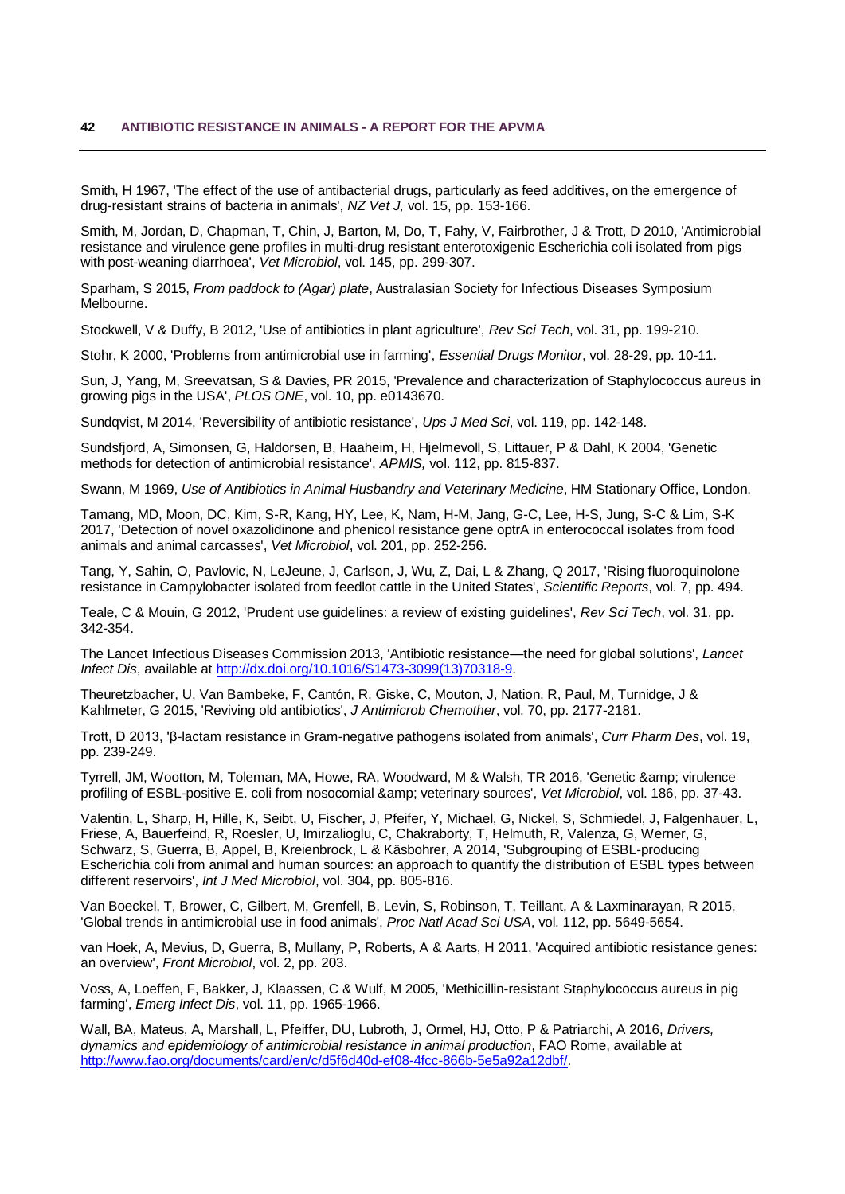Smith, H 1967, 'The effect of the use of antibacterial drugs, particularly as feed additives, on the emergence of drug-resistant strains of bacteria in animals', *NZ Vet J,* vol. 15, pp. 153-166.

Smith, M, Jordan, D, Chapman, T, Chin, J, Barton, M, Do, T, Fahy, V, Fairbrother, J & Trott, D 2010, 'Antimicrobial resistance and virulence gene profiles in multi-drug resistant enterotoxigenic Escherichia coli isolated from pigs with post-weaning diarrhoea', *Vet Microbiol*, vol. 145, pp. 299-307.

Sparham, S 2015, *From paddock to (Agar) plate*, Australasian Society for Infectious Diseases Symposium Melbourne.

Stockwell, V & Duffy, B 2012, 'Use of antibiotics in plant agriculture', *Rev Sci Tech*, vol. 31, pp. 199-210.

Stohr, K 2000, 'Problems from antimicrobial use in farming', *Essential Drugs Monitor*, vol. 28-29, pp. 10-11.

Sun, J, Yang, M, Sreevatsan, S & Davies, PR 2015, 'Prevalence and characterization of Staphylococcus aureus in growing pigs in the USA', *PLOS ONE*, vol. 10, pp. e0143670.

Sundqvist, M 2014, 'Reversibility of antibiotic resistance', *Ups J Med Sci*, vol. 119, pp. 142-148.

Sundsfjord, A, Simonsen, G, Haldorsen, B, Haaheim, H, Hjelmevoll, S, Littauer, P & Dahl, K 2004, 'Genetic methods for detection of antimicrobial resistance', *APMIS,* vol. 112, pp. 815-837.

Swann, M 1969, *Use of Antibiotics in Animal Husbandry and Veterinary Medicine*, HM Stationary Office, London.

Tamang, MD, Moon, DC, Kim, S-R, Kang, HY, Lee, K, Nam, H-M, Jang, G-C, Lee, H-S, Jung, S-C & Lim, S-K 2017, 'Detection of novel oxazolidinone and phenicol resistance gene optrA in enterococcal isolates from food animals and animal carcasses', *Vet Microbiol*, vol. 201, pp. 252-256.

Tang, Y, Sahin, O, Pavlovic, N, LeJeune, J, Carlson, J, Wu, Z, Dai, L & Zhang, Q 2017, 'Rising fluoroquinolone resistance in Campylobacter isolated from feedlot cattle in the United States', *Scientific Reports*, vol. 7, pp. 494.

Teale, C & Mouin, G 2012, 'Prudent use guidelines: a review of existing guidelines', *Rev Sci Tech*, vol. 31, pp. 342-354.

The Lancet Infectious Diseases Commission 2013, 'Antibiotic resistance—the need for global solutions', *Lancet Infect Dis*, available at http://dx.doi.org/10.1016/S1473-3099(13)70318-9.

Theuretzbacher, U, Van Bambeke, F, Cantón, R, Giske, C, Mouton, J, Nation, R, Paul, M, Turnidge, J & Kahlmeter, G 2015, 'Reviving old antibiotics', *J Antimicrob Chemother*, vol. 70, pp. 2177-2181.

Trott, D 2013, 'β-lactam resistance in Gram-negative pathogens isolated from animals', *Curr Pharm Des*, vol. 19, pp. 239-249.

Tyrrell, JM, Wootton, M, Toleman, MA, Howe, RA, Woodward, M & Walsh, TR 2016, 'Genetic &amp; virulence profiling of ESBL-positive E. coli from nosocomial &amp; veterinary sources', *Vet Microbiol*, vol. 186, pp. 37-43.

Valentin, L, Sharp, H, Hille, K, Seibt, U, Fischer, J, Pfeifer, Y, Michael, G, Nickel, S, Schmiedel, J, Falgenhauer, L, Friese, A, Bauerfeind, R, Roesler, U, Imirzalioglu, C, Chakraborty, T, Helmuth, R, Valenza, G, Werner, G, Schwarz, S, Guerra, B, Appel, B, Kreienbrock, L & Käsbohrer, A 2014, 'Subgrouping of ESBL-producing Escherichia coli from animal and human sources: an approach to quantify the distribution of ESBL types between different reservoirs', *Int J Med Microbiol*, vol. 304, pp. 805-816.

Van Boeckel, T, Brower, C, Gilbert, M, Grenfell, B, Levin, S, Robinson, T, Teillant, A & Laxminarayan, R 2015, 'Global trends in antimicrobial use in food animals', *Proc Natl Acad Sci USA*, vol. 112, pp. 5649-5654.

van Hoek, A, Mevius, D, Guerra, B, Mullany, P, Roberts, A & Aarts, H 2011, 'Acquired antibiotic resistance genes: an overview', *Front Microbiol*, vol. 2, pp. 203.

Voss, A, Loeffen, F, Bakker, J, Klaassen, C & Wulf, M 2005, 'Methicillin-resistant Staphylococcus aureus in pig farming', *Emerg Infect Dis*, vol. 11, pp. 1965-1966.

Wall, BA, Mateus, A, Marshall, L, Pfeiffer, DU, Lubroth, J, Ormel, HJ, Otto, P & Patriarchi, A 2016, *Drivers, dynamics and epidemiology of antimicrobial resistance in animal production*, FAO Rome, available at http://www.fao.org/documents/card/en/c/d5f6d40d-ef08-4fcc-866b-5e5a92a12dbf/.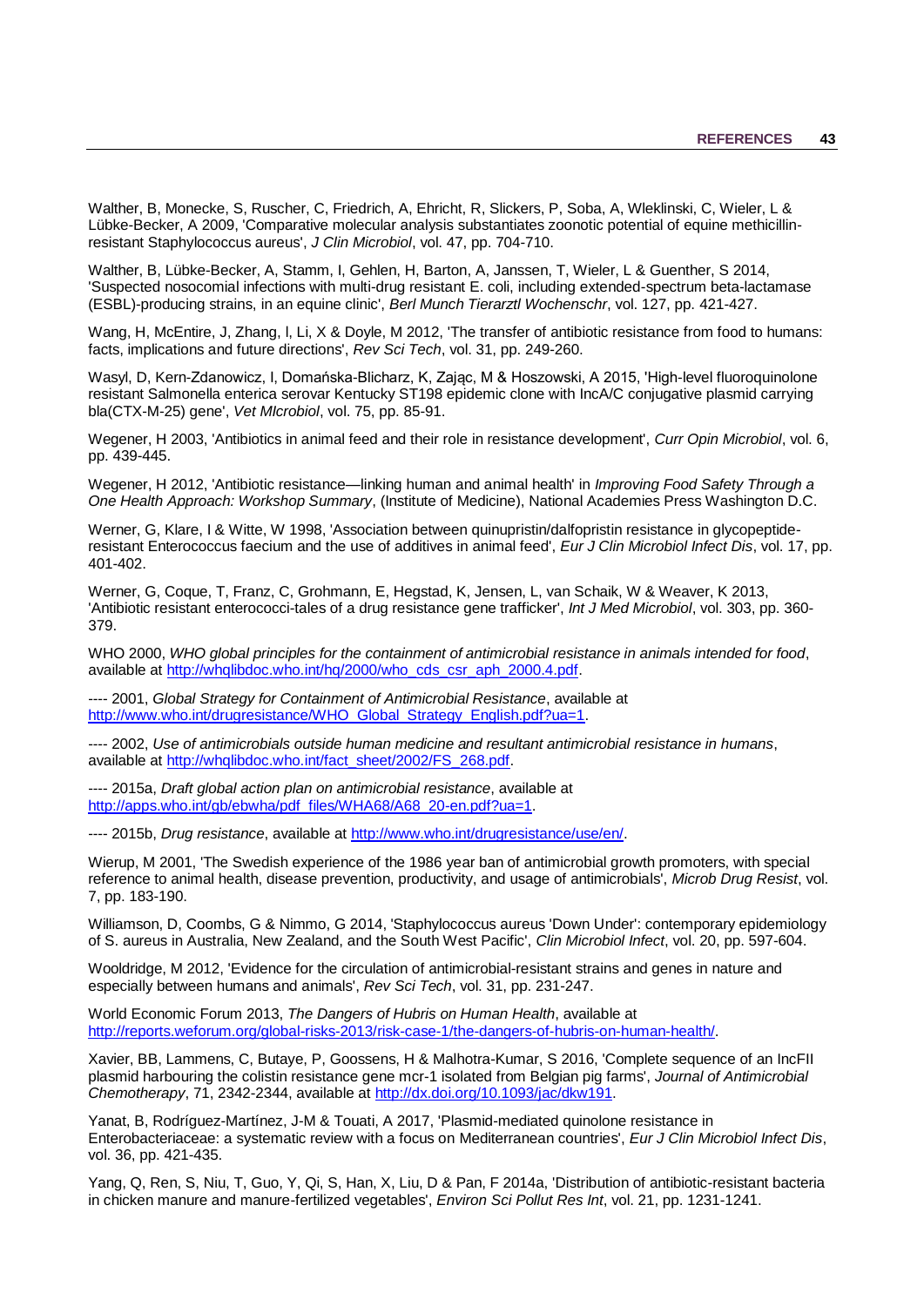Walther, B, Monecke, S, Ruscher, C, Friedrich, A, Ehricht, R, Slickers, P, Soba, A, Wleklinski, C, Wieler, L & Lübke-Becker, A 2009, 'Comparative molecular analysis substantiates zoonotic potential of equine methicillin-resistant Staphylococcus aureus', *J Clin Microbiol*, vol. 47, pp. 704-710.

Walther, B, Lübke-Becker, A, Stamm, I, Gehlen, H, Barton, A, Janssen, T, Wieler, L & Guenther, S 2014, 'Suspected nosocomial infections with multi-drug resistant E. coli, including extended-spectrum beta-lactamase (ESBL)-producing strains, in an equine clinic', *Berl Munch Tierarztl Wochenschr*, vol. 127, pp. 421-427.

Wang, H, McEntire, J, Zhang, l, Li, X & Doyle, M 2012, 'The transfer of antibiotic resistance from food to humans: facts, implications and future directions', *Rev Sci Tech*, vol. 31, pp. 249-260.

Wasyl, D, Kern-Zdanowicz, I, Domańska-Blicharz, K, Zając, M & Hoszowski, A 2015, 'High-level fluoroquinolone resistant Salmonella enterica serovar Kentucky ST198 epidemic clone with IncA/C conjugative plasmid carrying bla(CTX-M-25) gene', *Vet MIcrobiol*, vol. 75, pp. 85-91.

Wegener, H 2003, 'Antibiotics in animal feed and their role in resistance development', *Curr Opin Microbiol*, vol. 6, pp. 439-445.

Wegener, H 2012, 'Antibiotic resistance—linking human and animal health' in *Improving Food Safety Through a One Health Approach: Workshop Summary*, (Institute of Medicine), National Academies Press Washington D.C.

Werner, G, Klare, I & Witte, W 1998, 'Association between quinupristin/dalfopristin resistance in glycopeptide-resistant Enterococcus faecium and the use of additives in animal feed', *Eur J Clin Microbiol Infect Dis*, vol. 17, pp. 401-402.

Werner, G, Coque, T, Franz, C, Grohmann, E, Hegstad, K, Jensen, L, van Schaik, W & Weaver, K 2013, 'Antibiotic resistant enterococci-tales of a drug resistance gene trafficker', *Int J Med Microbiol*, vol. 303, pp. 360-379.

WHO 2000, *WHO global principles for the containment of antimicrobial resistance in animals intended for food*, available at http://whqlibdoc.who.int/hq/2000/who_cds_csr_aph_2000.4.pdf.

---- 2001, *Global Strategy for Containment of Antimicrobial Resistance*, available at http://www.who.int/drugresistance/WHO_Global_Strategy_English.pdf?ua=1.

---- 2002, *Use of antimicrobials outside human medicine and resultant antimicrobial resistance in humans*, available at http://whqlibdoc.who.int/fact_sheet/2002/FS_268.pdf.

---- 2015a, *Draft global action plan on antimicrobial resistance*, available at http://apps.who.int/gb/ebwha/pdf_files/WHA68/A68_20-en.pdf?ua=1.

---- 2015b, *Drug resistance*, available at http://www.who.int/drugresistance/use/en/.

Wierup, M 2001, 'The Swedish experience of the 1986 year ban of antimicrobial growth promoters, with special reference to animal health, disease prevention, productivity, and usage of antimicrobials', *Microb Drug Resist*, vol. 7, pp. 183-190.

Williamson, D, Coombs, G & Nimmo, G 2014, 'Staphylococcus aureus 'Down Under': contemporary epidemiology of S. aureus in Australia, New Zealand, and the South West Pacific', *Clin Microbiol Infect*, vol. 20, pp. 597-604.

Wooldridge, M 2012, 'Evidence for the circulation of antimicrobial-resistant strains and genes in nature and especially between humans and animals', *Rev Sci Tech*, vol. 31, pp. 231-247.

World Economic Forum 2013, *The Dangers of Hubris on Human Health*, available at http://reports.weforum.org/global-risks-2013/risk-case-1/the-dangers-of-hubris-on-human-health/.

Xavier, BB, Lammens, C, Butaye, P, Goossens, H & Malhotra-Kumar, S 2016, 'Complete sequence of an IncFII plasmid harbouring the colistin resistance gene mcr-1 isolated from Belgian pig farms', *Journal of Antimicrobial Chemotherapy*, 71, 2342-2344, available at http://dx.doi.org/10.1093/jac/dkw191.

Yanat, B, Rodríguez-Martínez, J-M & Touati, A 2017, 'Plasmid-mediated quinolone resistance in Enterobacteriaceae: a systematic review with a focus on Mediterranean countries', *Eur J Clin Microbiol Infect Dis*, vol. 36, pp. 421-435.

Yang, Q, Ren, S, Niu, T, Guo, Y, Qi, S, Han, X, Liu, D & Pan, F 2014a, 'Distribution of antibiotic-resistant bacteria in chicken manure and manure-fertilized vegetables', *Environ Sci Pollut Res Int*, vol. 21, pp. 1231-1241.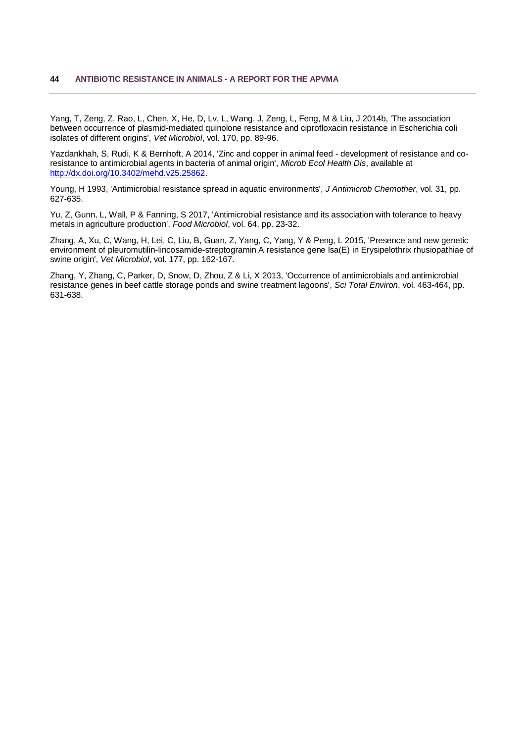Yang, T, Zeng, Z, Rao, L, Chen, X, He, D, Lv, L, Wang, J, Zeng, L, Feng, M & Liu, J 2014b, 'The association between occurrence of plasmid-mediated quinolone resistance and ciprofloxacin resistance in Escherichia coli isolates of different origins', *Vet Microbiol*, vol. 170, pp. 89-96.

Yazdankhah, S, Rudi, K & Bernhoft, A 2014, 'Zinc and copper in animal feed - development of resistance and co-resistance to antimicrobial agents in bacteria of animal origin', *Microb Ecol Health Dis*, available at [http://dx.doi.org/10.3402/mehd.v25.25862](http://dx.doi.org/10.3402/mehd.v25.25862).

Young, H 1993, 'Antimicrobial resistance spread in aquatic environments', *J Antimicrob Chemother*, vol. 31, pp. 627-635.

Yu, Z, Gunn, L, Wall, P & Fanning, S 2017, 'Antimicrobial resistance and its association with tolerance to heavy metals in agriculture production', *Food Microbiol*, vol. 64, pp. 23-32.

Zhang, A, Xu, C, Wang, H, Lei, C, Liu, B, Guan, Z, Yang, C, Yang, Y & Peng, L 2015, 'Presence and new genetic environment of pleuromutilin-lincosamide-streptogramin A resistance gene lsa(E) in Erysipelothrix rhusiopathiae of swine origin', *Vet Microbiol*, vol. 177, pp. 162-167.

Zhang, Y, Zhang, C, Parker, D, Snow, D, Zhou, Z & Li, X 2013, 'Occurrence of antimicrobials and antimicrobial resistance genes in beef cattle storage ponds and swine treatment lagoons', *Sci Total Environ*, vol. 463-464, pp. 631-638.